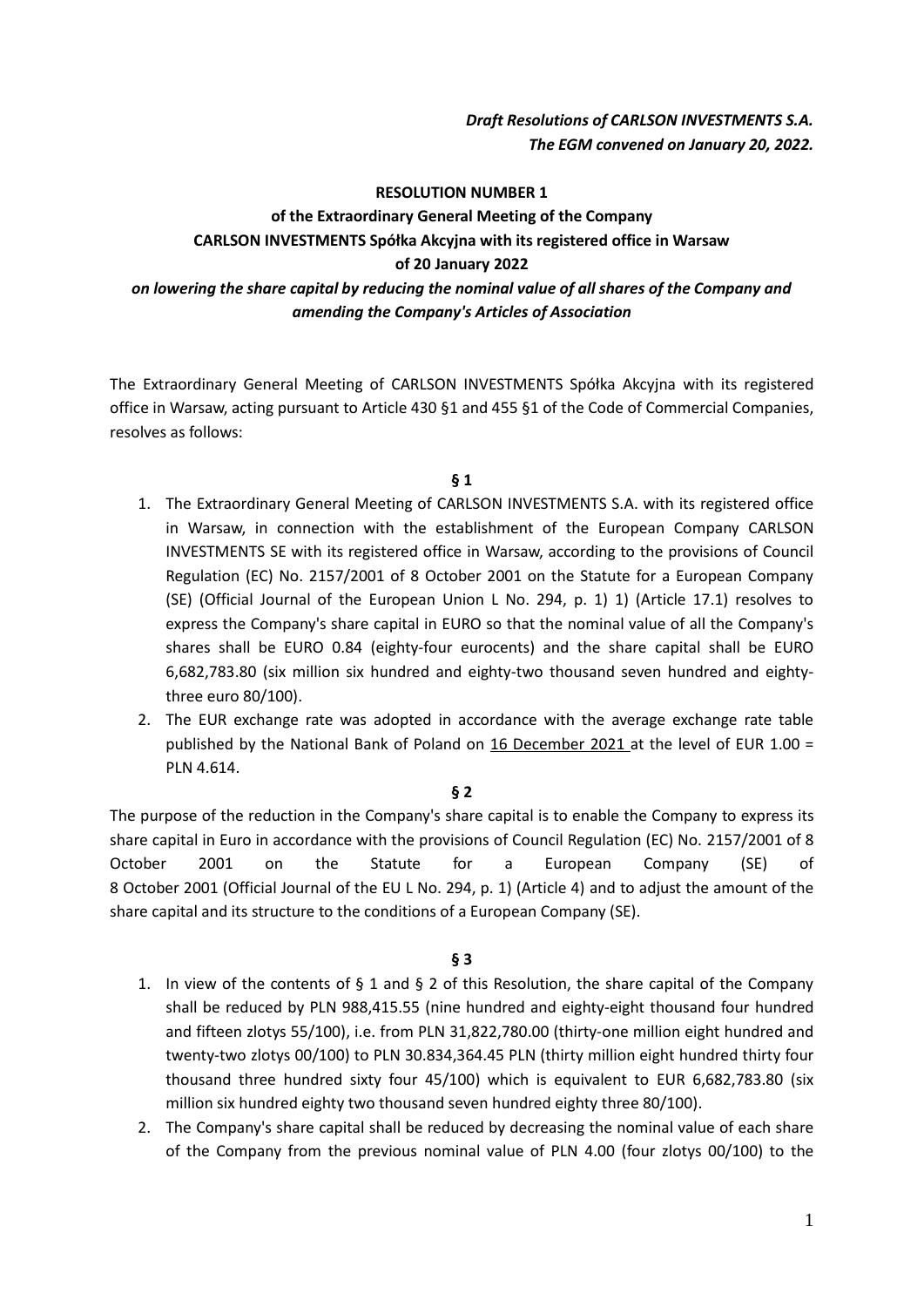*Draft Resolutions of CARLSON INVESTMENTS S.A.*
*The EGM convened on January 20, 2022.*

**RESOLUTION NUMBER 1**
**of the Extraordinary General Meeting of the Company**
**CARLSON INVESTMENTS Spółka Akcyjna with its registered office in Warsaw**
**of 20 January 2022**
***on lowering the share capital by reducing the nominal value of all shares of the Company and amending the Company's Articles of Association***

The Extraordinary General Meeting of CARLSON INVESTMENTS Spółka Akcyjna with its registered office in Warsaw, acting pursuant to Article 430 §1 and 455 §1 of the Code of Commercial Companies, resolves as follows:

**§ 1**

1. The Extraordinary General Meeting of CARLSON INVESTMENTS S.A. with its registered office in Warsaw, in connection with the establishment of the European Company CARLSON INVESTMENTS SE with its registered office in Warsaw, according to the provisions of Council Regulation (EC) No. 2157/2001 of 8 October 2001 on the Statute for a European Company (SE) (Official Journal of the European Union L No. 294, p. 1) 1) (Article 17.1) resolves to express the Company's share capital in EURO so that the nominal value of all the Company's shares shall be EURO 0.84 (eighty-four eurocents) and the share capital shall be EURO 6,682,783.80 (six million six hundred and eighty-two thousand seven hundred and eighty-three euro 80/100).
2. The EUR exchange rate was adopted in accordance with the average exchange rate table published by the National Bank of Poland on 16 December 2021 at the level of EUR 1.00 = PLN 4.614.

**§ 2**

The purpose of the reduction in the Company's share capital is to enable the Company to express its share capital in Euro in accordance with the provisions of Council Regulation (EC) No. 2157/2001 of 8 October 2001 on the Statute for a European Company (SE) of 8 October 2001 (Official Journal of the EU L No. 294, p. 1) (Article 4) and to adjust the amount of the share capital and its structure to the conditions of a European Company (SE).

**§ 3**

1. In view of the contents of § 1 and § 2 of this Resolution, the share capital of the Company shall be reduced by PLN 988,415.55 (nine hundred and eighty-eight thousand four hundred and fifteen zlotys 55/100), i.e. from PLN 31,822,780.00 (thirty-one million eight hundred and twenty-two zlotys 00/100) to PLN 30.834,364.45 PLN (thirty million eight hundred thirty four thousand three hundred sixty four 45/100) which is equivalent to EUR 6,682,783.80 (six million six hundred eighty two thousand seven hundred eighty three 80/100).
2. The Company's share capital shall be reduced by decreasing the nominal value of each share of the Company from the previous nominal value of PLN 4.00 (four zlotys 00/100) to the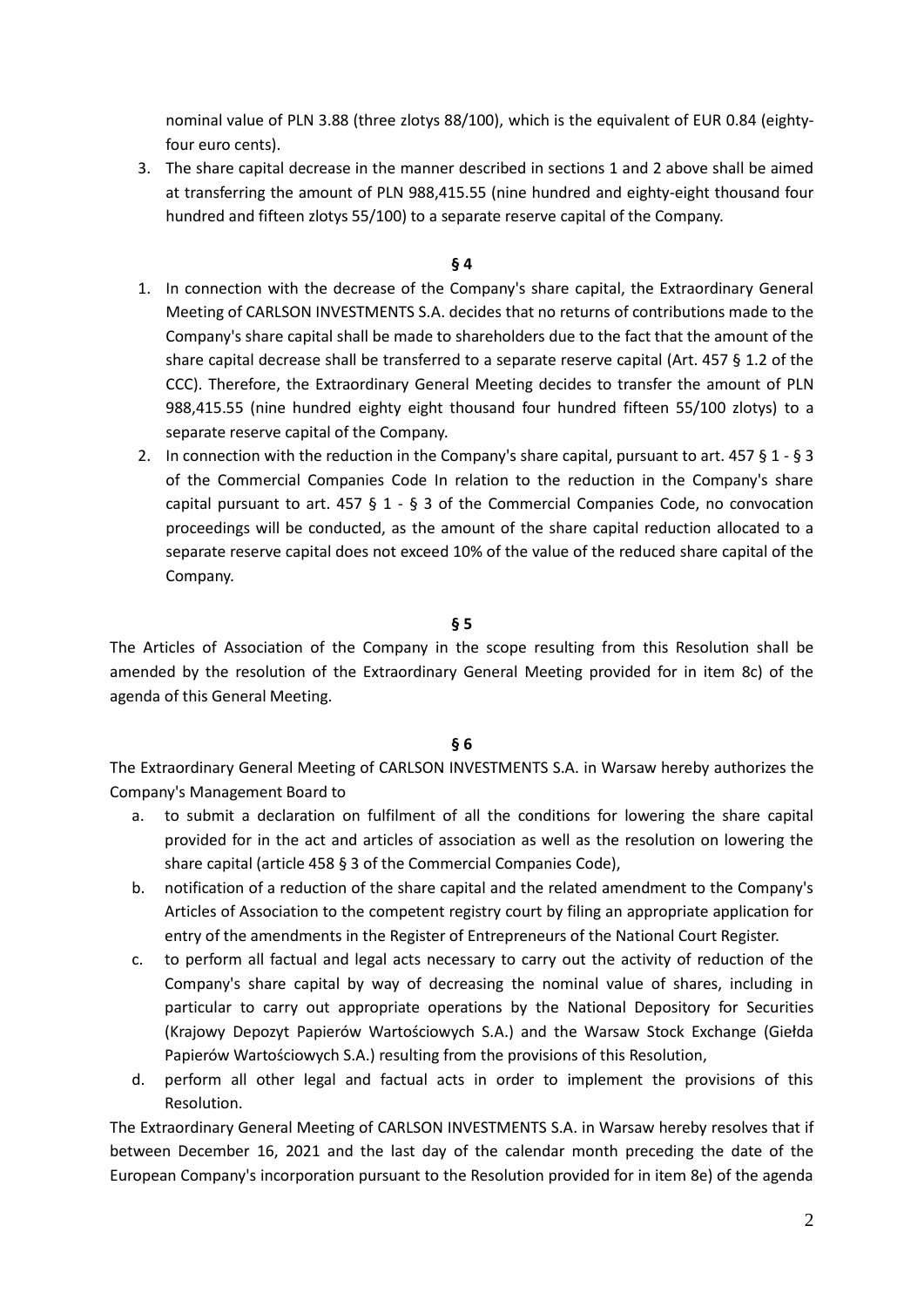nominal value of PLN 3.88 (three zlotys 88/100), which is the equivalent of EUR 0.84 (eighty-four euro cents).

3. The share capital decrease in the manner described in sections 1 and 2 above shall be aimed at transferring the amount of PLN 988,415.55 (nine hundred and eighty-eight thousand four hundred and fifteen zlotys 55/100) to a separate reserve capital of the Company.

**§ 4**

1. In connection with the decrease of the Company's share capital, the Extraordinary General Meeting of CARLSON INVESTMENTS S.A. decides that no returns of contributions made to the Company's share capital shall be made to shareholders due to the fact that the amount of the share capital decrease shall be transferred to a separate reserve capital (Art. 457 § 1.2 of the CCC). Therefore, the Extraordinary General Meeting decides to transfer the amount of PLN 988,415.55 (nine hundred eighty eight thousand four hundred fifteen 55/100 zlotys) to a separate reserve capital of the Company.
2. In connection with the reduction in the Company's share capital, pursuant to art. 457 § 1 - § 3 of the Commercial Companies Code In relation to the reduction in the Company's share capital pursuant to art. 457 § 1 - § 3 of the Commercial Companies Code, no convocation proceedings will be conducted, as the amount of the share capital reduction allocated to a separate reserve capital does not exceed 10% of the value of the reduced share capital of the Company.

**§ 5**

The Articles of Association of the Company in the scope resulting from this Resolution shall be amended by the resolution of the Extraordinary General Meeting provided for in item 8c) of the agenda of this General Meeting.

**§ 6**

The Extraordinary General Meeting of CARLSON INVESTMENTS S.A. in Warsaw hereby authorizes the Company's Management Board to

a. to submit a declaration on fulfilment of all the conditions for lowering the share capital provided for in the act and articles of association as well as the resolution on lowering the share capital (article 458 § 3 of the Commercial Companies Code),
b. notification of a reduction of the share capital and the related amendment to the Company's Articles of Association to the competent registry court by filing an appropriate application for entry of the amendments in the Register of Entrepreneurs of the National Court Register.
c. to perform all factual and legal acts necessary to carry out the activity of reduction of the Company's share capital by way of decreasing the nominal value of shares, including in particular to carry out appropriate operations by the National Depository for Securities (Krajowy Depozyt Papierów Wartościowych S.A.) and the Warsaw Stock Exchange (Giełda Papierów Wartościowych S.A.) resulting from the provisions of this Resolution,
d. perform all other legal and factual acts in order to implement the provisions of this Resolution.

The Extraordinary General Meeting of CARLSON INVESTMENTS S.A. in Warsaw hereby resolves that if between December 16, 2021 and the last day of the calendar month preceding the date of the European Company's incorporation pursuant to the Resolution provided for in item 8e) of the agenda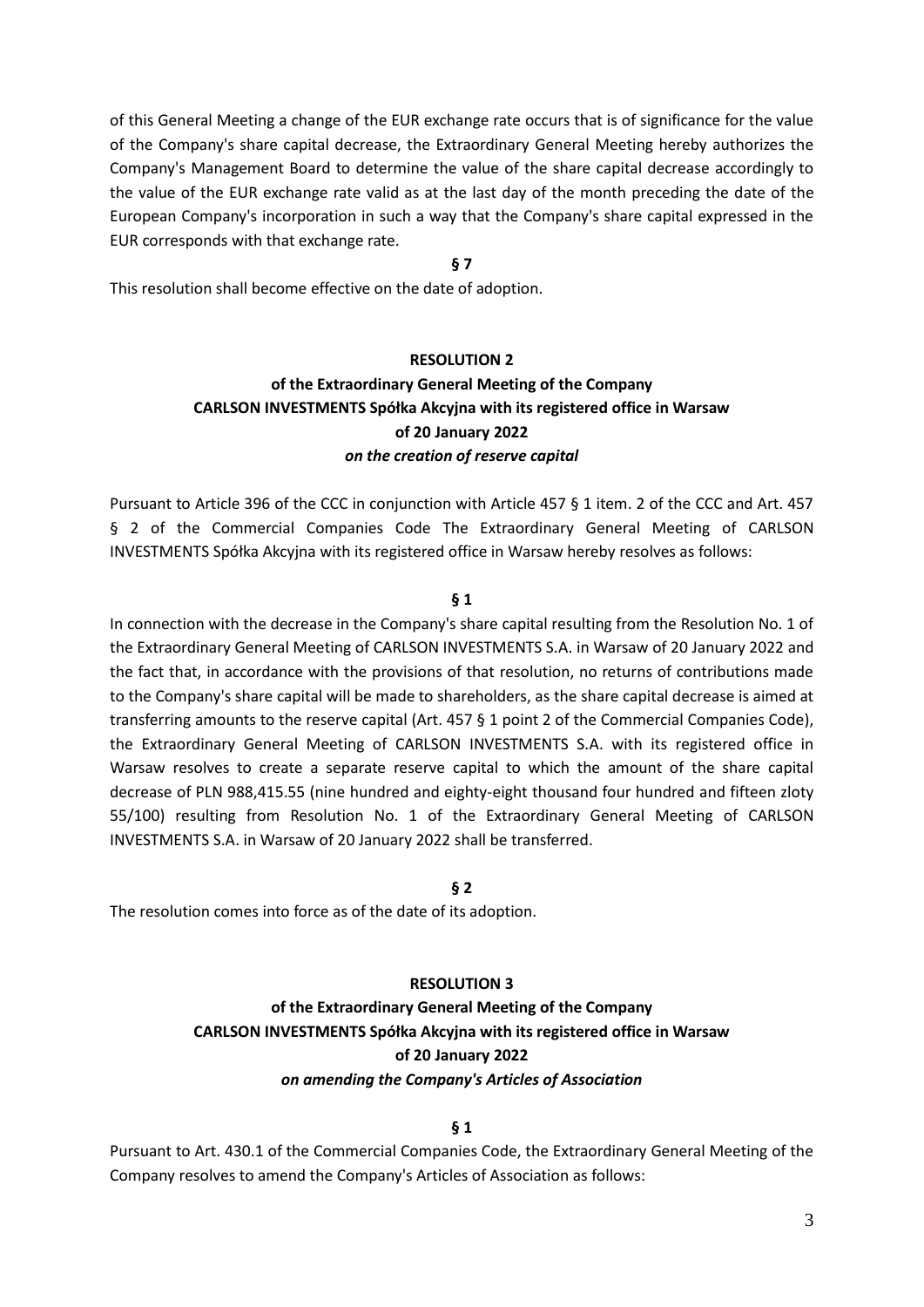of this General Meeting a change of the EUR exchange rate occurs that is of significance for the value of the Company's share capital decrease, the Extraordinary General Meeting hereby authorizes the Company's Management Board to determine the value of the share capital decrease accordingly to the value of the EUR exchange rate valid as at the last day of the month preceding the date of the European Company's incorporation in such a way that the Company's share capital expressed in the EUR corresponds with that exchange rate.

**§ 7**

This resolution shall become effective on the date of adoption.

**RESOLUTION 2**
**of the Extraordinary General Meeting of the Company**
**CARLSON INVESTMENTS Spółka Akcyjna with its registered office in Warsaw**
**of 20 January 2022**
***on the creation of reserve capital***

Pursuant to Article 396 of the CCC in conjunction with Article 457 § 1 item. 2 of the CCC and Art. 457 § 2 of the Commercial Companies Code The Extraordinary General Meeting of CARLSON INVESTMENTS Spółka Akcyjna with its registered office in Warsaw hereby resolves as follows:

**§ 1**

In connection with the decrease in the Company's share capital resulting from the Resolution No. 1 of the Extraordinary General Meeting of CARLSON INVESTMENTS S.A. in Warsaw of 20 January 2022 and the fact that, in accordance with the provisions of that resolution, no returns of contributions made to the Company's share capital will be made to shareholders, as the share capital decrease is aimed at transferring amounts to the reserve capital (Art. 457 § 1 point 2 of the Commercial Companies Code), the Extraordinary General Meeting of CARLSON INVESTMENTS S.A. with its registered office in Warsaw resolves to create a separate reserve capital to which the amount of the share capital decrease of PLN 988,415.55 (nine hundred and eighty-eight thousand four hundred and fifteen zloty 55/100) resulting from Resolution No. 1 of the Extraordinary General Meeting of CARLSON INVESTMENTS S.A. in Warsaw of 20 January 2022 shall be transferred.

**§ 2**

The resolution comes into force as of the date of its adoption.

**RESOLUTION 3**
**of the Extraordinary General Meeting of the Company**
**CARLSON INVESTMENTS Spółka Akcyjna with its registered office in Warsaw**
**of 20 January 2022**
***on amending the Company's Articles of Association***

**§ 1**

Pursuant to Art. 430.1 of the Commercial Companies Code, the Extraordinary General Meeting of the Company resolves to amend the Company's Articles of Association as follows: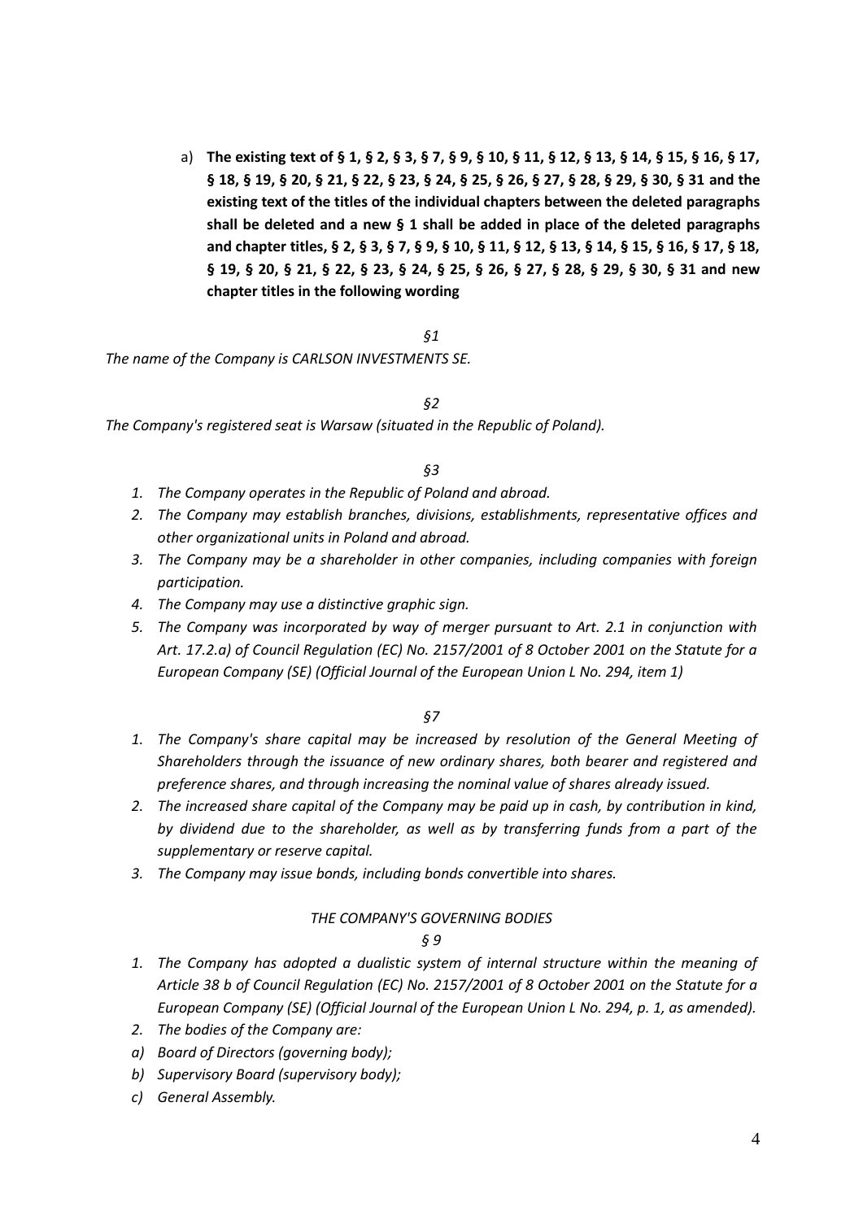a) **The existing text of § 1, § 2, § 3, § 7, § 9, § 10, § 11, § 12, § 13, § 14, § 15, § 16, § 17, § 18, § 19, § 20, § 21, § 22, § 23, § 24, § 25, § 26, § 27, § 28, § 29, § 30, § 31 and the existing text of the titles of the individual chapters between the deleted paragraphs shall be deleted and a new § 1 shall be added in place of the deleted paragraphs and chapter titles, § 2, § 3, § 7, § 9, § 10, § 11, § 12, § 13, § 14, § 15, § 16, § 17, § 18, § 19, § 20, § 21, § 22, § 23, § 24, § 25, § 26, § 27, § 28, § 29, § 30, § 31 and new chapter titles in the following wording**

*§1*

*The name of the Company is CARLSON INVESTMENTS SE.*

*§2*

*The Company's registered seat is Warsaw (situated in the Republic of Poland).*

*§3*

1. *The Company operates in the Republic of Poland and abroad.*
2. *The Company may establish branches, divisions, establishments, representative offices and other organizational units in Poland and abroad.*
3. *The Company may be a shareholder in other companies, including companies with foreign participation.*
4. *The Company may use a distinctive graphic sign.*
5. *The Company was incorporated by way of merger pursuant to Art. 2.1 in conjunction with Art. 17.2.a) of Council Regulation (EC) No. 2157/2001 of 8 October 2001 on the Statute for a European Company (SE) (Official Journal of the European Union L No. 294, item 1)*

*§7*

1. *The Company's share capital may be increased by resolution of the General Meeting of Shareholders through the issuance of new ordinary shares, both bearer and registered and preference shares, and through increasing the nominal value of shares already issued.*
2. *The increased share capital of the Company may be paid up in cash, by contribution in kind, by dividend due to the shareholder, as well as by transferring funds from a part of the supplementary or reserve capital.*
3. *The Company may issue bonds, including bonds convertible into shares.*

*THE COMPANY'S GOVERNING BODIES*

*§ 9*

1. *The Company has adopted a dualistic system of internal structure within the meaning of Article 38 b of Council Regulation (EC) No. 2157/2001 of 8 October 2001 on the Statute for a European Company (SE) (Official Journal of the European Union L No. 294, p. 1, as amended).*
2. *The bodies of the Company are:*

*a) Board of Directors (governing body);*

*b) Supervisory Board (supervisory body);*

*c) General Assembly.*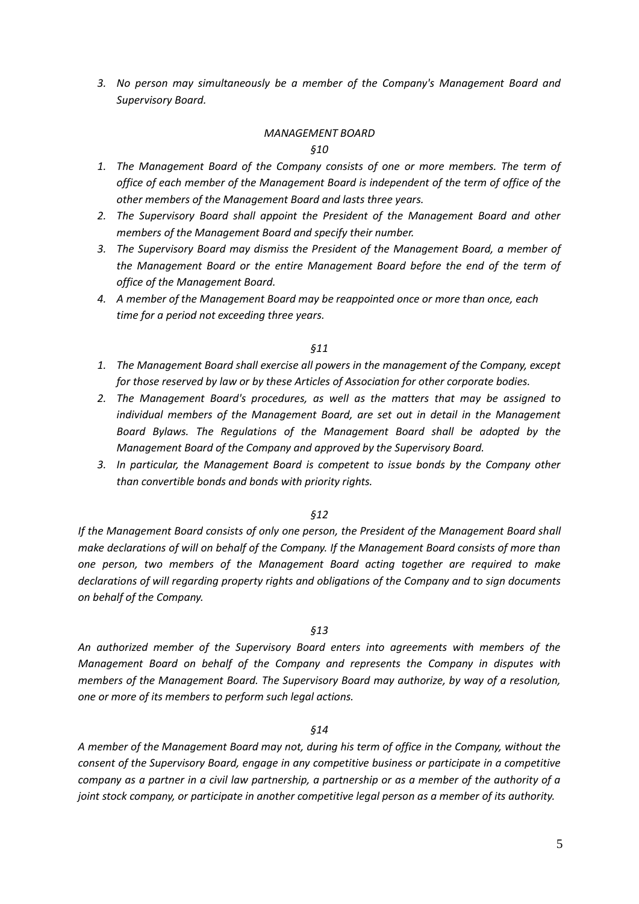3. *No person may simultaneously be a member of the Company's Management Board and Supervisory Board.*

### *MANAGEMENT BOARD*

#### *§10*

1. *The Management Board of the Company consists of one or more members. The term of office of each member of the Management Board is independent of the term of office of the other members of the Management Board and lasts three years.*
2. *The Supervisory Board shall appoint the President of the Management Board and other members of the Management Board and specify their number.*
3. *The Supervisory Board may dismiss the President of the Management Board, a member of the Management Board or the entire Management Board before the end of the term of office of the Management Board.*
4. *A member of the Management Board may be reappointed once or more than once, each time for a period not exceeding three years.*

#### *§11*

1. *The Management Board shall exercise all powers in the management of the Company, except for those reserved by law or by these Articles of Association for other corporate bodies.*
2. *The Management Board's procedures, as well as the matters that may be assigned to individual members of the Management Board, are set out in detail in the Management Board Bylaws. The Regulations of the Management Board shall be adopted by the Management Board of the Company and approved by the Supervisory Board.*
3. *In particular, the Management Board is competent to issue bonds by the Company other than convertible bonds and bonds with priority rights.*

#### *§12*

*If the Management Board consists of only one person, the President of the Management Board shall make declarations of will on behalf of the Company. If the Management Board consists of more than one person, two members of the Management Board acting together are required to make declarations of will regarding property rights and obligations of the Company and to sign documents on behalf of the Company.*

#### *§13*

*An authorized member of the Supervisory Board enters into agreements with members of the Management Board on behalf of the Company and represents the Company in disputes with members of the Management Board. The Supervisory Board may authorize, by way of a resolution, one or more of its members to perform such legal actions.*

#### *§14*

*A member of the Management Board may not, during his term of office in the Company, without the consent of the Supervisory Board, engage in any competitive business or participate in a competitive company as a partner in a civil law partnership, a partnership or as a member of the authority of a joint stock company, or participate in another competitive legal person as a member of its authority.*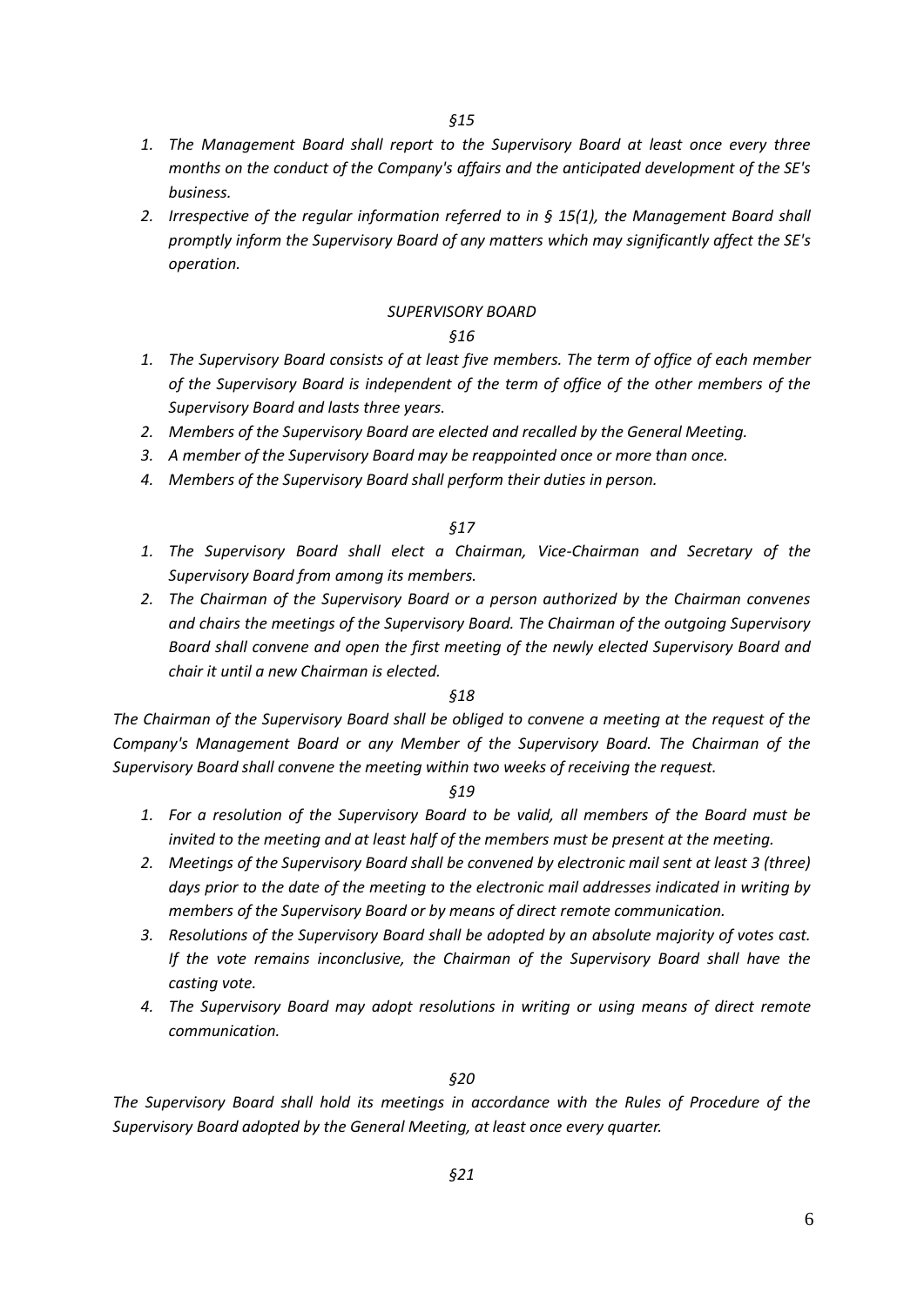*§15*

1. *The Management Board shall report to the Supervisory Board at least once every three months on the conduct of the Company's affairs and the anticipated development of the SE's business.*
2. *Irrespective of the regular information referred to in § 15(1), the Management Board shall promptly inform the Supervisory Board of any matters which may significantly affect the SE's operation.*

## *SUPERVISORY BOARD*

*§16*

1. *The Supervisory Board consists of at least five members. The term of office of each member of the Supervisory Board is independent of the term of office of the other members of the Supervisory Board and lasts three years.*
2. *Members of the Supervisory Board are elected and recalled by the General Meeting.*
3. *A member of the Supervisory Board may be reappointed once or more than once.*
4. *Members of the Supervisory Board shall perform their duties in person.*

*§17*

1. *The Supervisory Board shall elect a Chairman, Vice-Chairman and Secretary of the Supervisory Board from among its members.*
2. *The Chairman of the Supervisory Board or a person authorized by the Chairman convenes and chairs the meetings of the Supervisory Board. The Chairman of the outgoing Supervisory Board shall convene and open the first meeting of the newly elected Supervisory Board and chair it until a new Chairman is elected.*

*§18*

*The Chairman of the Supervisory Board shall be obliged to convene a meeting at the request of the Company's Management Board or any Member of the Supervisory Board. The Chairman of the Supervisory Board shall convene the meeting within two weeks of receiving the request.*

*§19*

1. *For a resolution of the Supervisory Board to be valid, all members of the Board must be invited to the meeting and at least half of the members must be present at the meeting.*
2. *Meetings of the Supervisory Board shall be convened by electronic mail sent at least 3 (three) days prior to the date of the meeting to the electronic mail addresses indicated in writing by members of the Supervisory Board or by means of direct remote communication.*
3. *Resolutions of the Supervisory Board shall be adopted by an absolute majority of votes cast. If the vote remains inconclusive, the Chairman of the Supervisory Board shall have the casting vote.*
4. *The Supervisory Board may adopt resolutions in writing or using means of direct remote communication.*

*§20*

*The Supervisory Board shall hold its meetings in accordance with the Rules of Procedure of the Supervisory Board adopted by the General Meeting, at least once every quarter.*

*§21*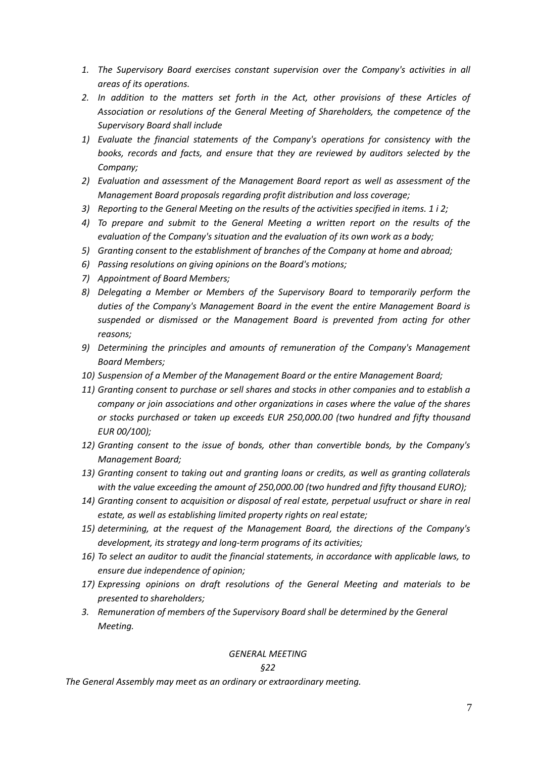1. *The Supervisory Board exercises constant supervision over the Company's activities in all areas of its operations.*
2. *In addition to the matters set forth in the Act, other provisions of these Articles of Association or resolutions of the General Meeting of Shareholders, the competence of the Supervisory Board shall include*

1) *Evaluate the financial statements of the Company's operations for consistency with the books, records and facts, and ensure that they are reviewed by auditors selected by the Company;*
2) *Evaluation and assessment of the Management Board report as well as assessment of the Management Board proposals regarding profit distribution and loss coverage;*
3) *Reporting to the General Meeting on the results of the activities specified in items. 1 i 2;*
4) *To prepare and submit to the General Meeting a written report on the results of the evaluation of the Company's situation and the evaluation of its own work as a body;*
5) *Granting consent to the establishment of branches of the Company at home and abroad;*
6) *Passing resolutions on giving opinions on the Board's motions;*
7) *Appointment of Board Members;*
8) *Delegating a Member or Members of the Supervisory Board to temporarily perform the duties of the Company's Management Board in the event the entire Management Board is suspended or dismissed or the Management Board is prevented from acting for other reasons;*
9) *Determining the principles and amounts of remuneration of the Company's Management Board Members;*
10) *Suspension of a Member of the Management Board or the entire Management Board;*
11) *Granting consent to purchase or sell shares and stocks in other companies and to establish a company or join associations and other organizations in cases where the value of the shares or stocks purchased or taken up exceeds EUR 250,000.00 (two hundred and fifty thousand EUR 00/100);*
12) *Granting consent to the issue of bonds, other than convertible bonds, by the Company's Management Board;*
13) *Granting consent to taking out and granting loans or credits, as well as granting collaterals with the value exceeding the amount of 250,000.00 (two hundred and fifty thousand EURO);*
14) *Granting consent to acquisition or disposal of real estate, perpetual usufruct or share in real estate, as well as establishing limited property rights on real estate;*
15) *determining, at the request of the Management Board, the directions of the Company's development, its strategy and long-term programs of its activities;*
16) *To select an auditor to audit the financial statements, in accordance with applicable laws, to ensure due independence of opinion;*
17) *Expressing opinions on draft resolutions of the General Meeting and materials to be presented to shareholders;*

3. *Remuneration of members of the Supervisory Board shall be determined by the General Meeting.*

## *GENERAL MEETING*

### *§22*

*The General Assembly may meet as an ordinary or extraordinary meeting.*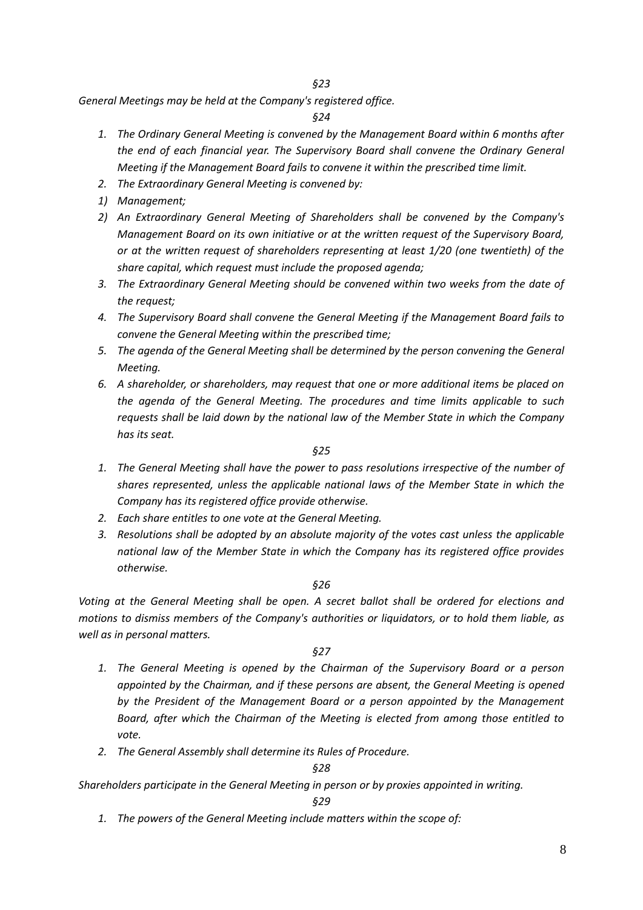*§23*

*General Meetings may be held at the Company's registered office.*

*§24*

1. *The Ordinary General Meeting is convened by the Management Board within 6 months after the end of each financial year. The Supervisory Board shall convene the Ordinary General Meeting if the Management Board fails to convene it within the prescribed time limit.*
2. *The Extraordinary General Meeting is convened by:*
1) *Management;*
2) *An Extraordinary General Meeting of Shareholders shall be convened by the Company's Management Board on its own initiative or at the written request of the Supervisory Board, or at the written request of shareholders representing at least 1/20 (one twentieth) of the share capital, which request must include the proposed agenda;*
3. *The Extraordinary General Meeting should be convened within two weeks from the date of the request;*
4. *The Supervisory Board shall convene the General Meeting if the Management Board fails to convene the General Meeting within the prescribed time;*
5. *The agenda of the General Meeting shall be determined by the person convening the General Meeting.*
6. *A shareholder, or shareholders, may request that one or more additional items be placed on the agenda of the General Meeting. The procedures and time limits applicable to such requests shall be laid down by the national law of the Member State in which the Company has its seat.*

*§25*

1. *The General Meeting shall have the power to pass resolutions irrespective of the number of shares represented, unless the applicable national laws of the Member State in which the Company has its registered office provide otherwise.*
2. *Each share entitles to one vote at the General Meeting.*
3. *Resolutions shall be adopted by an absolute majority of the votes cast unless the applicable national law of the Member State in which the Company has its registered office provides otherwise.*

*§26*

*Voting at the General Meeting shall be open. A secret ballot shall be ordered for elections and motions to dismiss members of the Company's authorities or liquidators, or to hold them liable, as well as in personal matters.*

*§27*

1. *The General Meeting is opened by the Chairman of the Supervisory Board or a person appointed by the Chairman, and if these persons are absent, the General Meeting is opened by the President of the Management Board or a person appointed by the Management Board, after which the Chairman of the Meeting is elected from among those entitled to vote.*
2. *The General Assembly shall determine its Rules of Procedure.*

*§28*

*Shareholders participate in the General Meeting in person or by proxies appointed in writing.*

*§29*

1. *The powers of the General Meeting include matters within the scope of:*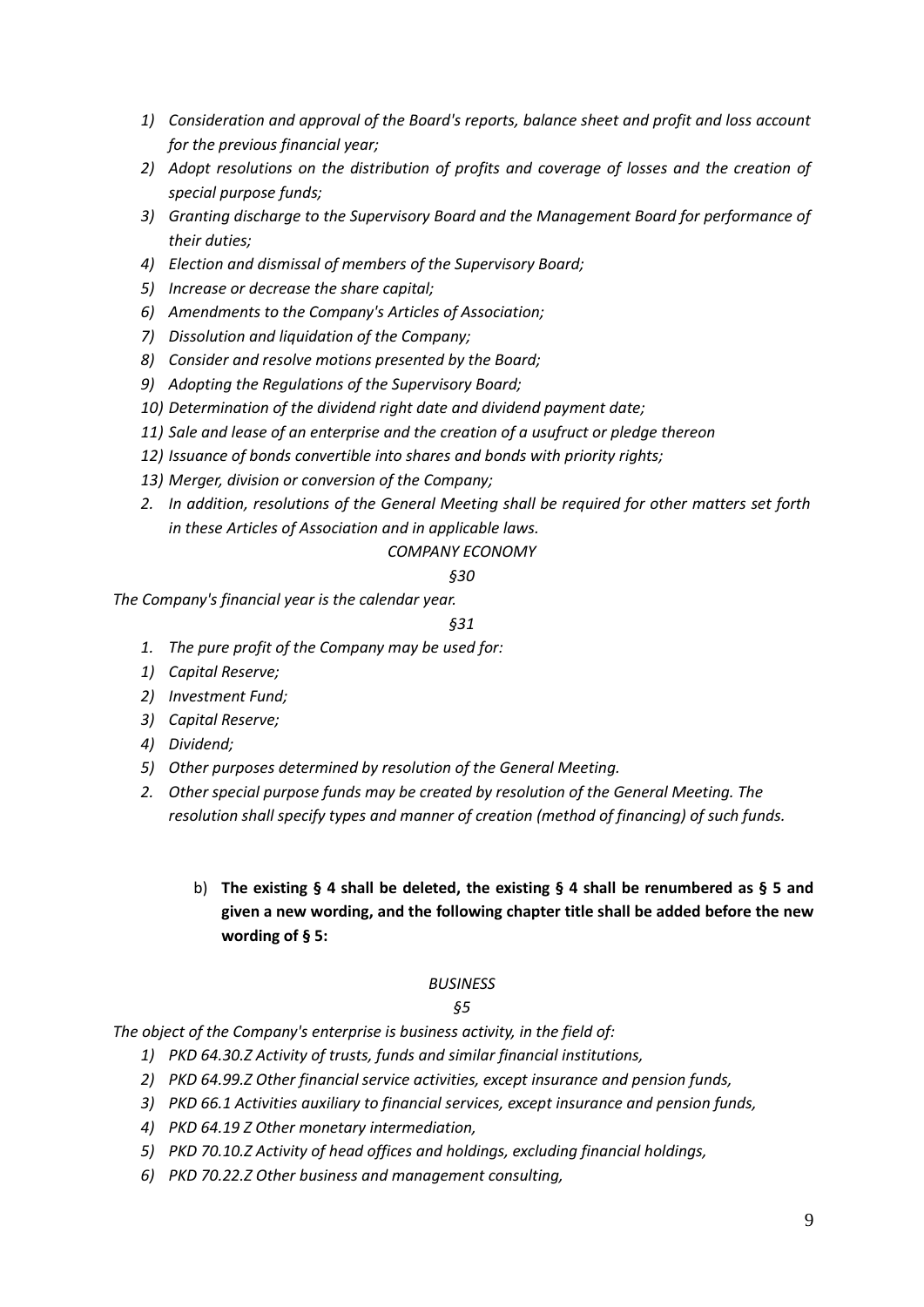1) *Consideration and approval of the Board's reports, balance sheet and profit and loss account for the previous financial year;*
2) *Adopt resolutions on the distribution of profits and coverage of losses and the creation of special purpose funds;*
3) *Granting discharge to the Supervisory Board and the Management Board for performance of their duties;*
4) *Election and dismissal of members of the Supervisory Board;*
5) *Increase or decrease the share capital;*
6) *Amendments to the Company's Articles of Association;*
7) *Dissolution and liquidation of the Company;*
8) *Consider and resolve motions presented by the Board;*
9) *Adopting the Regulations of the Supervisory Board;*
10) *Determination of the dividend right date and dividend payment date;*
11) *Sale and lease of an enterprise and the creation of a usufruct or pledge thereon*
12) *Issuance of bonds convertible into shares and bonds with priority rights;*
13) *Merger, division or conversion of the Company;*

2. *In addition, resolutions of the General Meeting shall be required for other matters set forth in these Articles of Association and in applicable laws.*

*COMPANY ECONOMY*

*§30*

*The Company's financial year is the calendar year.*

*§31*

1. *The pure profit of the Company may be used for:*

1) *Capital Reserve;*
2) *Investment Fund;*
3) *Capital Reserve;*
4) *Dividend;*
5) *Other purposes determined by resolution of the General Meeting.*

2. *Other special purpose funds may be created by resolution of the General Meeting. The resolution shall specify types and manner of creation (method of financing) of such funds.*

b) **The existing § 4 shall be deleted, the existing § 4 shall be renumbered as § 5 and given a new wording, and the following chapter title shall be added before the new wording of § 5:**

*BUSINESS*

*§5*

*The object of the Company's enterprise is business activity, in the field of:*

1) *PKD 64.30.Z Activity of trusts, funds and similar financial institutions,*
2) *PKD 64.99.Z Other financial service activities, except insurance and pension funds,*
3) *PKD 66.1 Activities auxiliary to financial services, except insurance and pension funds,*
4) *PKD 64.19 Z Other monetary intermediation,*
5) *PKD 70.10.Z Activity of head offices and holdings, excluding financial holdings,*
6) *PKD 70.22.Z Other business and management consulting,*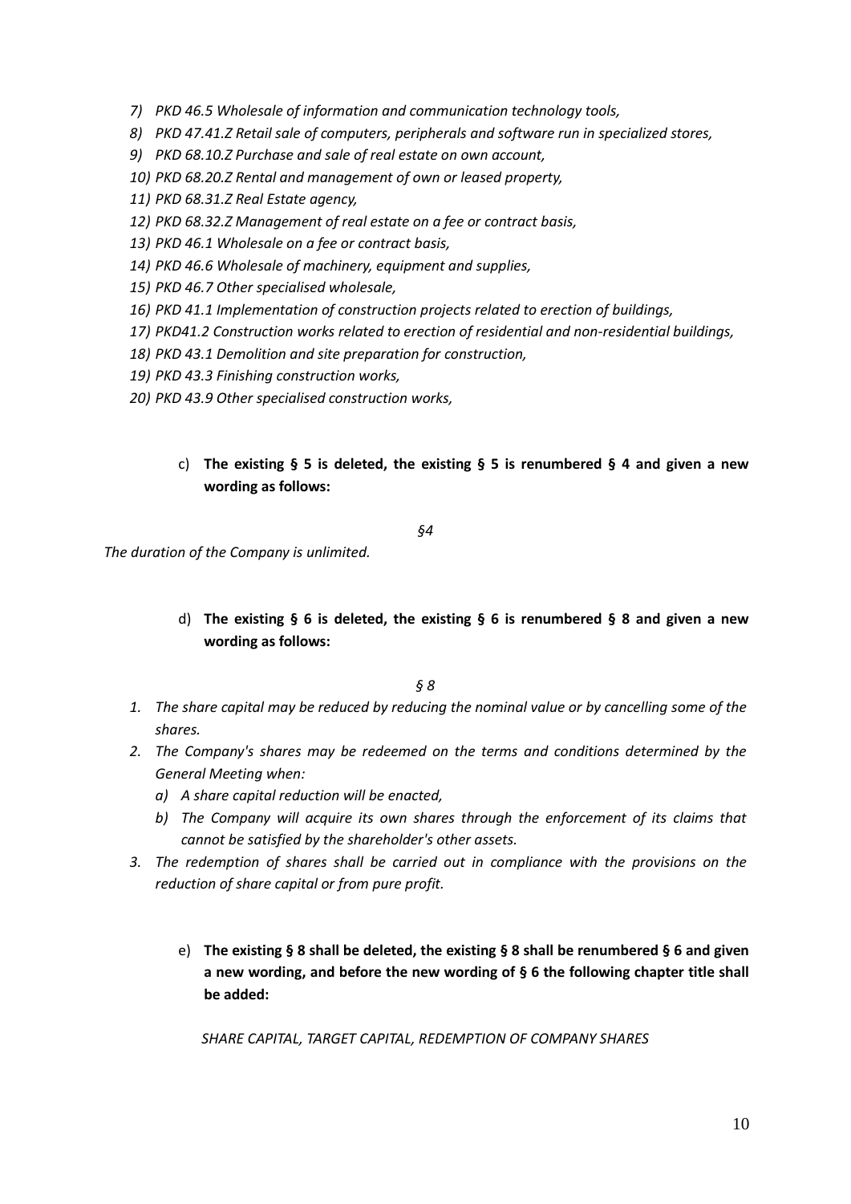7) *PKD 46.5 Wholesale of information and communication technology tools,*
8) *PKD 47.41.Z Retail sale of computers, peripherals and software run in specialized stores,*
9) *PKD 68.10.Z Purchase and sale of real estate on own account,*
10) *PKD 68.20.Z Rental and management of own or leased property,*
11) *PKD 68.31.Z Real Estate agency,*
12) *PKD 68.32.Z Management of real estate on a fee or contract basis,*
13) *PKD 46.1 Wholesale on a fee or contract basis,*
14) *PKD 46.6 Wholesale of machinery, equipment and supplies,*
15) *PKD 46.7 Other specialised wholesale,*
16) *PKD 41.1 Implementation of construction projects related to erection of buildings,*
17) *PKD41.2 Construction works related to erection of residential and non-residential buildings,*
18) *PKD 43.1 Demolition and site preparation for construction,*
19) *PKD 43.3 Finishing construction works,*
20) *PKD 43.9 Other specialised construction works,*

c) **The existing § 5 is deleted, the existing § 5 is renumbered § 4 and given a new wording as follows:**

*§4*

*The duration of the Company is unlimited.*

d) **The existing § 6 is deleted, the existing § 6 is renumbered § 8 and given a new wording as follows:**

*§ 8*

1. *The share capital may be reduced by reducing the nominal value or by cancelling some of the shares.*
2. *The Company's shares may be redeemed on the terms and conditions determined by the General Meeting when:*
   a) *A share capital reduction will be enacted,*
   b) *The Company will acquire its own shares through the enforcement of its claims that cannot be satisfied by the shareholder's other assets.*
3. *The redemption of shares shall be carried out in compliance with the provisions on the reduction of share capital or from pure profit.*

e) **The existing § 8 shall be deleted, the existing § 8 shall be renumbered § 6 and given a new wording, and before the new wording of § 6 the following chapter title shall be added:**

*SHARE CAPITAL, TARGET CAPITAL, REDEMPTION OF COMPANY SHARES*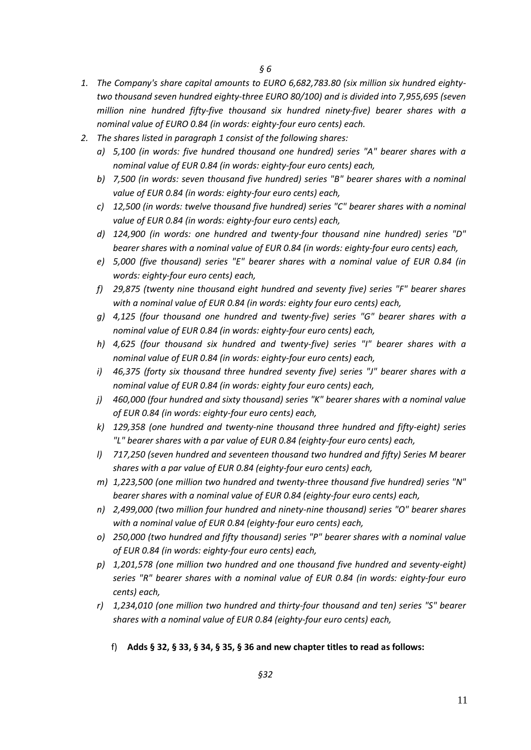*§ 6*

1. *The Company's share capital amounts to EURO 6,682,783.80 (six million six hundred eighty-two thousand seven hundred eighty-three EURO 80/100) and is divided into 7,955,695 (seven million nine hundred fifty-five thousand six hundred ninety-five) bearer shares with a nominal value of EURO 0.84 (in words: eighty-four euro cents) each.*
2. *The shares listed in paragraph 1 consist of the following shares:*
   a) *5,100 (in words: five hundred thousand one hundred) series "A" bearer shares with a nominal value of EUR 0.84 (in words: eighty-four euro cents) each,*
   b) *7,500 (in words: seven thousand five hundred) series "B" bearer shares with a nominal value of EUR 0.84 (in words: eighty-four euro cents) each,*
   c) *12,500 (in words: twelve thousand five hundred) series "C" bearer shares with a nominal value of EUR 0.84 (in words: eighty-four euro cents) each,*
   d) *124,900 (in words: one hundred and twenty-four thousand nine hundred) series "D" bearer shares with a nominal value of EUR 0.84 (in words: eighty-four euro cents) each,*
   e) *5,000 (five thousand) series "E" bearer shares with a nominal value of EUR 0.84 (in words: eighty-four euro cents) each,*
   f) *29,875 (twenty nine thousand eight hundred and seventy five) series "F" bearer shares with a nominal value of EUR 0.84 (in words: eighty four euro cents) each,*
   g) *4,125 (four thousand one hundred and twenty-five) series "G" bearer shares with a nominal value of EUR 0.84 (in words: eighty-four euro cents) each,*
   h) *4,625 (four thousand six hundred and twenty-five) series "I" bearer shares with a nominal value of EUR 0.84 (in words: eighty-four euro cents) each,*
   i) *46,375 (forty six thousand three hundred seventy five) series "J" bearer shares with a nominal value of EUR 0.84 (in words: eighty four euro cents) each,*
   j) *460,000 (four hundred and sixty thousand) series "K" bearer shares with a nominal value of EUR 0.84 (in words: eighty-four euro cents) each,*
   k) *129,358 (one hundred and twenty-nine thousand three hundred and fifty-eight) series "L" bearer shares with a par value of EUR 0.84 (eighty-four euro cents) each,*
   l) *717,250 (seven hundred and seventeen thousand two hundred and fifty) Series M bearer shares with a par value of EUR 0.84 (eighty-four euro cents) each,*
   m) *1,223,500 (one million two hundred and twenty-three thousand five hundred) series "N" bearer shares with a nominal value of EUR 0.84 (eighty-four euro cents) each,*
   n) *2,499,000 (two million four hundred and ninety-nine thousand) series "O" bearer shares with a nominal value of EUR 0.84 (eighty-four euro cents) each,*
   o) *250,000 (two hundred and fifty thousand) series "P" bearer shares with a nominal value of EUR 0.84 (in words: eighty-four euro cents) each,*
   p) *1,201,578 (one million two hundred and one thousand five hundred and seventy-eight) series "R" bearer shares with a nominal value of EUR 0.84 (in words: eighty-four euro cents) each,*
   r) *1,234,010 (one million two hundred and thirty-four thousand and ten) series "S" bearer shares with a nominal value of EUR 0.84 (eighty-four euro cents) each,*

f) **Adds § 32, § 33, § 34, § 35, § 36 and new chapter titles to read as follows:**

*§32*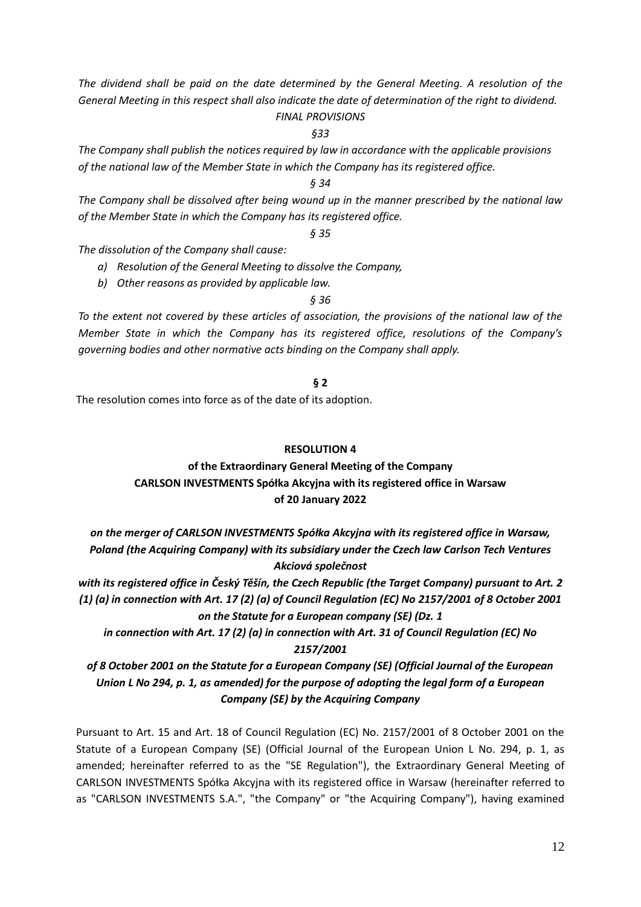*The dividend shall be paid on the date determined by the General Meeting. A resolution of the General Meeting in this respect shall also indicate the date of determination of the right to dividend.*

*FINAL PROVISIONS*

*§33*

*The Company shall publish the notices required by law in accordance with the applicable provisions of the national law of the Member State in which the Company has its registered office.*

*§ 34*

*The Company shall be dissolved after being wound up in the manner prescribed by the national law of the Member State in which the Company has its registered office.*

*§ 35*

*The dissolution of the Company shall cause:*

- *a) Resolution of the General Meeting to dissolve the Company,*
- *b) Other reasons as provided by applicable law.*

*§ 36*

*To the extent not covered by these articles of association, the provisions of the national law of the Member State in which the Company has its registered office, resolutions of the Company's governing bodies and other normative acts binding on the Company shall apply.*

**§ 2**

The resolution comes into force as of the date of its adoption.

**RESOLUTION 4**

**of the Extraordinary General Meeting of the Company**
**CARLSON INVESTMENTS Spółka Akcyjna with its registered office in Warsaw**
**of 20 January 2022**

***on the merger of CARLSON INVESTMENTS Spółka Akcyjna with its registered office in Warsaw, Poland (the Acquiring Company) with its subsidiary under the Czech law Carlson Tech Ventures Akciová společnost***

***with its registered office in Český Těšín, the Czech Republic (the Target Company) pursuant to Art. 2 (1) (a) in connection with Art. 17 (2) (a) of Council Regulation (EC) No 2157/2001 of 8 October 2001 on the Statute for a European company (SE) (Dz. 1***

***in connection with Art. 17 (2) (a) in connection with Art. 31 of Council Regulation (EC) No 2157/2001***

***of 8 October 2001 on the Statute for a European Company (SE) (Official Journal of the European Union L No 294, p. 1, as amended) for the purpose of adopting the legal form of a European Company (SE) by the Acquiring Company***

Pursuant to Art. 15 and Art. 18 of Council Regulation (EC) No. 2157/2001 of 8 October 2001 on the Statute of a European Company (SE) (Official Journal of the European Union L No. 294, p. 1, as amended; hereinafter referred to as the "SE Regulation"), the Extraordinary General Meeting of CARLSON INVESTMENTS Spółka Akcyjna with its registered office in Warsaw (hereinafter referred to as "CARLSON INVESTMENTS S.A.", "the Company" or "the Acquiring Company"), having examined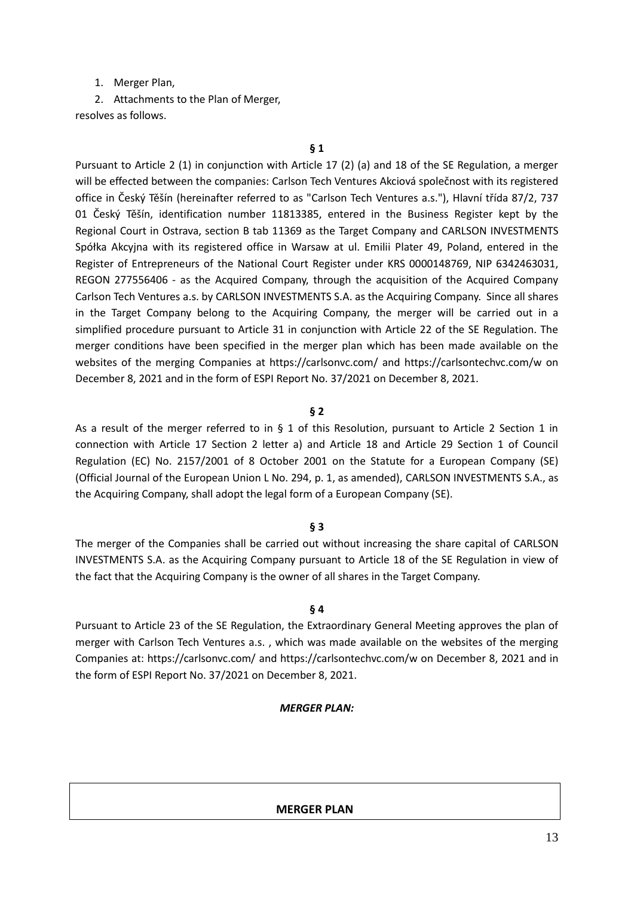1. Merger Plan,
2. Attachments to the Plan of Merger,

resolves as follows.

**§ 1**

Pursuant to Article 2 (1) in conjunction with Article 17 (2) (a) and 18 of the SE Regulation, a merger will be effected between the companies: Carlson Tech Ventures Akciová společnost with its registered office in Český Těšín (hereinafter referred to as "Carlson Tech Ventures a.s."), Hlavní třída 87/2, 737 01 Český Těšín, identification number 11813385, entered in the Business Register kept by the Regional Court in Ostrava, section B tab 11369 as the Target Company and CARLSON INVESTMENTS Spółka Akcyjna with its registered office in Warsaw at ul. Emilii Plater 49, Poland, entered in the Register of Entrepreneurs of the National Court Register under KRS 0000148769, NIP 6342463031, REGON 277556406 - as the Acquired Company, through the acquisition of the Acquired Company Carlson Tech Ventures a.s. by CARLSON INVESTMENTS S.A. as the Acquiring Company. Since all shares in the Target Company belong to the Acquiring Company, the merger will be carried out in a simplified procedure pursuant to Article 31 in conjunction with Article 22 of the SE Regulation. The merger conditions have been specified in the merger plan which has been made available on the websites of the merging Companies at https://carlsonvc.com/ and https://carlsontechvc.com/w on December 8, 2021 and in the form of ESPI Report No. 37/2021 on December 8, 2021.

**§ 2**

As a result of the merger referred to in § 1 of this Resolution, pursuant to Article 2 Section 1 in connection with Article 17 Section 2 letter a) and Article 18 and Article 29 Section 1 of Council Regulation (EC) No. 2157/2001 of 8 October 2001 on the Statute for a European Company (SE) (Official Journal of the European Union L No. 294, p. 1, as amended), CARLSON INVESTMENTS S.A., as the Acquiring Company, shall adopt the legal form of a European Company (SE).

**§ 3**

The merger of the Companies shall be carried out without increasing the share capital of CARLSON INVESTMENTS S.A. as the Acquiring Company pursuant to Article 18 of the SE Regulation in view of the fact that the Acquiring Company is the owner of all shares in the Target Company.

**§ 4**

Pursuant to Article 23 of the SE Regulation, the Extraordinary General Meeting approves the plan of merger with Carlson Tech Ventures a.s. , which was made available on the websites of the merging Companies at: https://carlsonvc.com/ and https://carlsontechvc.com/w on December 8, 2021 and in the form of ESPI Report No. 37/2021 on December 8, 2021.

***MERGER PLAN:***

**MERGER PLAN**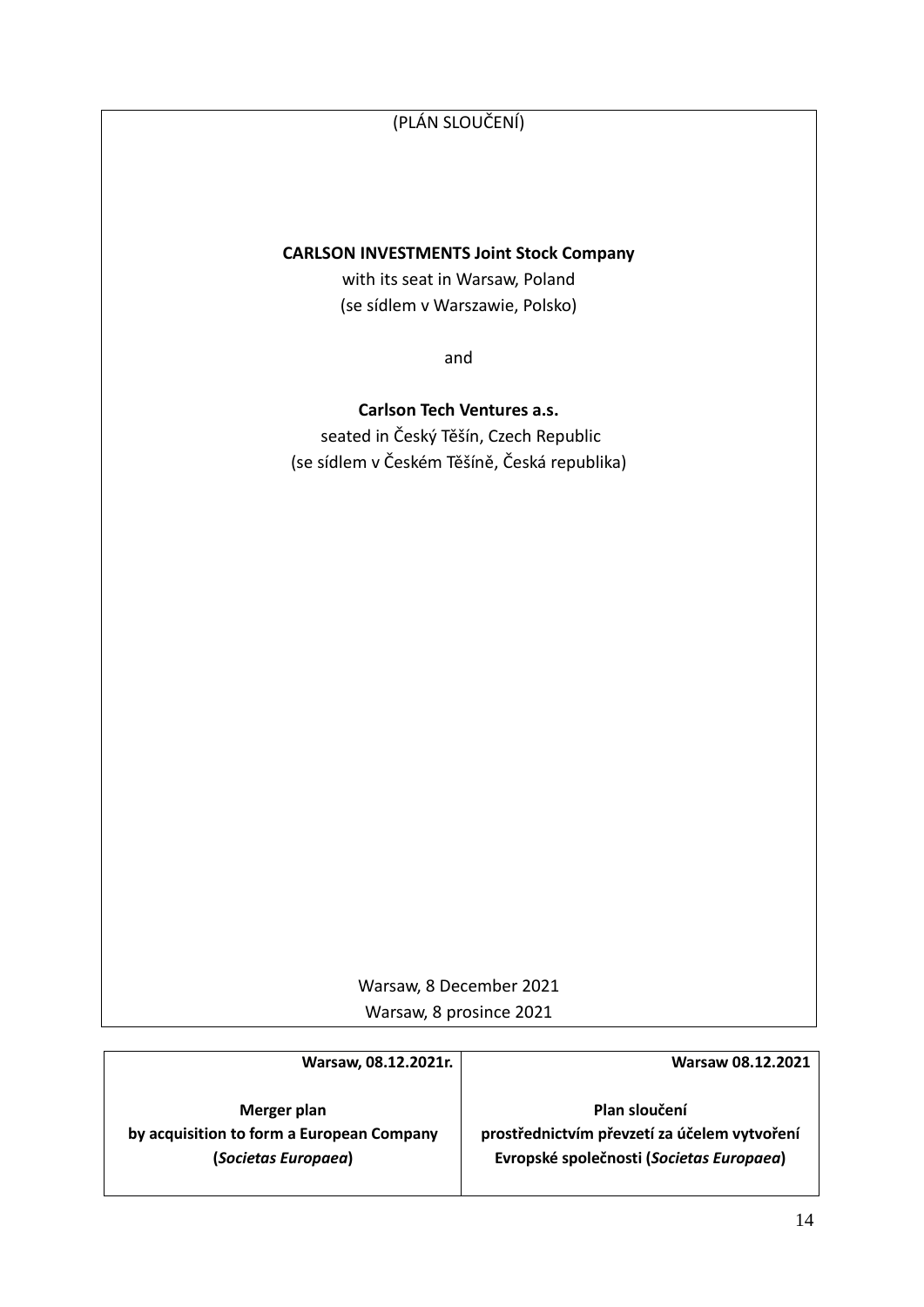(PLÁN SLOUČENÍ)

**CARLSON INVESTMENTS Joint Stock Company**

with its seat in Warsaw, Poland

(se sídlem v Warszawie, Polsko)

and

**Carlson Tech Ventures a.s.**

seated in Český Těšín, Czech Republic

(se sídlem v Českém Těšíně, Česká republika)

Warsaw, 8 December 2021

Warsaw, 8 prosince 2021

| **Warsaw, 08.12.2021r.** | **Warsaw 08.12.2021** |
|---|---|
| **Merger plan by acquisition to form a European Company (*Societas Europaea*)** | **Plan sloučení prostřednictvím převzetí za účelem vytvoření Evropské společnosti (*Societas Europaea*)** |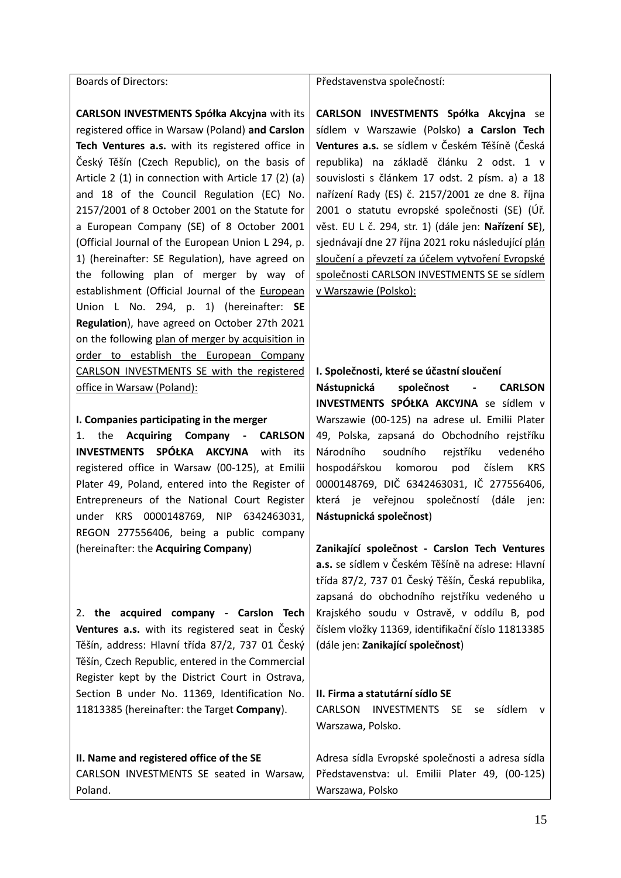| Boards of Directors: | Představenstva společností: |
|---|---|
| **CARLSON INVESTMENTS Spółka Akcyjna** with its registered office in Warsaw (Poland) **and Carslon Tech Ventures a.s.** with its registered office in Český Těšín (Czech Republic), on the basis of Article 2 (1) in connection with Article 17 (2) (a) and 18 of the Council Regulation (EC) No. 2157/2001 of 8 October 2001 on the Statute for a European Company (SE) of 8 October 2001 (Official Journal of the European Union L 294, p. 1) (hereinafter: SE Regulation), have agreed on the following plan of merger by way of establishment (Official Journal of the European Union L No. 294, p. 1) (hereinafter: **SE Regulation**), have agreed on October 27th 2021 on the following plan of merger by acquisition in order to establish the European Company CARLSON INVESTMENTS SE with the registered office in Warsaw (Poland): | **CARLSON INVESTMENTS Spółka Akcyjna** se sídlem v Warszawie (Polsko) **a Carslon Tech Ventures a.s.** se sídlem v Českém Těšíně (Česká republika) na základě článku 2 odst. 1 v souvislosti s článkem 17 odst. 2 písm. a) a 18 nařízení Rady (ES) č. 2157/2001 ze dne 8. října 2001 o statutu evropské společnosti (SE) (Úř. věst. EU L č. 294, str. 1) (dále jen: **Nařízení SE**), sjednávají dne 27 října 2021 roku následující plán sloučení a převzetí za účelem vytvoření Evropské společnosti CARLSON INVESTMENTS SE se sídlem v Warszawie (Polsko): |
| **I. Companies participating in the merger** | **I. Společnosti, které se účastní sloučení** |
| 1. the **Acquiring Company - CARLSON INVESTMENTS SPÓŁKA AKCYJNA** with its registered office in Warsaw (00-125), at Emilii Plater 49, Poland, entered into the Register of Entrepreneurs of the National Court Register under KRS 0000148769, NIP 6342463031, REGON 277556406, being a public company (hereinafter: the **Acquiring Company**) | **Nástupnická společnost - CARLSON INVESTMENTS SPÓŁKA AKCYJNA** se sídlem v Warszawie (00-125) na adrese ul. Emilii Plater 49, Polska, zapsaná do Obchodního rejstříku Národního soudního rejstříku vedeného hospodářskou komorou pod číslem KRS 0000148769, DIČ 6342463031, IČ 277556406, která je veřejnou společností (dále jen: **Nástupnická společnost**) |
| 2. **the acquired company - Carslon Tech Ventures a.s.** with its registered seat in Český Těšín, address: Hlavní třída 87/2, 737 01 Český Těšín, Czech Republic, entered in the Commercial Register kept by the District Court in Ostrava, Section B under No. 11369, Identification No. 11813385 (hereinafter: the Target **Company**). | **Zanikající společnost - Carslon Tech Ventures a.s.** se sídlem v Českém Těšíně na adrese: Hlavní třída 87/2, 737 01 Český Těšín, Česká republika, zapsaná do obchodního rejstříku vedeného u Krajského soudu v Ostravě, v oddílu B, pod číslem vložky 11369, identifikační číslo 11813385 (dále jen: **Zanikající společnost**) |
| **II. Name and registered office of the SE** | **II. Firma a statutární sídlo SE** |
| CARLSON INVESTMENTS SE seated in Warsaw, Poland. | CARLSON INVESTMENTS SE se sídlem v Warszawa, Polsko.<br><br>Adresa sídla Evropské společnosti a adresa sídla Představenstva: ul. Emilii Plater 49, (00-125) Warszawa, Polsko |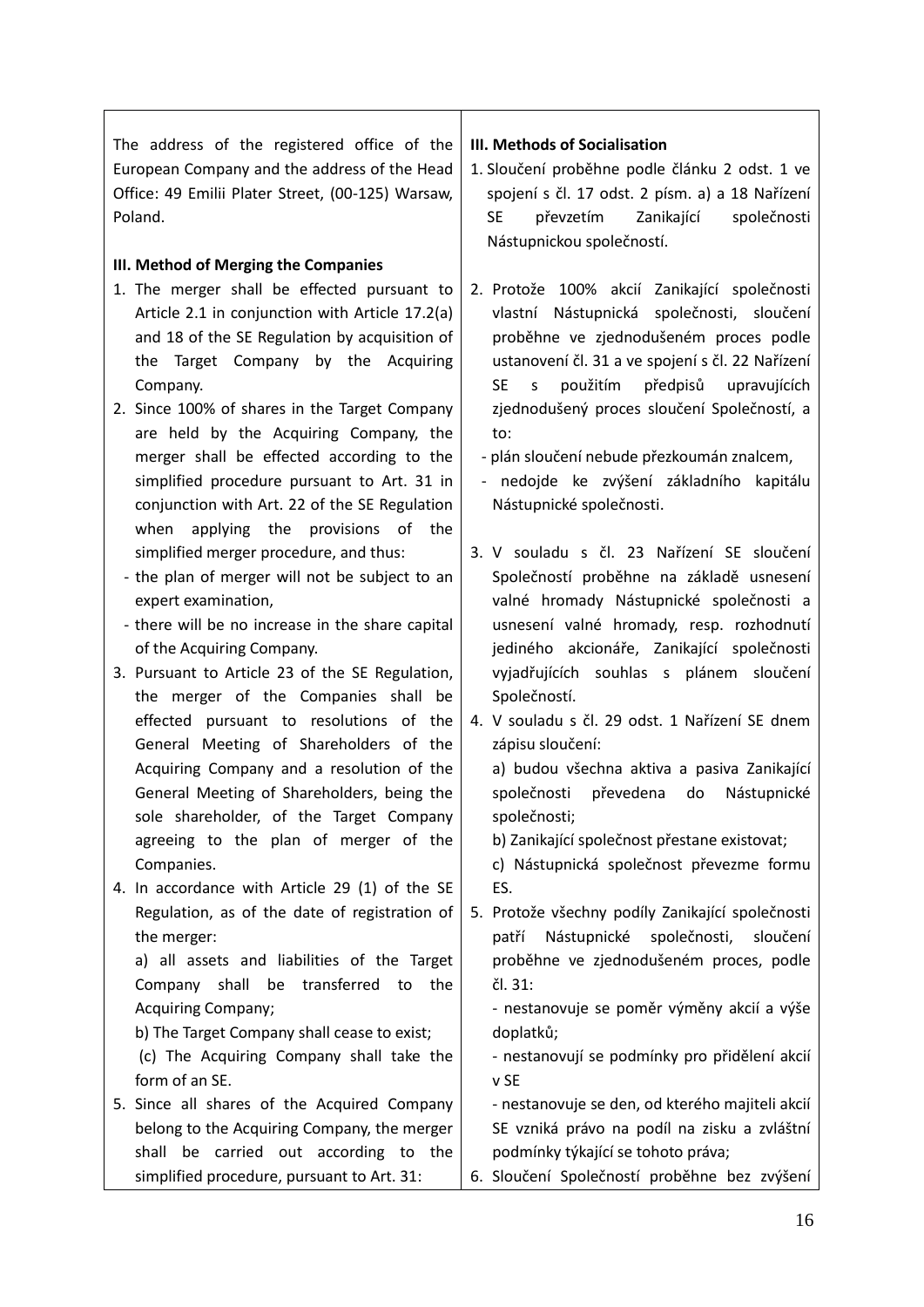The address of the registered office of the European Company and the address of the Head Office: 49 Emilii Plater Street, (00-125) Warsaw, Poland.

**III. Method of Merging the Companies**

1. The merger shall be effected pursuant to Article 2.1 in conjunction with Article 17.2(a) and 18 of the SE Regulation by acquisition of the Target Company by the Acquiring Company.
2. Since 100% of shares in the Target Company are held by the Acquiring Company, the merger shall be effected according to the simplified procedure pursuant to Art. 31 in conjunction with Art. 22 of the SE Regulation when applying the provisions of the simplified merger procedure, and thus:
   - the plan of merger will not be subject to an expert examination,
   - there will be no increase in the share capital of the Acquiring Company.
3. Pursuant to Article 23 of the SE Regulation, the merger of the Companies shall be effected pursuant to resolutions of the General Meeting of Shareholders of the Acquiring Company and a resolution of the General Meeting of Shareholders, being the sole shareholder, of the Target Company agreeing to the plan of merger of the Companies.
4. In accordance with Article 29 (1) of the SE Regulation, as of the date of registration of the merger:

   a) all assets and liabilities of the Target Company shall be transferred to the Acquiring Company;

   b) The Target Company shall cease to exist;

   (c) The Acquiring Company shall take the form of an SE.
5. Since all shares of the Acquired Company belong to the Acquiring Company, the merger shall be carried out according to the simplified procedure, pursuant to Art. 31:

**III. Methods of Socialisation**

1. Sloučení proběhne podle článku 2 odst. 1 ve spojení s čl. 17 odst. 2 písm. a) a 18 Nařízení SE převzetím Zanikající společnosti Nástupnickou společností.
2. Protože 100% akcií Zanikající společnosti vlastní Nástupnická společnosti, sloučení proběhne ve zjednodušeném proces podle ustanovení čl. 31 a ve spojení s čl. 22 Nařízení SE s použitím předpisů upravujících zjednodušený proces sloučení Společností, a to:
   - plán sloučení nebude přezkoumán znalcem,
   - nedojde ke zvýšení základního kapitálu Nástupnické společnosti.
3. V souladu s čl. 23 Nařízení SE sloučení Společností proběhne na základě usnesení valné hromady Nástupnické společnosti a usnesení valné hromady, resp. rozhodnutí jediného akcionáře, Zanikající společnosti vyjadřujících souhlas s plánem sloučení Společností.
4. V souladu s čl. 29 odst. 1 Nařízení SE dnem zápisu sloučení:

   a) budou všechna aktiva a pasiva Zanikající společnosti převedena do Nástupnické společnosti;

   b) Zanikající společnost přestane existovat;

   c) Nástupnická společnost převezme formu ES.
5. Protože všechny podíly Zanikající společnosti patří Nástupnické společnosti, sloučení proběhne ve zjednodušeném proces, podle čl. 31:
   - nestanovuje se poměr výměny akcií a výše doplatků;
   - nestanovují se podmínky pro přidělení akcií v SE
   - nestanovuje se den, od kterého majiteli akcií SE vzniká právo na podíl na zisku a zvláštní podmínky týkající se tohoto práva;
6. Sloučení Společností proběhne bez zvýšení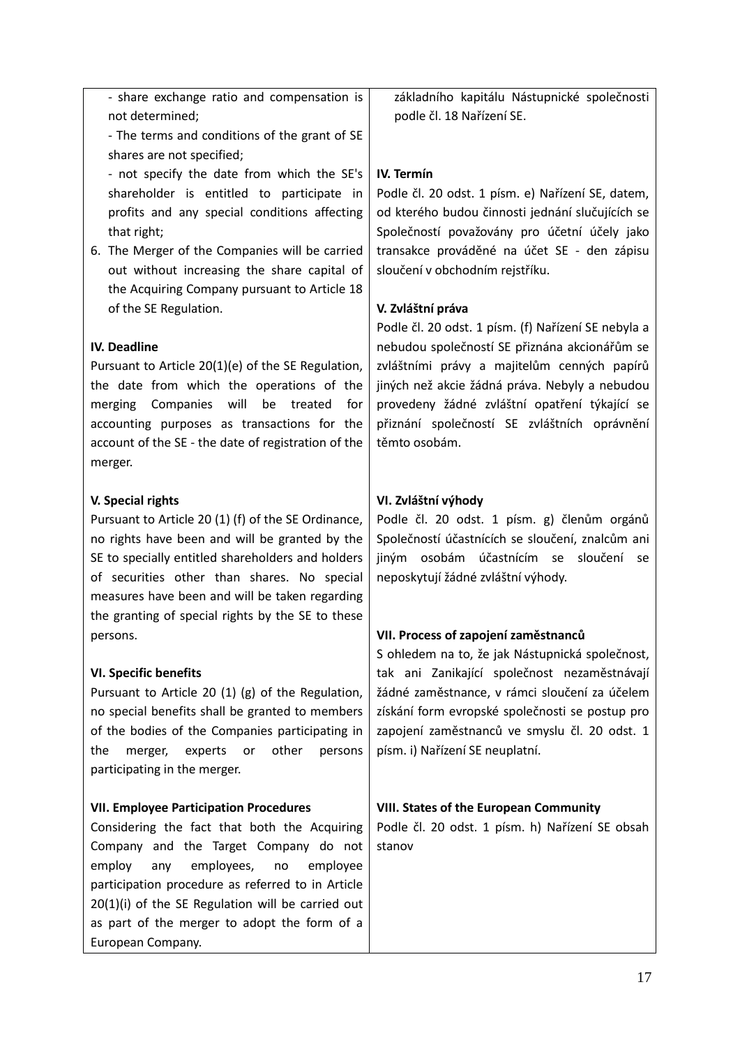- share exchange ratio and compensation is not determined;

- The terms and conditions of the grant of SE shares are not specified;

- not specify the date from which the SE's shareholder is entitled to participate in profits and any special conditions affecting that right;

6. The Merger of the Companies will be carried out without increasing the share capital of the Acquiring Company pursuant to Article 18 of the SE Regulation.

**IV. Deadline**

Pursuant to Article 20(1)(e) of the SE Regulation, the date from which the operations of the merging Companies will be treated for accounting purposes as transactions for the account of the SE - the date of registration of the merger.

**V. Special rights**

Pursuant to Article 20 (1) (f) of the SE Ordinance, no rights have been and will be granted by the SE to specially entitled shareholders and holders of securities other than shares. No special measures have been and will be taken regarding the granting of special rights by the SE to these persons.

**VI. Specific benefits**

Pursuant to Article 20 (1) (g) of the Regulation, no special benefits shall be granted to members of the bodies of the Companies participating in the merger, experts or other persons participating in the merger.

**VII. Employee Participation Procedures**

Considering the fact that both the Acquiring Company and the Target Company do not employ any employees, no employee participation procedure as referred to in Article 20(1)(i) of the SE Regulation will be carried out as part of the merger to adopt the form of a European Company.

základního kapitálu Nástupnické společnosti podle čl. 18 Nařízení SE.

**IV. Termín**

Podle čl. 20 odst. 1 písm. e) Nařízení SE, datem, od kterého budou činnosti jednání slučujících se Společností považovány pro účetní účely jako transakce prováděné na účet SE - den zápisu sloučení v obchodním rejstříku.

**V. Zvláštní práva**

Podle čl. 20 odst. 1 písm. (f) Nařízení SE nebyla a nebudou společností SE přiznána akcionářům se zvláštními právy a majitelům cenných papírů jiných než akcie žádná práva. Nebyly a nebudou provedeny žádné zvláštní opatření týkající se přiznání společností SE zvláštních oprávnění těmto osobám.

**VI. Zvláštní výhody**

Podle čl. 20 odst. 1 písm. g) členům orgánů Společností účastnících se sloučení, znalcům ani jiným osobám účastnícím se sloučení se neposkytují žádné zvláštní výhody.

**VII. Process of zapojení zaměstnanců**

S ohledem na to, že jak Nástupnická společnost, tak ani Zanikající společnost nezaměstnávají žádné zaměstnance, v rámci sloučení za účelem získání form evropské společnosti se postup pro zapojení zaměstnanců ve smyslu čl. 20 odst. 1 písm. i) Nařízení SE neuplatní.

**VIII. States of the European Community**

Podle čl. 20 odst. 1 písm. h) Nařízení SE obsah stanov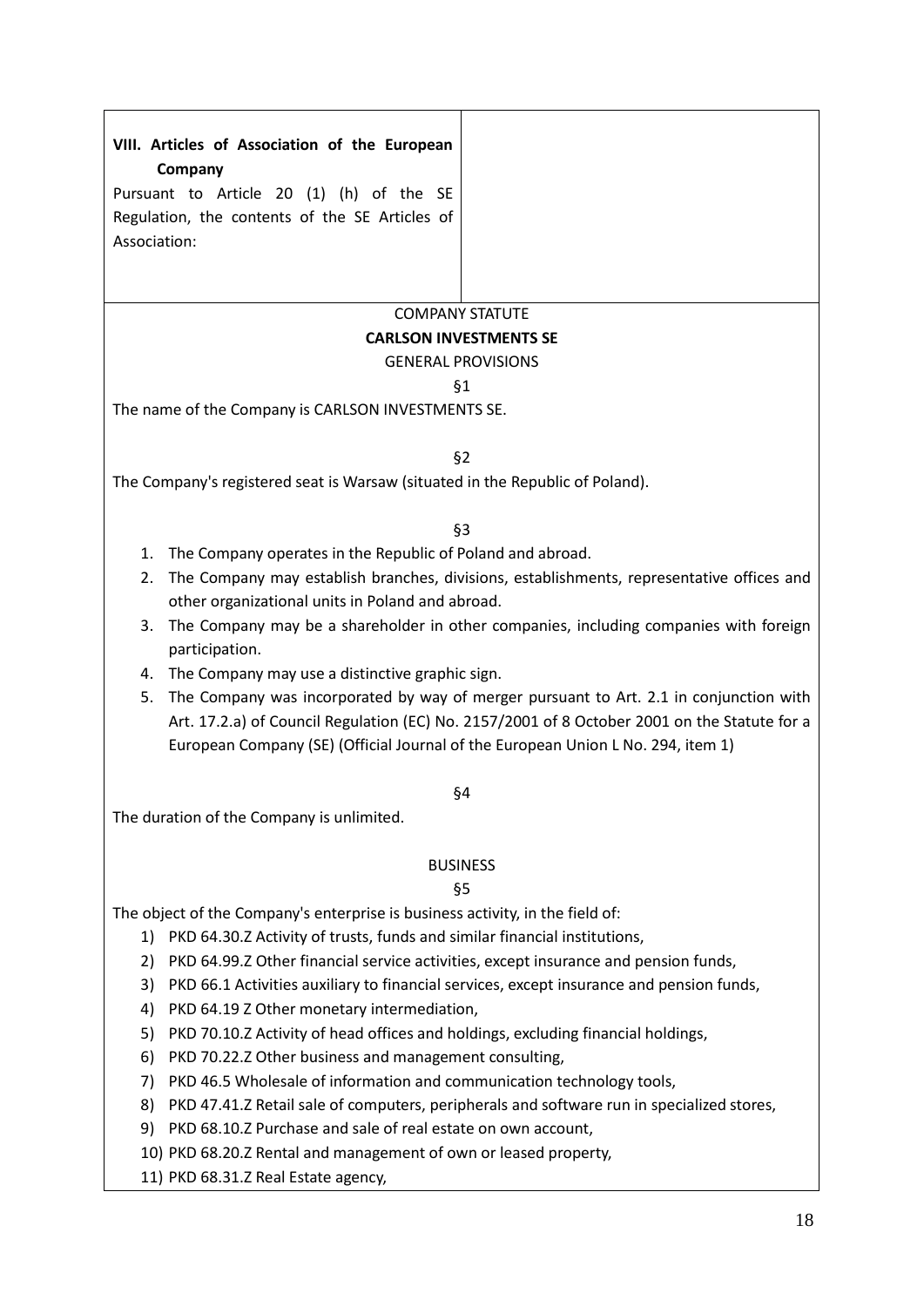| **VIII. Articles of Association of the European Company**<br>Pursuant to Article 20 (1) (h) of the SE Regulation, the contents of the SE Articles of Association: | |
|---|---|

COMPANY STATUTE

**CARLSON INVESTMENTS SE**

GENERAL PROVISIONS

§1

The name of the Company is CARLSON INVESTMENTS SE.

§2

The Company's registered seat is Warsaw (situated in the Republic of Poland).

§3

1. The Company operates in the Republic of Poland and abroad.
2. The Company may establish branches, divisions, establishments, representative offices and other organizational units in Poland and abroad.
3. The Company may be a shareholder in other companies, including companies with foreign participation.
4. The Company may use a distinctive graphic sign.
5. The Company was incorporated by way of merger pursuant to Art. 2.1 in conjunction with Art. 17.2.a) of Council Regulation (EC) No. 2157/2001 of 8 October 2001 on the Statute for a European Company (SE) (Official Journal of the European Union L No. 294, item 1)

§4

The duration of the Company is unlimited.

BUSINESS

§5

The object of the Company's enterprise is business activity, in the field of:

1) PKD 64.30.Z Activity of trusts, funds and similar financial institutions,
2) PKD 64.99.Z Other financial service activities, except insurance and pension funds,
3) PKD 66.1 Activities auxiliary to financial services, except insurance and pension funds,
4) PKD 64.19 Z Other monetary intermediation,
5) PKD 70.10.Z Activity of head offices and holdings, excluding financial holdings,
6) PKD 70.22.Z Other business and management consulting,
7) PKD 46.5 Wholesale of information and communication technology tools,
8) PKD 47.41.Z Retail sale of computers, peripherals and software run in specialized stores,
9) PKD 68.10.Z Purchase and sale of real estate on own account,
10) PKD 68.20.Z Rental and management of own or leased property,
11) PKD 68.31.Z Real Estate agency,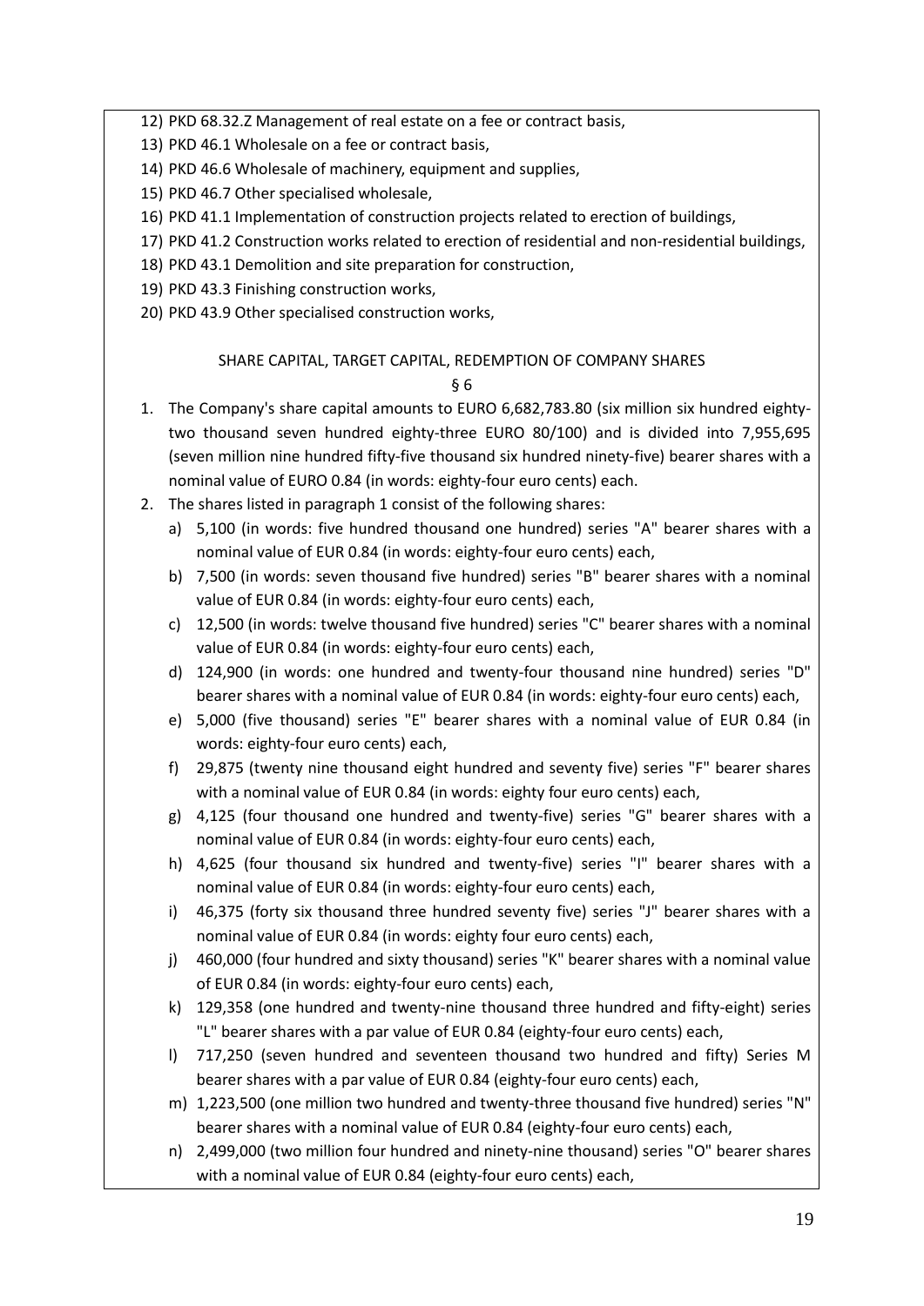12) PKD 68.32.Z Management of real estate on a fee or contract basis,
13) PKD 46.1 Wholesale on a fee or contract basis,
14) PKD 46.6 Wholesale of machinery, equipment and supplies,
15) PKD 46.7 Other specialised wholesale,
16) PKD 41.1 Implementation of construction projects related to erection of buildings,
17) PKD 41.2 Construction works related to erection of residential and non-residential buildings,
18) PKD 43.1 Demolition and site preparation for construction,
19) PKD 43.3 Finishing construction works,
20) PKD 43.9 Other specialised construction works,

SHARE CAPITAL, TARGET CAPITAL, REDEMPTION OF COMPANY SHARES

§ 6

1. The Company's share capital amounts to EURO 6,682,783.80 (six million six hundred eighty-two thousand seven hundred eighty-three EURO 80/100) and is divided into 7,955,695 (seven million nine hundred fifty-five thousand six hundred ninety-five) bearer shares with a nominal value of EURO 0.84 (in words: eighty-four euro cents) each.
2. The shares listed in paragraph 1 consist of the following shares:
   a) 5,100 (in words: five hundred thousand one hundred) series "A" bearer shares with a nominal value of EUR 0.84 (in words: eighty-four euro cents) each,
   b) 7,500 (in words: seven thousand five hundred) series "B" bearer shares with a nominal value of EUR 0.84 (in words: eighty-four euro cents) each,
   c) 12,500 (in words: twelve thousand five hundred) series "C" bearer shares with a nominal value of EUR 0.84 (in words: eighty-four euro cents) each,
   d) 124,900 (in words: one hundred and twenty-four thousand nine hundred) series "D" bearer shares with a nominal value of EUR 0.84 (in words: eighty-four euro cents) each,
   e) 5,000 (five thousand) series "E" bearer shares with a nominal value of EUR 0.84 (in words: eighty-four euro cents) each,
   f) 29,875 (twenty nine thousand eight hundred and seventy five) series "F" bearer shares with a nominal value of EUR 0.84 (in words: eighty four euro cents) each,
   g) 4,125 (four thousand one hundred and twenty-five) series "G" bearer shares with a nominal value of EUR 0.84 (in words: eighty-four euro cents) each,
   h) 4,625 (four thousand six hundred and twenty-five) series "I" bearer shares with a nominal value of EUR 0.84 (in words: eighty-four euro cents) each,
   i) 46,375 (forty six thousand three hundred seventy five) series "J" bearer shares with a nominal value of EUR 0.84 (in words: eighty four euro cents) each,
   j) 460,000 (four hundred and sixty thousand) series "K" bearer shares with a nominal value of EUR 0.84 (in words: eighty-four euro cents) each,
   k) 129,358 (one hundred and twenty-nine thousand three hundred and fifty-eight) series "L" bearer shares with a par value of EUR 0.84 (eighty-four euro cents) each,
   l) 717,250 (seven hundred and seventeen thousand two hundred and fifty) Series M bearer shares with a par value of EUR 0.84 (eighty-four euro cents) each,
   m) 1,223,500 (one million two hundred and twenty-three thousand five hundred) series "N" bearer shares with a nominal value of EUR 0.84 (eighty-four euro cents) each,
   n) 2,499,000 (two million four hundred and ninety-nine thousand) series "O" bearer shares with a nominal value of EUR 0.84 (eighty-four euro cents) each,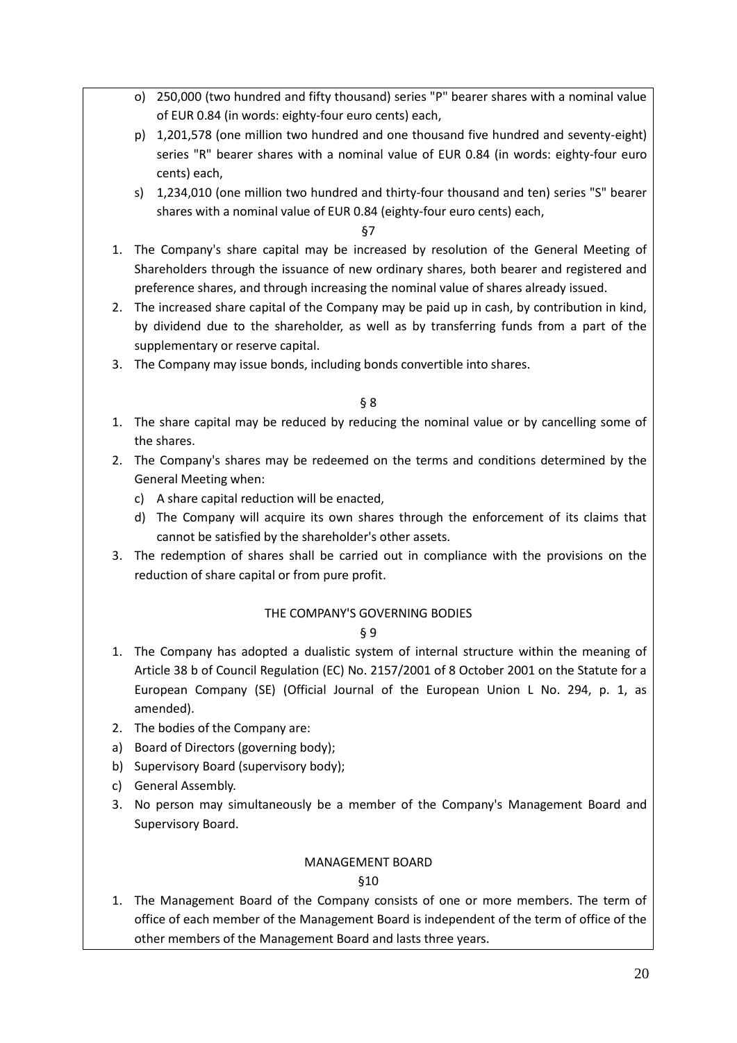o) 250,000 (two hundred and fifty thousand) series "P" bearer shares with a nominal value of EUR 0.84 (in words: eighty-four euro cents) each,

p) 1,201,578 (one million two hundred and one thousand five hundred and seventy-eight) series "R" bearer shares with a nominal value of EUR 0.84 (in words: eighty-four euro cents) each,

s) 1,234,010 (one million two hundred and thirty-four thousand and ten) series "S" bearer shares with a nominal value of EUR 0.84 (eighty-four euro cents) each,

§7

1. The Company's share capital may be increased by resolution of the General Meeting of Shareholders through the issuance of new ordinary shares, both bearer and registered and preference shares, and through increasing the nominal value of shares already issued.
2. The increased share capital of the Company may be paid up in cash, by contribution in kind, by dividend due to the shareholder, as well as by transferring funds from a part of the supplementary or reserve capital.
3. The Company may issue bonds, including bonds convertible into shares.

§ 8

1. The share capital may be reduced by reducing the nominal value or by cancelling some of the shares.
2. The Company's shares may be redeemed on the terms and conditions determined by the General Meeting when:
   c) A share capital reduction will be enacted,
   d) The Company will acquire its own shares through the enforcement of its claims that cannot be satisfied by the shareholder's other assets.
3. The redemption of shares shall be carried out in compliance with the provisions on the reduction of share capital or from pure profit.

THE COMPANY'S GOVERNING BODIES

§ 9

1. The Company has adopted a dualistic system of internal structure within the meaning of Article 38 b of Council Regulation (EC) No. 2157/2001 of 8 October 2001 on the Statute for a European Company (SE) (Official Journal of the European Union L No. 294, p. 1, as amended).
2. The bodies of the Company are:

a) Board of Directors (governing body);
b) Supervisory Board (supervisory body);
c) General Assembly.

3. No person may simultaneously be a member of the Company's Management Board and Supervisory Board.

MANAGEMENT BOARD

§10

1. The Management Board of the Company consists of one or more members. The term of office of each member of the Management Board is independent of the term of office of the other members of the Management Board and lasts three years.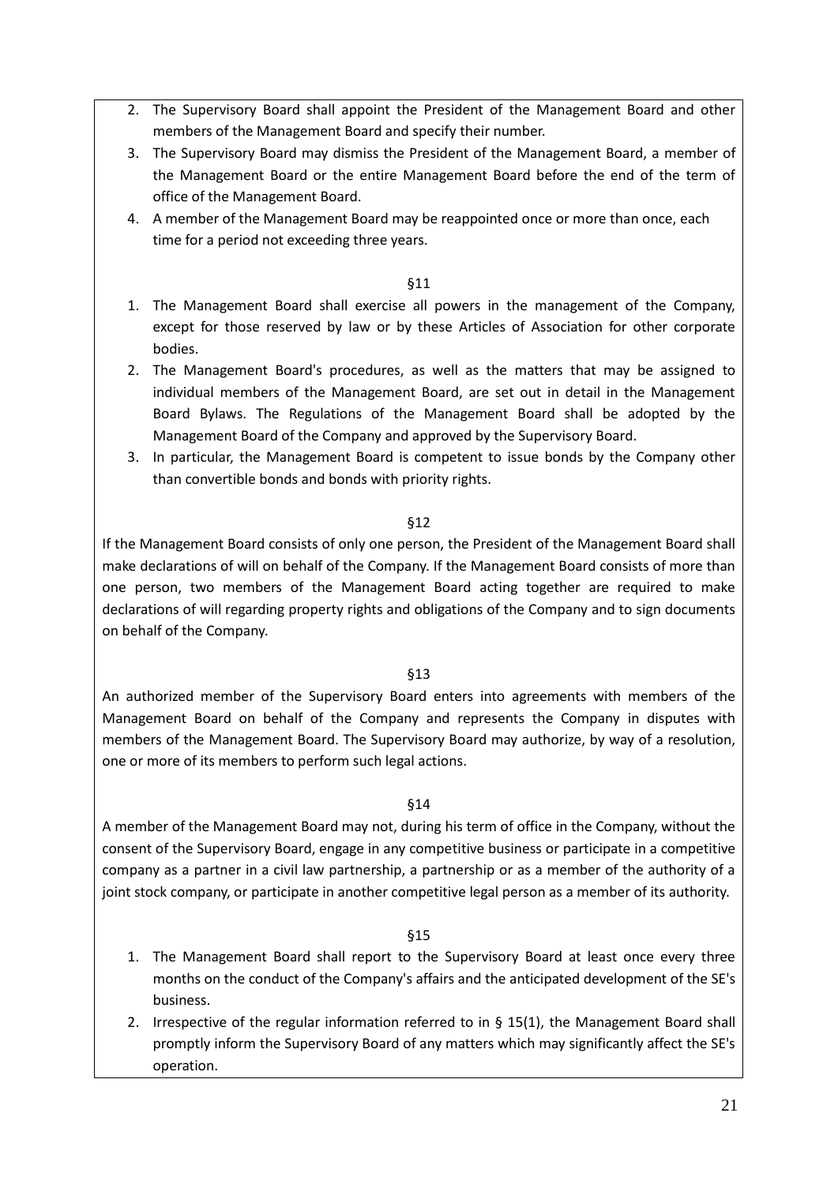2. The Supervisory Board shall appoint the President of the Management Board and other members of the Management Board and specify their number.
3. The Supervisory Board may dismiss the President of the Management Board, a member of the Management Board or the entire Management Board before the end of the term of office of the Management Board.
4. A member of the Management Board may be reappointed once or more than once, each time for a period not exceeding three years.

§11

1. The Management Board shall exercise all powers in the management of the Company, except for those reserved by law or by these Articles of Association for other corporate bodies.
2. The Management Board's procedures, as well as the matters that may be assigned to individual members of the Management Board, are set out in detail in the Management Board Bylaws. The Regulations of the Management Board shall be adopted by the Management Board of the Company and approved by the Supervisory Board.
3. In particular, the Management Board is competent to issue bonds by the Company other than convertible bonds and bonds with priority rights.

§12

If the Management Board consists of only one person, the President of the Management Board shall make declarations of will on behalf of the Company. If the Management Board consists of more than one person, two members of the Management Board acting together are required to make declarations of will regarding property rights and obligations of the Company and to sign documents on behalf of the Company.

§13

An authorized member of the Supervisory Board enters into agreements with members of the Management Board on behalf of the Company and represents the Company in disputes with members of the Management Board. The Supervisory Board may authorize, by way of a resolution, one or more of its members to perform such legal actions.

§14

A member of the Management Board may not, during his term of office in the Company, without the consent of the Supervisory Board, engage in any competitive business or participate in a competitive company as a partner in a civil law partnership, a partnership or as a member of the authority of a joint stock company, or participate in another competitive legal person as a member of its authority.

§15

1. The Management Board shall report to the Supervisory Board at least once every three months on the conduct of the Company's affairs and the anticipated development of the SE's business.
2. Irrespective of the regular information referred to in § 15(1), the Management Board shall promptly inform the Supervisory Board of any matters which may significantly affect the SE's operation.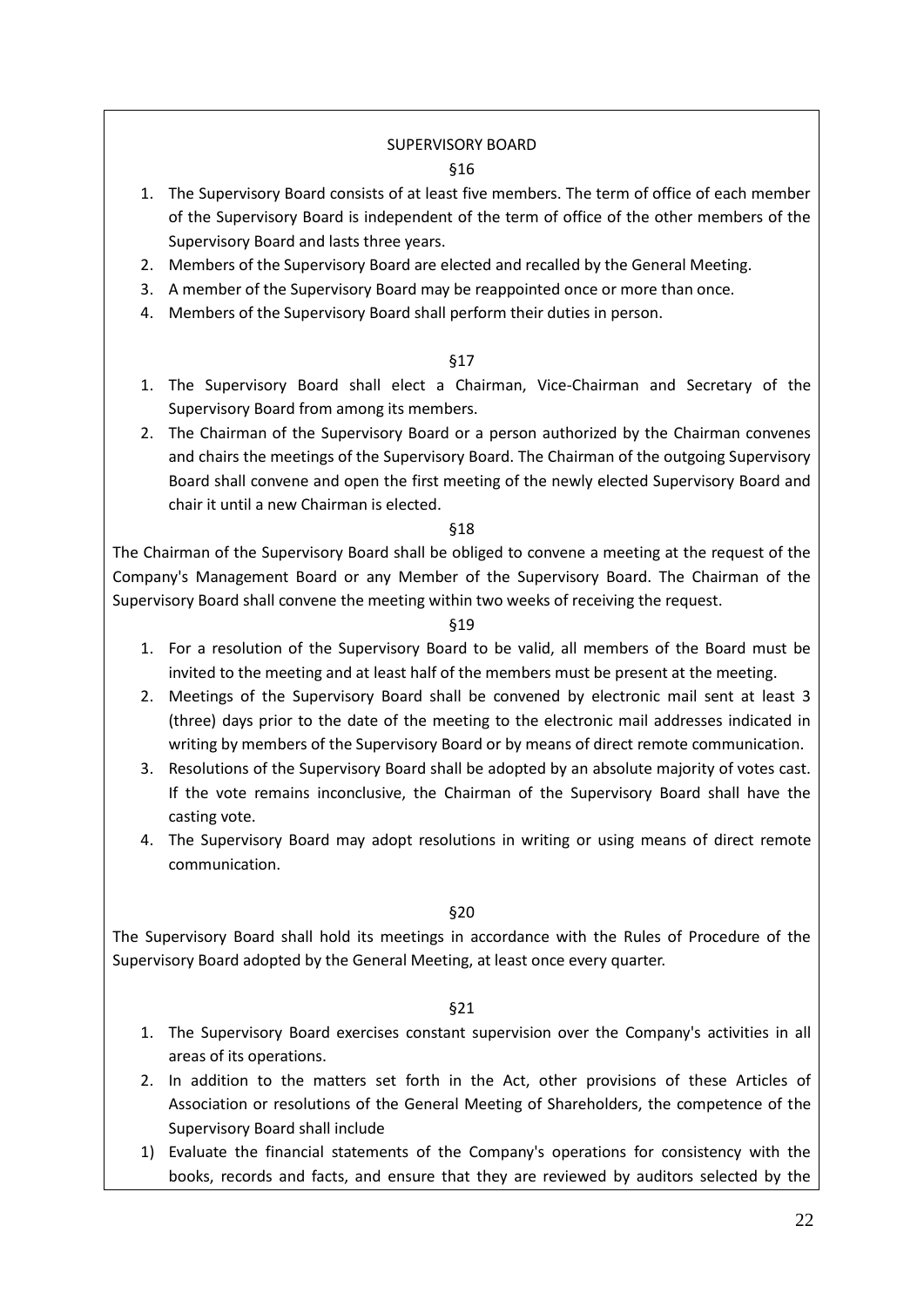## SUPERVISORY BOARD

§16

1. The Supervisory Board consists of at least five members. The term of office of each member of the Supervisory Board is independent of the term of office of the other members of the Supervisory Board and lasts three years.
2. Members of the Supervisory Board are elected and recalled by the General Meeting.
3. A member of the Supervisory Board may be reappointed once or more than once.
4. Members of the Supervisory Board shall perform their duties in person.

§17

1. The Supervisory Board shall elect a Chairman, Vice-Chairman and Secretary of the Supervisory Board from among its members.
2. The Chairman of the Supervisory Board or a person authorized by the Chairman convenes and chairs the meetings of the Supervisory Board. The Chairman of the outgoing Supervisory Board shall convene and open the first meeting of the newly elected Supervisory Board and chair it until a new Chairman is elected.

§18

The Chairman of the Supervisory Board shall be obliged to convene a meeting at the request of the Company's Management Board or any Member of the Supervisory Board. The Chairman of the Supervisory Board shall convene the meeting within two weeks of receiving the request.

§19

1. For a resolution of the Supervisory Board to be valid, all members of the Board must be invited to the meeting and at least half of the members must be present at the meeting.
2. Meetings of the Supervisory Board shall be convened by electronic mail sent at least 3 (three) days prior to the date of the meeting to the electronic mail addresses indicated in writing by members of the Supervisory Board or by means of direct remote communication.
3. Resolutions of the Supervisory Board shall be adopted by an absolute majority of votes cast. If the vote remains inconclusive, the Chairman of the Supervisory Board shall have the casting vote.
4. The Supervisory Board may adopt resolutions in writing or using means of direct remote communication.

§20

The Supervisory Board shall hold its meetings in accordance with the Rules of Procedure of the Supervisory Board adopted by the General Meeting, at least once every quarter.

§21

1. The Supervisory Board exercises constant supervision over the Company's activities in all areas of its operations.
2. In addition to the matters set forth in the Act, other provisions of these Articles of Association or resolutions of the General Meeting of Shareholders, the competence of the Supervisory Board shall include

1) Evaluate the financial statements of the Company's operations for consistency with the books, records and facts, and ensure that they are reviewed by auditors selected by the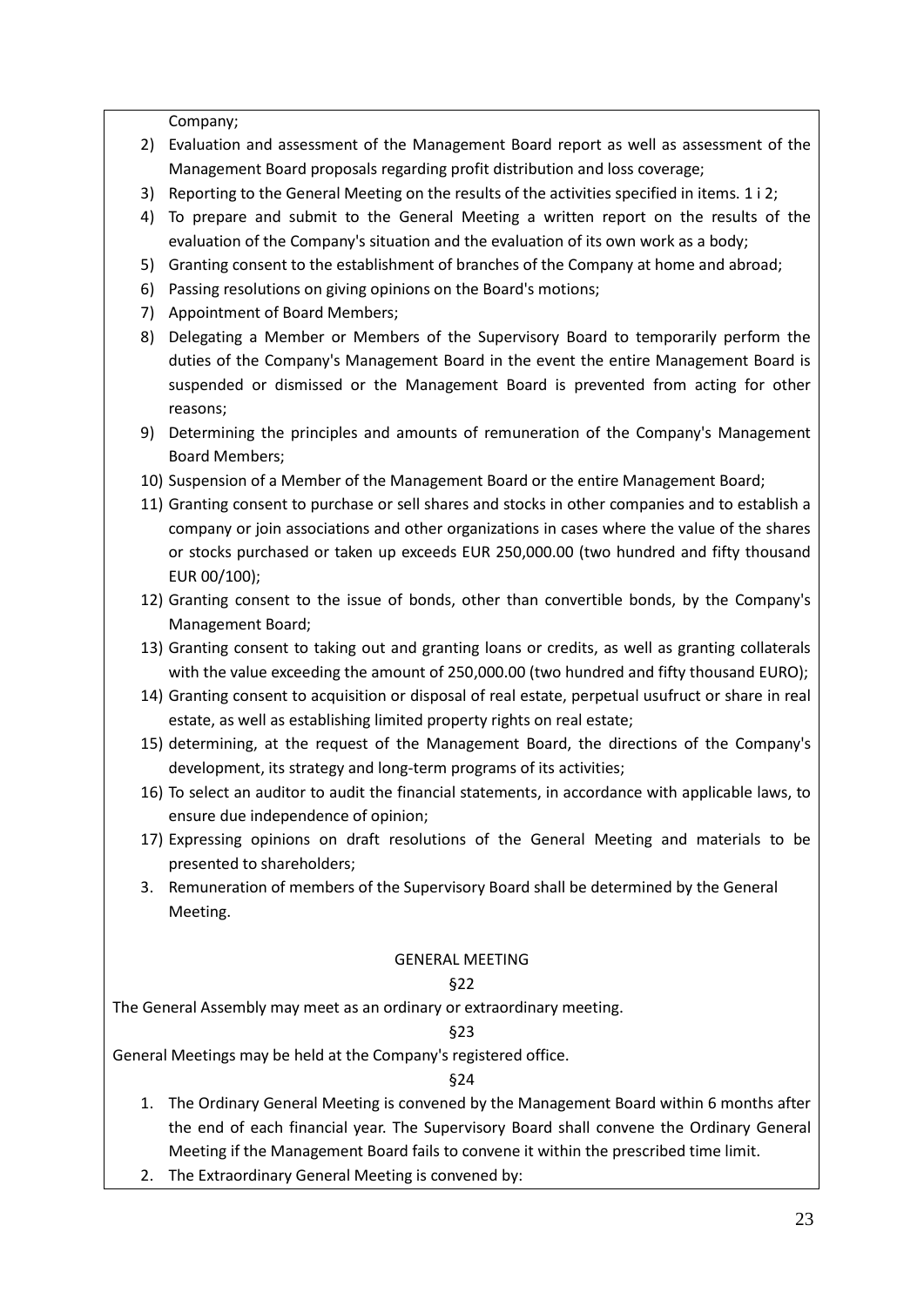Company;

2) Evaluation and assessment of the Management Board report as well as assessment of the Management Board proposals regarding profit distribution and loss coverage;
3) Reporting to the General Meeting on the results of the activities specified in items. 1 i 2;
4) To prepare and submit to the General Meeting a written report on the results of the evaluation of the Company's situation and the evaluation of its own work as a body;
5) Granting consent to the establishment of branches of the Company at home and abroad;
6) Passing resolutions on giving opinions on the Board's motions;
7) Appointment of Board Members;
8) Delegating a Member or Members of the Supervisory Board to temporarily perform the duties of the Company's Management Board in the event the entire Management Board is suspended or dismissed or the Management Board is prevented from acting for other reasons;
9) Determining the principles and amounts of remuneration of the Company's Management Board Members;
10) Suspension of a Member of the Management Board or the entire Management Board;
11) Granting consent to purchase or sell shares and stocks in other companies and to establish a company or join associations and other organizations in cases where the value of the shares or stocks purchased or taken up exceeds EUR 250,000.00 (two hundred and fifty thousand EUR 00/100);
12) Granting consent to the issue of bonds, other than convertible bonds, by the Company's Management Board;
13) Granting consent to taking out and granting loans or credits, as well as granting collaterals with the value exceeding the amount of 250,000.00 (two hundred and fifty thousand EURO);
14) Granting consent to acquisition or disposal of real estate, perpetual usufruct or share in real estate, as well as establishing limited property rights on real estate;
15) determining, at the request of the Management Board, the directions of the Company's development, its strategy and long-term programs of its activities;
16) To select an auditor to audit the financial statements, in accordance with applicable laws, to ensure due independence of opinion;
17) Expressing opinions on draft resolutions of the General Meeting and materials to be presented to shareholders;

3. Remuneration of members of the Supervisory Board shall be determined by the General Meeting.

## GENERAL MEETING

§22

The General Assembly may meet as an ordinary or extraordinary meeting.

§23

General Meetings may be held at the Company's registered office.

§24

1. The Ordinary General Meeting is convened by the Management Board within 6 months after the end of each financial year. The Supervisory Board shall convene the Ordinary General Meeting if the Management Board fails to convene it within the prescribed time limit.
2. The Extraordinary General Meeting is convened by: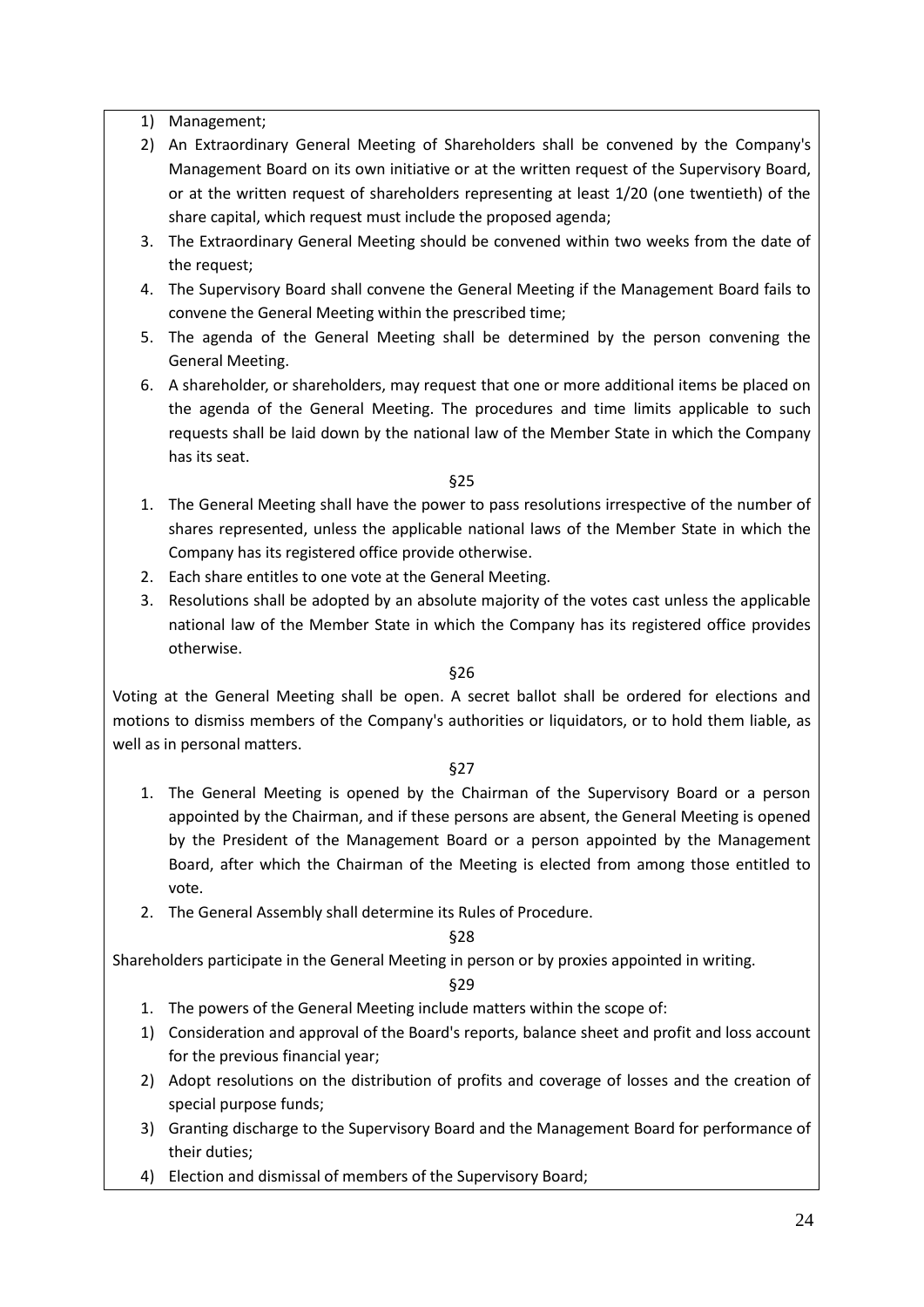1) Management;
2) An Extraordinary General Meeting of Shareholders shall be convened by the Company's Management Board on its own initiative or at the written request of the Supervisory Board, or at the written request of shareholders representing at least 1/20 (one twentieth) of the share capital, which request must include the proposed agenda;
3. The Extraordinary General Meeting should be convened within two weeks from the date of the request;
4. The Supervisory Board shall convene the General Meeting if the Management Board fails to convene the General Meeting within the prescribed time;
5. The agenda of the General Meeting shall be determined by the person convening the General Meeting.
6. A shareholder, or shareholders, may request that one or more additional items be placed on the agenda of the General Meeting. The procedures and time limits applicable to such requests shall be laid down by the national law of the Member State in which the Company has its seat.

§25

1. The General Meeting shall have the power to pass resolutions irrespective of the number of shares represented, unless the applicable national laws of the Member State in which the Company has its registered office provide otherwise.
2. Each share entitles to one vote at the General Meeting.
3. Resolutions shall be adopted by an absolute majority of the votes cast unless the applicable national law of the Member State in which the Company has its registered office provides otherwise.

§26

Voting at the General Meeting shall be open. A secret ballot shall be ordered for elections and motions to dismiss members of the Company's authorities or liquidators, or to hold them liable, as well as in personal matters.

§27

1. The General Meeting is opened by the Chairman of the Supervisory Board or a person appointed by the Chairman, and if these persons are absent, the General Meeting is opened by the President of the Management Board or a person appointed by the Management Board, after which the Chairman of the Meeting is elected from among those entitled to vote.
2. The General Assembly shall determine its Rules of Procedure.

§28

Shareholders participate in the General Meeting in person or by proxies appointed in writing.

§29

1. The powers of the General Meeting include matters within the scope of:
1) Consideration and approval of the Board's reports, balance sheet and profit and loss account for the previous financial year;
2) Adopt resolutions on the distribution of profits and coverage of losses and the creation of special purpose funds;
3) Granting discharge to the Supervisory Board and the Management Board for performance of their duties;
4) Election and dismissal of members of the Supervisory Board;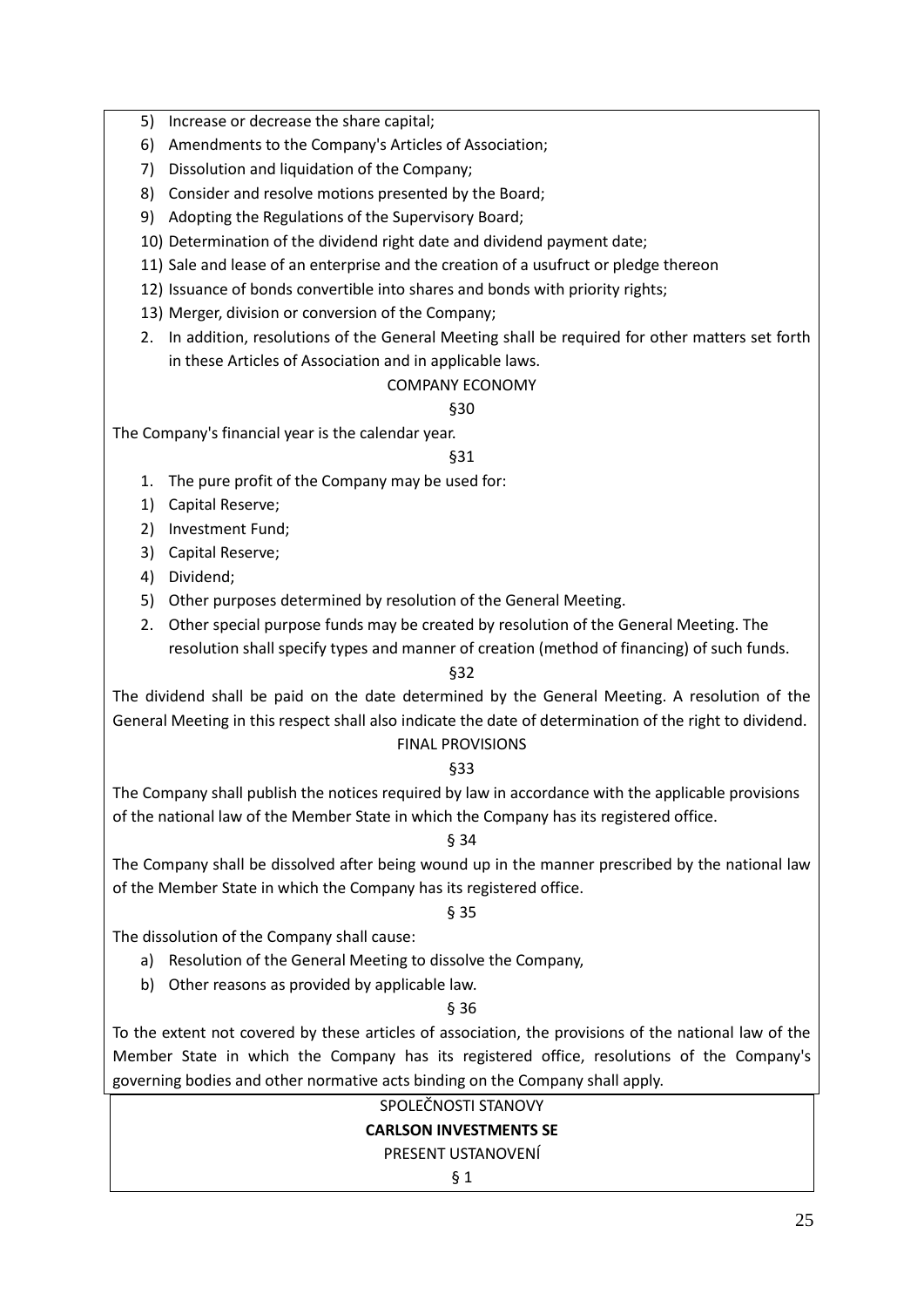5) Increase or decrease the share capital;
6) Amendments to the Company's Articles of Association;
7) Dissolution and liquidation of the Company;
8) Consider and resolve motions presented by the Board;
9) Adopting the Regulations of the Supervisory Board;
10) Determination of the dividend right date and dividend payment date;
11) Sale and lease of an enterprise and the creation of a usufruct or pledge thereon
12) Issuance of bonds convertible into shares and bonds with priority rights;
13) Merger, division or conversion of the Company;

2. In addition, resolutions of the General Meeting shall be required for other matters set forth in these Articles of Association and in applicable laws.

COMPANY ECONOMY

§30

The Company's financial year is the calendar year.

§31

1. The pure profit of the Company may be used for:
1) Capital Reserve;
2) Investment Fund;
3) Capital Reserve;
4) Dividend;
5) Other purposes determined by resolution of the General Meeting.
2. Other special purpose funds may be created by resolution of the General Meeting. The resolution shall specify types and manner of creation (method of financing) of such funds.

§32

The dividend shall be paid on the date determined by the General Meeting. A resolution of the General Meeting in this respect shall also indicate the date of determination of the right to dividend.

FINAL PROVISIONS

§33

The Company shall publish the notices required by law in accordance with the applicable provisions of the national law of the Member State in which the Company has its registered office.

§ 34

The Company shall be dissolved after being wound up in the manner prescribed by the national law of the Member State in which the Company has its registered office.

§ 35

The dissolution of the Company shall cause:

a) Resolution of the General Meeting to dissolve the Company,
b) Other reasons as provided by applicable law.

§ 36

To the extent not covered by these articles of association, the provisions of the national law of the Member State in which the Company has its registered office, resolutions of the Company's governing bodies and other normative acts binding on the Company shall apply.

SPOLEČNOSTI STANOVY

**CARLSON INVESTMENTS SE**

PRESENT USTANOVENÍ

§ 1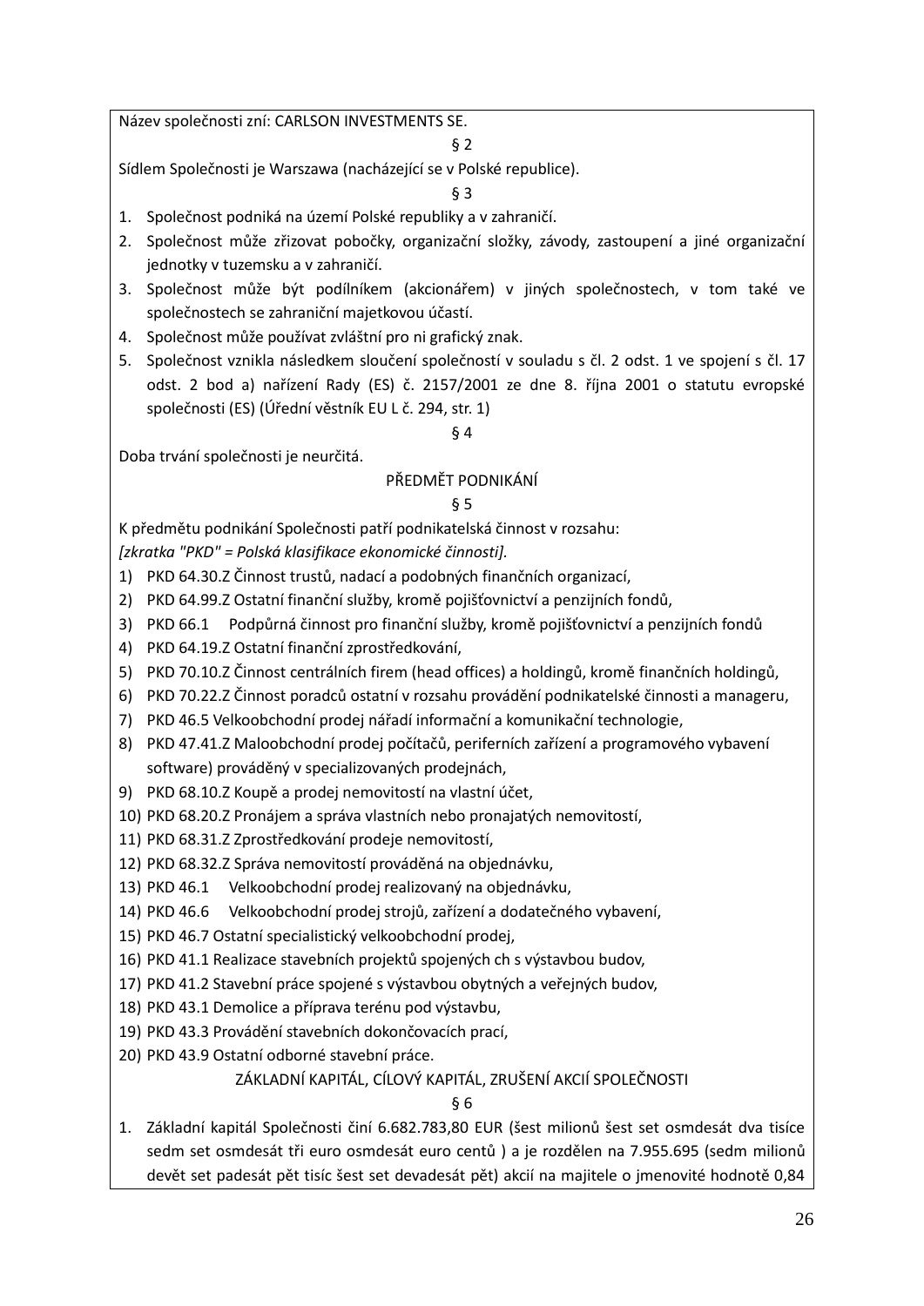Název společnosti zní: CARLSON INVESTMENTS SE.

§ 2

Sídlem Společnosti je Warszawa (nacházející se v Polské republice).

§ 3

1. Společnost podniká na území Polské republiky a v zahraničí.
2. Společnost může zřizovat pobočky, organizační složky, závody, zastoupení a jiné organizační jednotky v tuzemsku a v zahraničí.
3. Společnost může být podílníkem (akcionářem) v jiných společnostech, v tom také ve společnostech se zahraniční majetkovou účastí.
4. Společnost může používat zvláštní pro ni grafický znak.
5. Společnost vznikla následkem sloučení společností v souladu s čl. 2 odst. 1 ve spojení s čl. 17 odst. 2 bod a) nařízení Rady (ES) č. 2157/2001 ze dne 8. října 2001 o statutu evropské společnosti (ES) (Úřední věstník EU L č. 294, str. 1)

§ 4

Doba trvání společnosti je neurčitá.

PŘEDMĚT PODNIKÁNÍ

§ 5

K předmětu podnikání Společnosti patří podnikatelská činnost v rozsahu:
*[zkratka "PKD" = Polská klasifikace ekonomické činnosti]*.

1) PKD 64.30.Z Činnost trustů, nadací a podobných finančních organizací,
2) PKD 64.99.Z Ostatní finanční služby, kromě pojišťovnictví a penzijních fondů,
3) PKD 66.1 Podpůrná činnost pro finanční služby, kromě pojišťovnictví a penzijních fondů
4) PKD 64.19.Z Ostatní finanční zprostředkování,
5) PKD 70.10.Z Činnost centrálních firem (head offices) a holdingů, kromě finančních holdingů,
6) PKD 70.22.Z Činnost poradců ostatní v rozsahu provádění podnikatelské činnosti a manageru,
7) PKD 46.5 Velkoobchodní prodej nářadí informační a komunikační technologie,
8) PKD 47.41.Z Maloobchodní prodej počítačů, periferních zařízení a programového vybavení software) prováděný v specializovaných prodejnách,
9) PKD 68.10.Z Koupě a prodej nemovitostí na vlastní účet,
10) PKD 68.20.Z Pronájem a správa vlastních nebo pronajatých nemovitostí,
11) PKD 68.31.Z Zprostředkování prodeje nemovitostí,
12) PKD 68.32.Z Správa nemovitostí prováděná na objednávku,
13) PKD 46.1 Velkoobchodní prodej realizovaný na objednávku,
14) PKD 46.6 Velkoobchodní prodej strojů, zařízení a dodatečného vybavení,
15) PKD 46.7 Ostatní specialistický velkoobchodní prodej,
16) PKD 41.1 Realizace stavebních projektů spojených ch s výstavbou budov,
17) PKD 41.2 Stavební práce spojené s výstavbou obytných a veřejných budov,
18) PKD 43.1 Demolice a příprava terénu pod výstavbu,
19) PKD 43.3 Provádění stavebních dokončovacích prací,
20) PKD 43.9 Ostatní odborné stavební práce.

ZÁKLADNÍ KAPITÁL, CÍLOVÝ KAPITÁL, ZRUŠENÍ AKCIÍ SPOLEČNOSTI

§ 6

1. Základní kapitál Společnosti činí 6.682.783,80 EUR (šest milionů šest set osmdesát dva tisíce sedm set osmdesát tři euro osmdesát euro centů ) a je rozdělen na 7.955.695 (sedm milionů devět set padesát pět tisíc šest set devadesát pět) akcií na majitele o jmenovité hodnotě 0,84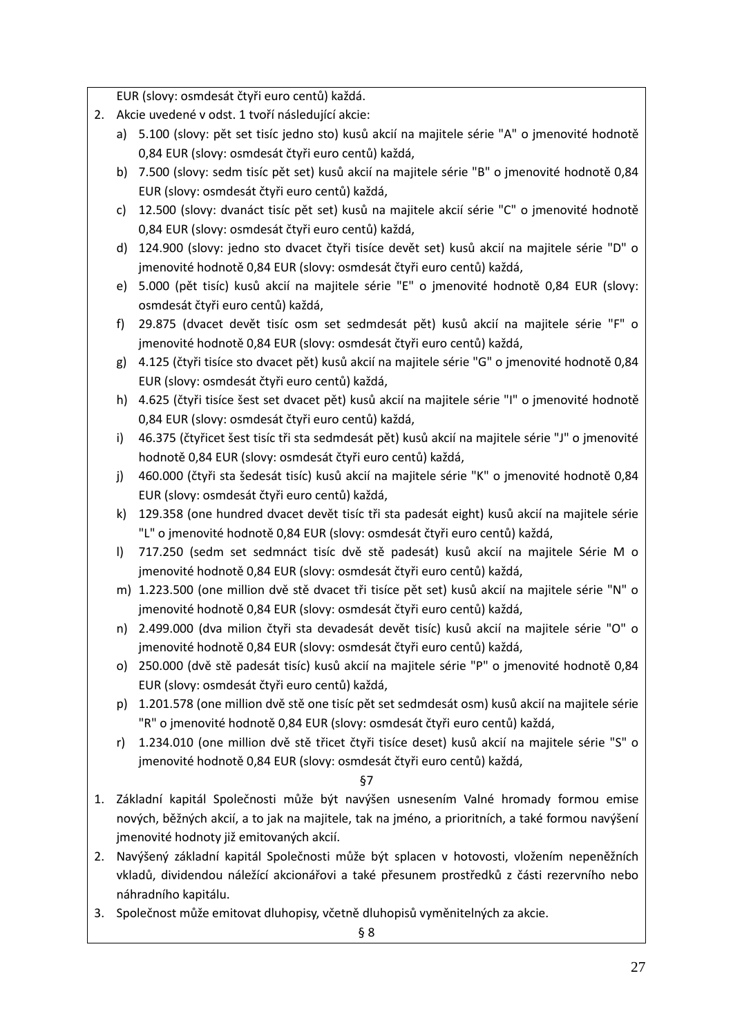EUR (slovy: osmdesát čtyři euro centů) každá.

2. Akcie uvedené v odst. 1 tvoří následující akcie:
   a) 5.100 (slovy: pět set tisíc jedno sto) kusů akcií na majitele série "A" o jmenovité hodnotě 0,84 EUR (slovy: osmdesát čtyři euro centů) každá,
   b) 7.500 (slovy: sedm tisíc pět set) kusů akcií na majitele série "B" o jmenovité hodnotě 0,84 EUR (slovy: osmdesát čtyři euro centů) každá,
   c) 12.500 (slovy: dvanáct tisíc pět set) kusů na majitele akcií série "C" o jmenovité hodnotě 0,84 EUR (slovy: osmdesát čtyři euro centů) každá,
   d) 124.900 (slovy: jedno sto dvacet čtyři tisíce devět set) kusů akcií na majitele série "D" o jmenovité hodnotě 0,84 EUR (slovy: osmdesát čtyři euro centů) každá,
   e) 5.000 (pět tisíc) kusů akcií na majitele série "E" o jmenovité hodnotě 0,84 EUR (slovy: osmdesát čtyři euro centů) každá,
   f) 29.875 (dvacet devět tisíc osm set sedmdesát pět) kusů akcií na majitele série "F" o jmenovité hodnotě 0,84 EUR (slovy: osmdesát čtyři euro centů) každá,
   g) 4.125 (čtyři tisíce sto dvacet pět) kusů akcií na majitele série "G" o jmenovité hodnotě 0,84 EUR (slovy: osmdesát čtyři euro centů) každá,
   h) 4.625 (čtyři tisíce šest set dvacet pět) kusů akcií na majitele série "I" o jmenovité hodnotě 0,84 EUR (slovy: osmdesát čtyři euro centů) každá,
   i) 46.375 (čtyřicet šest tisíc tři sta sedmdesát pět) kusů akcií na majitele série "J" o jmenovité hodnotě 0,84 EUR (slovy: osmdesát čtyři euro centů) každá,
   j) 460.000 (čtyři sta šedesát tisíc) kusů akcií na majitele série "K" o jmenovité hodnotě 0,84 EUR (slovy: osmdesát čtyři euro centů) každá,
   k) 129.358 (one hundred dvacet devět tisíc tři sta padesát eight) kusů akcií na majitele série "L" o jmenovité hodnotě 0,84 EUR (slovy: osmdesát čtyři euro centů) každá,
   l) 717.250 (sedm set sedmnáct tisíc dvě stě padesát) kusů akcií na majitele Série M o jmenovité hodnotě 0,84 EUR (slovy: osmdesát čtyři euro centů) každá,
   m) 1.223.500 (one million dvě stě dvacet tři tisíce pět set) kusů akcií na majitele série "N" o jmenovité hodnotě 0,84 EUR (slovy: osmdesát čtyři euro centů) každá,
   n) 2.499.000 (dva milion čtyři sta devadesát devět tisíc) kusů akcií na majitele série "O" o jmenovité hodnotě 0,84 EUR (slovy: osmdesát čtyři euro centů) každá,
   o) 250.000 (dvě stě padesát tisíc) kusů akcií na majitele série "P" o jmenovité hodnotě 0,84 EUR (slovy: osmdesát čtyři euro centů) každá,
   p) 1.201.578 (one million dvě stě one tisíc pět set sedmdesát osm) kusů akcií na majitele série "R" o jmenovité hodnotě 0,84 EUR (slovy: osmdesát čtyři euro centů) každá,
   r) 1.234.010 (one million dvě stě třicet čtyři tisíce deset) kusů akcií na majitele série "S" o jmenovité hodnotě 0,84 EUR (slovy: osmdesát čtyři euro centů) každá,

§7

1. Základní kapitál Společnosti může být navýšen usnesením Valné hromady formou emise nových, běžných akcií, a to jak na majitele, tak na jméno, a prioritních, a také formou navýšení jmenovité hodnoty již emitovaných akcií.
2. Navýšený základní kapitál Společnosti může být splacen v hotovosti, vložením nepeněžních vkladů, dividendou náležící akcionářovi a také přesunem prostředků z části rezervního nebo náhradního kapitálu.
3. Společnost může emitovat dluhopisy, včetně dluhopisů vyměnitelných za akcie.

§ 8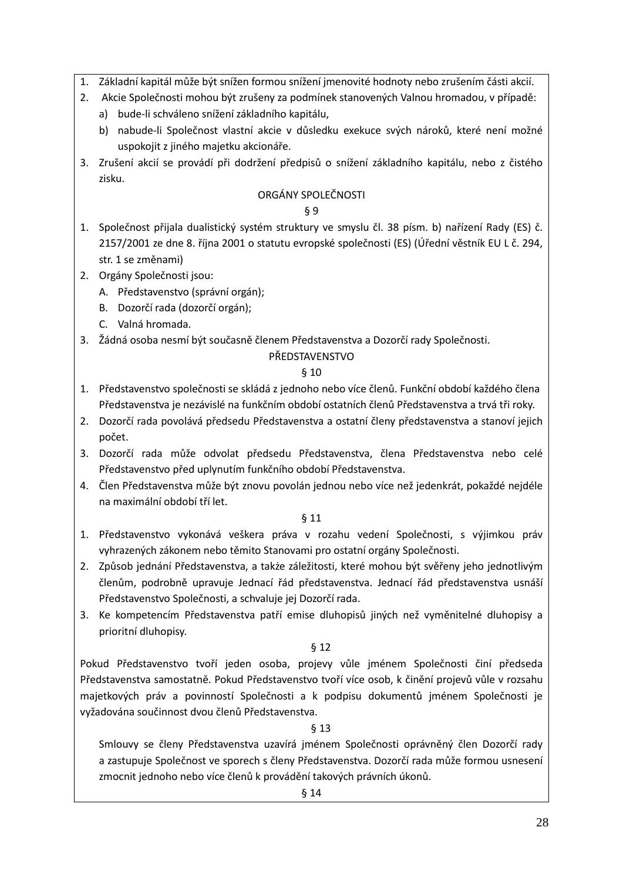1. Základní kapitál může být snížen formou snížení jmenovité hodnoty nebo zrušením části akcií.
2. Akcie Společnosti mohou být zrušeny za podmínek stanovených Valnou hromadou, v případě:
   a) bude-li schváleno snížení základního kapitálu,
   b) nabude-li Společnost vlastní akcie v důsledku exekuce svých nároků, které není možné uspokojit z jiného majetku akcionáře.
3. Zrušení akcií se provádí při dodržení předpisů o snížení základního kapitálu, nebo z čistého zisku.

ORGÁNY SPOLEČNOSTI

§ 9

1. Společnost přijala dualistický systém struktury ve smyslu čl. 38 písm. b) nařízení Rady (ES) č. 2157/2001 ze dne 8. října 2001 o statutu evropské společnosti (ES) (Úřední věstník EU L č. 294, str. 1 se změnami)
2. Orgány Společnosti jsou:
   A. Představenstvo (správní orgán);
   B. Dozorčí rada (dozorčí orgán);
   C. Valná hromada.
3. Žádná osoba nesmí být současně členem Představenstva a Dozorčí rady Společnosti.

PŘEDSTAVENSTVO

§ 10

1. Představenstvo společnosti se skládá z jednoho nebo více členů. Funkční období každého člena Představenstva je nezávislé na funkčním období ostatních členů Představenstva a trvá tři roky.
2. Dozorčí rada povolává předsedu Představenstva a ostatní členy představenstva a stanoví jejich počet.
3. Dozorčí rada může odvolat předsedu Představenstva, člena Představenstva nebo celé Představenstvo před uplynutím funkčního období Představenstva.
4. Člen Představenstva může být znovu povolán jednou nebo více než jedenkrát, pokaždé nejdéle na maximální období tří let.

§ 11

1. Představenstvo vykonává veškera práva v rozahu vedení Společnosti, s výjimkou práv vyhrazených zákonem nebo těmito Stanovami pro ostatní orgány Společnosti.
2. Způsob jednání Představenstva, a takže záležitosti, které mohou být svěřeny jeho jednotlivým členům, podrobně upravuje Jednací řád představenstva. Jednací řád představenstva usnáší Představenstvo Společnosti, a schvaluje jej Dozorčí rada.
3. Ke kompetencím Představenstva patří emise dluhopisů jiných než vyměnitelné dluhopisy a prioritní dluhopisy.

§ 12

Pokud Představenstvo tvoří jeden osoba, projevy vůle jménem Společnosti činí předseda Představenstva samostatně. Pokud Představenstvo tvoří více osob, k činění projevů vůle v rozsahu majetkových práv a povinností Společnosti a k podpisu dokumentů jménem Společnosti je vyžadována součinnost dvou členů Představenstva.

§ 13

Smlouvy se členy Představenstva uzavírá jménem Společnosti oprávněný člen Dozorčí rady a zastupuje Společnost ve sporech s členy Představenstva. Dozorčí rada může formou usnesení zmocnit jednoho nebo více členů k provádění takových právních úkonů.

§ 14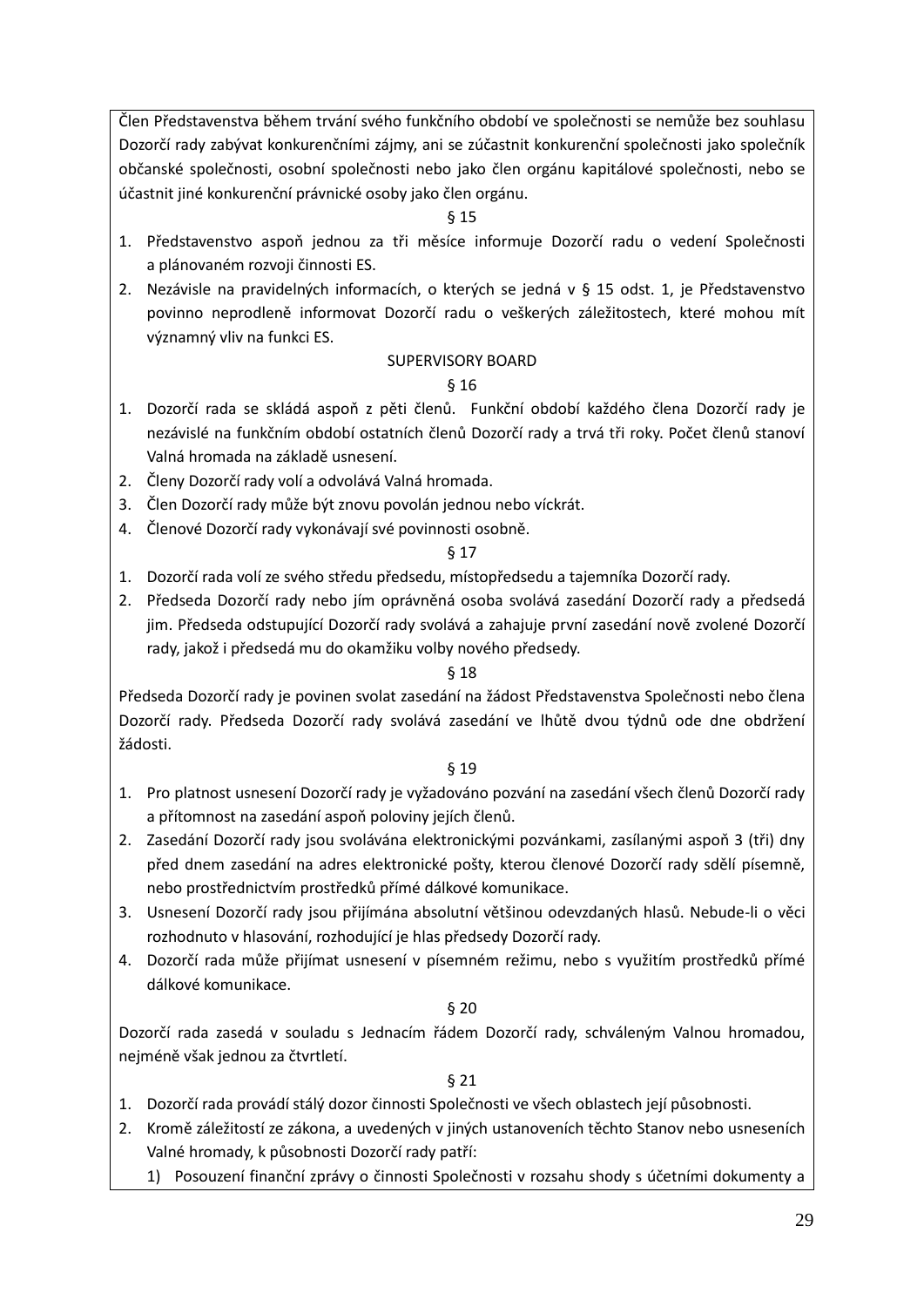Člen Představenstva během trvání svého funkčního období ve společnosti se nemůže bez souhlasu Dozorčí rady zabývat konkurenčními zájmy, ani se zúčastnit konkurenční společnosti jako společník občanské společnosti, osobní společnosti nebo jako člen orgánu kapitálové společnosti, nebo se účastnit jiné konkurenční právnické osoby jako člen orgánu.

§ 15

1. Představenstvo aspoň jednou za tři měsíce informuje Dozorčí radu o vedení Společnosti a plánovaném rozvoji činnosti ES.
2. Nezávisle na pravidelných informacích, o kterých se jedná v § 15 odst. 1, je Představenstvo povinno neprodleně informovat Dozorčí radu o veškerých záležitostech, které mohou mít významný vliv na funkci ES.

SUPERVISORY BOARD

§ 16

1. Dozorčí rada se skládá aspoň z pěti členů. Funkční období každého člena Dozorčí rady je nezávislé na funkčním období ostatních členů Dozorčí rady a trvá tři roky. Počet členů stanoví Valná hromada na základě usnesení.
2. Členy Dozorčí rady volí a odvolává Valná hromada.
3. Člen Dozorčí rady může být znovu povolán jednou nebo víckrát.
4. Členové Dozorčí rady vykonávají své povinnosti osobně.

§ 17

1. Dozorčí rada volí ze svého středu předsedu, místopředsedu a tajemníka Dozorčí rady.
2. Předseda Dozorčí rady nebo jím oprávněná osoba svolává zasedání Dozorčí rady a předsedá jim. Předseda odstupující Dozorčí rady svolává a zahajuje první zasedání nově zvolené Dozorčí rady, jakož i předsedá mu do okamžiku volby nového předsedy.

§ 18

Předseda Dozorčí rady je povinen svolat zasedání na žádost Představenstva Společnosti nebo člena Dozorčí rady. Předseda Dozorčí rady svolává zasedání ve lhůtě dvou týdnů ode dne obdržení žádosti.

§ 19

1. Pro platnost usnesení Dozorčí rady je vyžadováno pozvání na zasedání všech členů Dozorčí rady a přítomnost na zasedání aspoň poloviny jejích členů.
2. Zasedání Dozorčí rady jsou svolávána elektronickými pozvánkami, zasílanými aspoň 3 (tři) dny před dnem zasedání na adres elektronické pošty, kterou členové Dozorčí rady sdělí písemně, nebo prostřednictvím prostředků přímé dálkové komunikace.
3. Usnesení Dozorčí rady jsou přijímána absolutní většinou odevzdaných hlasů. Nebude-li o věci rozhodnuto v hlasování, rozhodující je hlas předsedy Dozorčí rady.
4. Dozorčí rada může přijímat usnesení v písemném režimu, nebo s využitím prostředků přímé dálkové komunikace.

§ 20

Dozorčí rada zasedá v souladu s Jednacím řádem Dozorčí rady, schváleným Valnou hromadou, nejméně však jednou za čtvrtletí.

§ 21

1. Dozorčí rada provádí stálý dozor činnosti Společnosti ve všech oblastech její působnosti.
2. Kromě záležitostí ze zákona, a uvedených v jiných ustanoveních těchto Stanov nebo usneseních Valné hromady, k působnosti Dozorčí rady patří:
   1) Posouzení finanční zprávy o činnosti Společnosti v rozsahu shody s účetními dokumenty a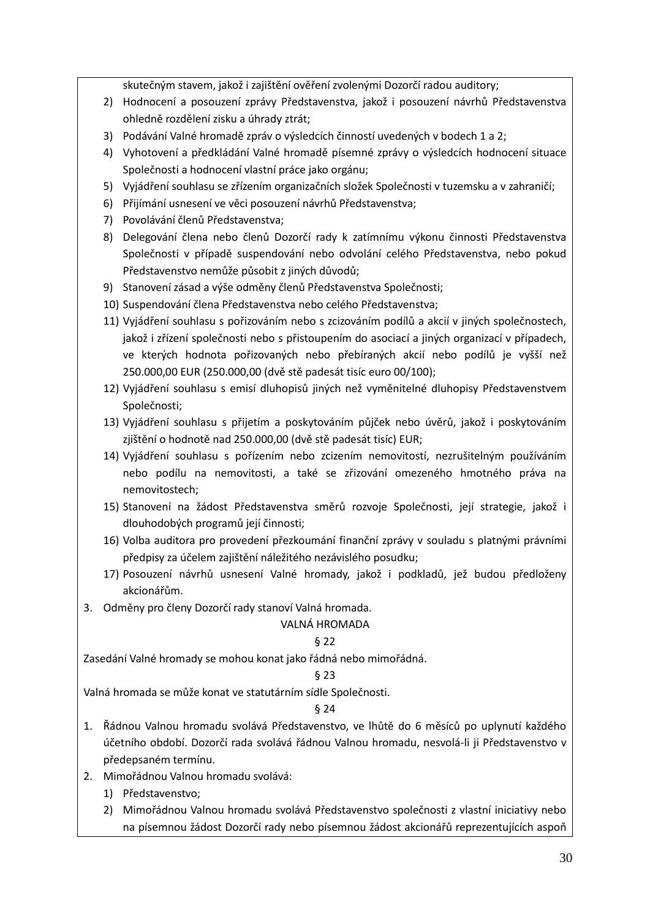skutečným stavem, jakož i zajištění ověření zvolenými Dozorčí radou auditory;

2) Hodnocení a posouzení zprávy Představenstva, jakož i posouzení návrhů Představenstva ohledně rozdělení zisku a úhrady ztrát;
3) Podávání Valné hromadě zpráv o výsledcích činností uvedených v bodech 1 a 2;
4) Vyhotovení a předkládání Valné hromadě písemné zprávy o výsledcích hodnocení situace Společnosti a hodnocení vlastní práce jako orgánu;
5) Vyjádření souhlasu se zřízením organizačních složek Společnosti v tuzemsku a v zahraničí;
6) Přijímání usnesení ve věci posouzení návrhů Představenstva;
7) Povolávání členů Představenstva;
8) Delegování člena nebo členů Dozorčí rady k zatímnímu výkonu činnosti Představenstva Společnosti v případě suspendování nebo odvolání celého Představenstva, nebo pokud Představenstvo nemůže působit z jiných důvodů;
9) Stanovení zásad a výše odměny členů Představenstva Společnosti;
10) Suspendování člena Představenstva nebo celého Představenstva;
11) Vyjádření souhlasu s pořizováním nebo s zcizováním podílů a akcií v jiných společnostech, jakož i zřízení společnosti nebo s přistoupením do asociací a jiných organizací v případech, ve kterých hodnota pořizovaných nebo přebíraných akcií nebo podílů je vyšší než 250.000,00 EUR (250.000,00 (dvě stě padesát tisíc euro 00/100);
12) Vyjádření souhlasu s emisí dluhopisů jiných než vyměnitelné dluhopisy Představenstvem Společnosti;
13) Vyjádření souhlasu s přijetím a poskytováním půjček nebo úvěrů, jakož i poskytováním zjištění o hodnotě nad 250.000,00 (dvě stě padesát tisíc) EUR;
14) Vyjádření souhlasu s pořízením nebo zcizením nemovitostí, nezrušitelným používáním nebo podílu na nemovitosti, a také se zřizování omezeného hmotného práva na nemovitostech;
15) Stanovení na žádost Představenstva směrů rozvoje Společnosti, její strategie, jakož i dlouhodobých programů její činnosti;
16) Volba auditora pro provedení přezkoumání finanční zprávy v souladu s platnými právními předpisy za účelem zajištění náležitého nezávislého posudku;
17) Posouzení návrhů usnesení Valné hromady, jakož i podkladů, jež budou předloženy akcionářům.

3. Odměny pro členy Dozorčí rady stanoví Valná hromada.

## VALNÁ HROMADA

### § 22

Zasedání Valné hromady se mohou konat jako řádná nebo mimořádná.

### § 23

Valná hromada se může konat ve statutárním sídle Společnosti.

### § 24

1. Řádnou Valnou hromadu svolává Představenstvo, ve lhůtě do 6 měsíců po uplynutí každého účetního období. Dozorčí rada svolává řádnou Valnou hromadu, nesvolá-li ji Představenstvo v předepsaném termínu.
2. Mimořádnou Valnou hromadu svolává:
   1) Představenstvo;
   2) Mimořádnou Valnou hromadu svolává Představenstvo společnosti z vlastní iniciativy nebo na písemnou žádost Dozorčí rady nebo písemnou žádost akcionářů reprezentujících aspoň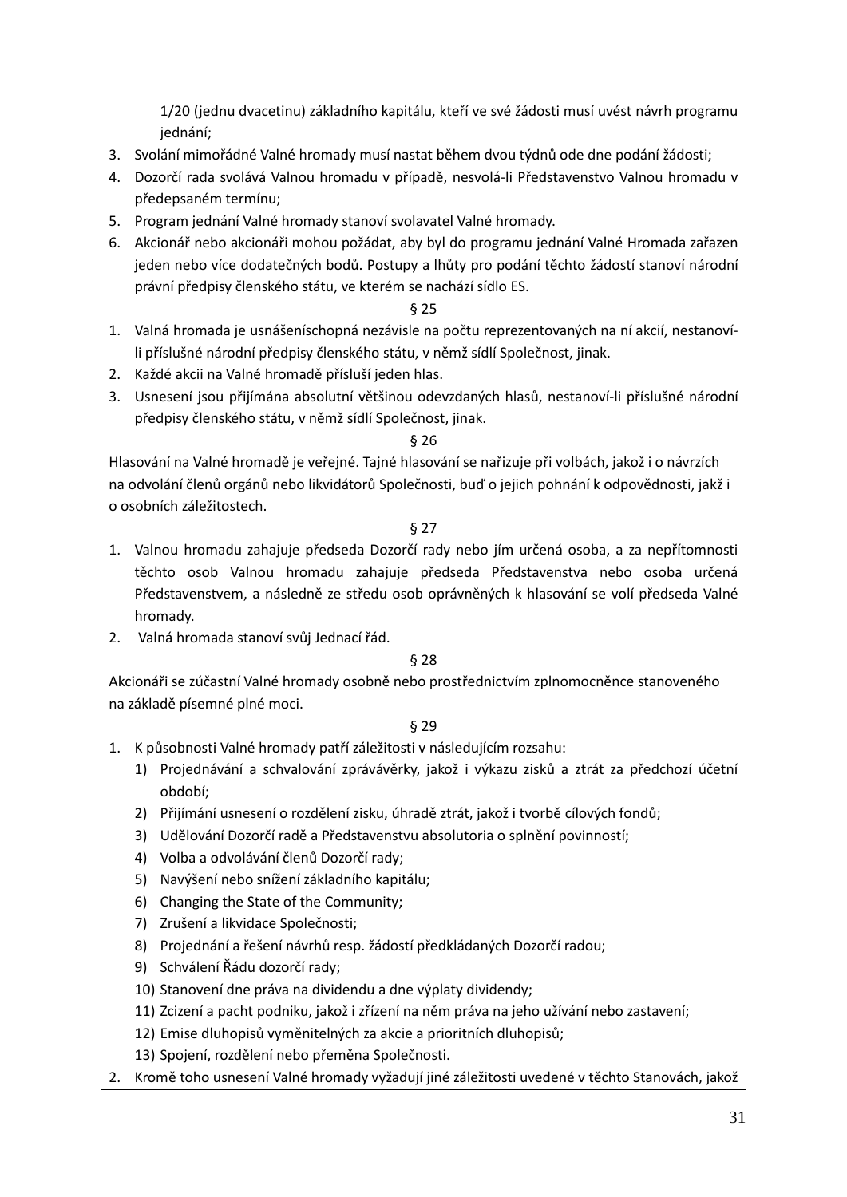1/20 (jednu dvacetinu) základního kapitálu, kteří ve své žádosti musí uvést návrh programu jednání;

3. Svolání mimořádné Valné hromady musí nastat během dvou týdnů ode dne podání žádosti;
4. Dozorčí rada svolává Valnou hromadu v případě, nesvolá-li Představenstvo Valnou hromadu v předepsaném termínu;
5. Program jednání Valné hromady stanoví svolavatel Valné hromady.
6. Akcionář nebo akcionáři mohou požádat, aby byl do programu jednání Valné Hromada zařazen jeden nebo více dodatečných bodů. Postupy a lhůty pro podání těchto žádostí stanoví národní právní předpisy členského státu, ve kterém se nachází sídlo ES.

§ 25

1. Valná hromada je usnášeníschopná nezávisle na počtu reprezentovaných na ní akcií, nestanoví-li příslušné národní předpisy členského státu, v němž sídlí Společnost, jinak.
2. Každé akcii na Valné hromadě přísluší jeden hlas.
3. Usnesení jsou přijímána absolutní většinou odevzdaných hlasů, nestanoví-li příslušné národní předpisy členského státu, v němž sídlí Společnost, jinak.

§ 26

Hlasování na Valné hromadě je veřejné. Tajné hlasování se nařizuje při volbách, jakož i o návrzích na odvolání členů orgánů nebo likvidátorů Společnosti, buď o jejich pohnání k odpovědnosti, jakž i o osobních záležitostech.

§ 27

1. Valnou hromadu zahajuje předseda Dozorčí rady nebo jím určená osoba, a za nepřítomnosti těchto osob Valnou hromadu zahajuje předseda Představenstva nebo osoba určená Představenstvem, a následně ze středu osob oprávněných k hlasování se volí předseda Valné hromady.
2. Valná hromada stanoví svůj Jednací řád.

§ 28

Akcionáři se zúčastní Valné hromady osobně nebo prostřednictvím zplnomocněnce stanoveného na základě písemné plné moci.

§ 29

1. K působnosti Valné hromady patří záležitosti v následujícím rozsahu:
   1) Projednávání a schvalování zprávávěrky, jakož i výkazu zisků a ztrát za předchozí účetní období;
   2) Přijímání usnesení o rozdělení zisku, úhradě ztrát, jakož i tvorbě cílových fondů;
   3) Udělování Dozorčí radě a Představenstvu absolutoria o splnění povinností;
   4) Volba a odvolávání členů Dozorčí rady;
   5) Navýšení nebo snížení základního kapitálu;
   6) Changing the State of the Community;
   7) Zrušení a likvidace Společnosti;
   8) Projednání a řešení návrhů resp. žádostí předkládaných Dozorčí radou;
   9) Schválení Řádu dozorčí rady;
   10) Stanovení dne práva na dividendu a dne výplaty dividendy;
   11) Zcizení a pacht podniku, jakož i zřízení na něm práva na jeho užívání nebo zastavení;
   12) Emise dluhopisů vyměnitelných za akcie a prioritních dluhopisů;
   13) Spojení, rozdělení nebo přeměna Společnosti.
2. Kromě toho usnesení Valné hromady vyžadují jiné záležitosti uvedené v těchto Stanovách, jakož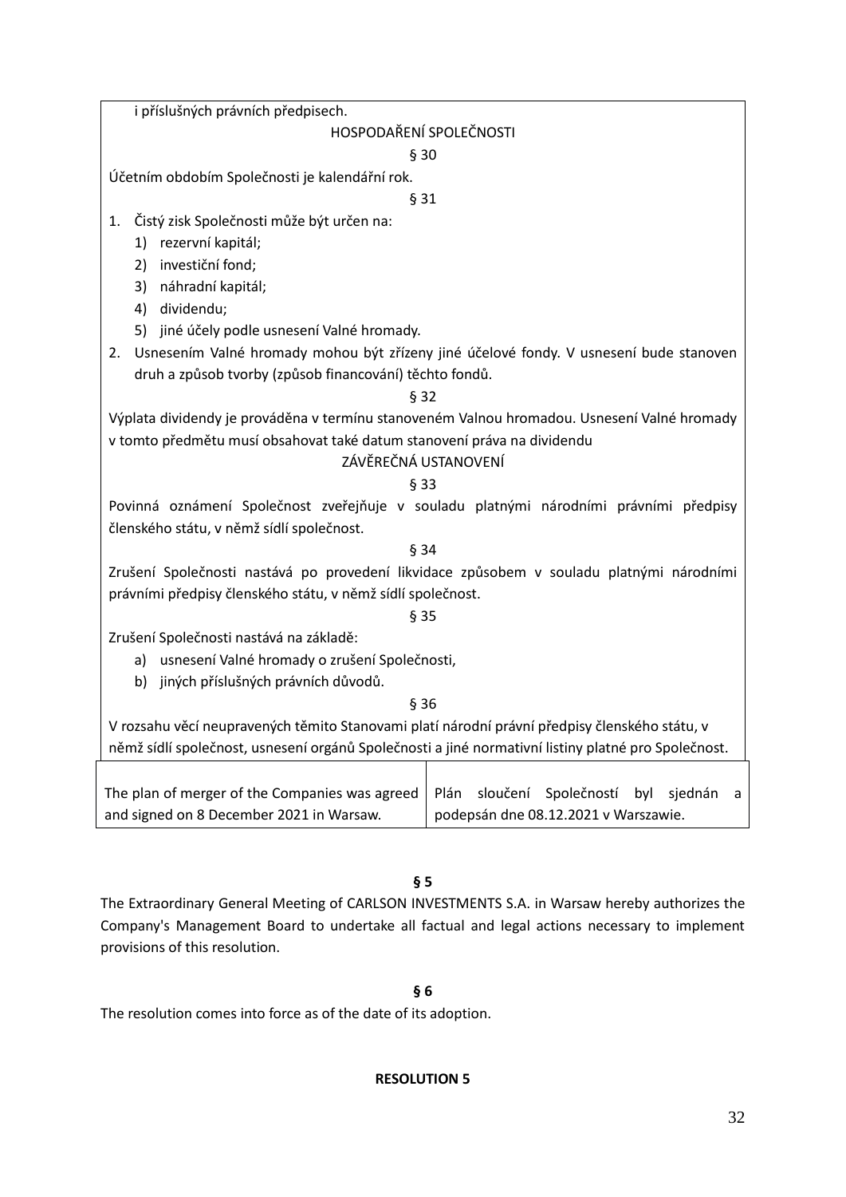i příslušných právních předpisech.

HOSPODAŘENÍ SPOLEČNOSTI

§ 30

Účetním obdobím Společnosti je kalendářní rok.

§ 31

1. Čistý zisk Společnosti může být určen na:
    1) rezervní kapitál;
    2) investiční fond;
    3) náhradní kapitál;
    4) dividendu;
    5) jiné účely podle usnesení Valné hromady.
2. Usnesením Valné hromady mohou být zřízeny jiné účelové fondy. V usnesení bude stanoven druh a způsob tvorby (způsob financování) těchto fondů.

§ 32

Výplata dividendy je prováděna v termínu stanoveném Valnou hromadou. Usnesení Valné hromady v tomto předmětu musí obsahovat také datum stanovení práva na dividendu

ZÁVĚREČNÁ USTANOVENÍ

§ 33

Povinná oznámení Společnost zveřejňuje v souladu platnými národními právními předpisy členského státu, v němž sídlí společnost.

§ 34

Zrušení Společnosti nastává po provedení likvidace způsobem v souladu platnými národními právními předpisy členského státu, v němž sídlí společnost.

§ 35

Zrušení Společnosti nastává na základě:
  a) usnesení Valné hromady o zrušení Společnosti,
  b) jiných příslušných právních důvodů.

§ 36

V rozsahu věcí neupravených těmito Stanovami platí národní právní předpisy členského státu, v němž sídlí společnost, usnesení orgánů Společnosti a jiné normativní listiny platné pro Společnost.

| The plan of merger of the Companies was agreed and signed on 8 December 2021 in Warsaw. | Plán sloučení Společností byl sjednán a podepsán dne 08.12.2021 v Warszawie. |
|---|---|

**§ 5**

The Extraordinary General Meeting of CARLSON INVESTMENTS S.A. in Warsaw hereby authorizes the Company's Management Board to undertake all factual and legal actions necessary to implement provisions of this resolution.

**§ 6**

The resolution comes into force as of the date of its adoption.

**RESOLUTION 5**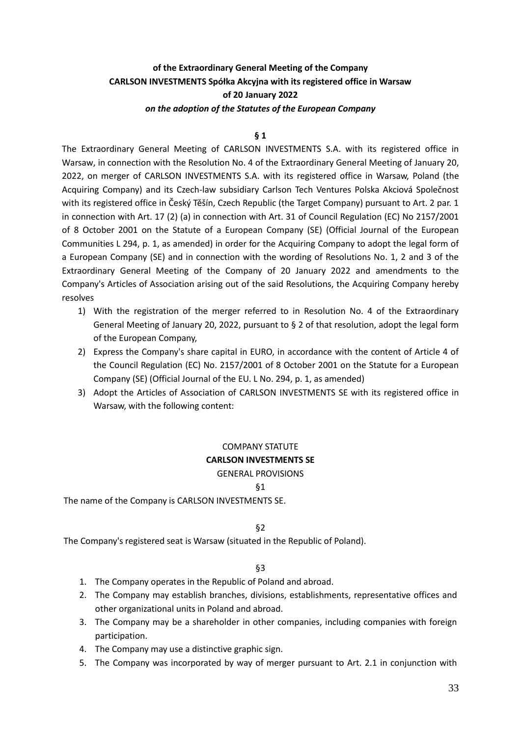**of the Extraordinary General Meeting of the Company**
**CARLSON INVESTMENTS Spółka Akcyjna with its registered office in Warsaw**
**of 20 January 2022**
***on the adoption of the Statutes of the European Company***

**§ 1**

The Extraordinary General Meeting of CARLSON INVESTMENTS S.A. with its registered office in Warsaw, in connection with the Resolution No. 4 of the Extraordinary General Meeting of January 20, 2022, on merger of CARLSON INVESTMENTS S.A. with its registered office in Warsaw, Poland (the Acquiring Company) and its Czech-law subsidiary Carlson Tech Ventures Polska Akciová Společnost with its registered office in Český Těšín, Czech Republic (the Target Company) pursuant to Art. 2 par. 1 in connection with Art. 17 (2) (a) in connection with Art. 31 of Council Regulation (EC) No 2157/2001 of 8 October 2001 on the Statute of a European Company (SE) (Official Journal of the European Communities L 294, p. 1, as amended) in order for the Acquiring Company to adopt the legal form of a European Company (SE) and in connection with the wording of Resolutions No. 1, 2 and 3 of the Extraordinary General Meeting of the Company of 20 January 2022 and amendments to the Company's Articles of Association arising out of the said Resolutions, the Acquiring Company hereby resolves

1) With the registration of the merger referred to in Resolution No. 4 of the Extraordinary General Meeting of January 20, 2022, pursuant to § 2 of that resolution, adopt the legal form of the European Company,
2) Express the Company's share capital in EURO, in accordance with the content of Article 4 of the Council Regulation (EC) No. 2157/2001 of 8 October 2001 on the Statute for a European Company (SE) (Official Journal of the EU. L No. 294, p. 1, as amended)
3) Adopt the Articles of Association of CARLSON INVESTMENTS SE with its registered office in Warsaw, with the following content:

COMPANY STATUTE
**CARLSON INVESTMENTS SE**
GENERAL PROVISIONS

§1

The name of the Company is CARLSON INVESTMENTS SE.

§2

The Company's registered seat is Warsaw (situated in the Republic of Poland).

§3

1. The Company operates in the Republic of Poland and abroad.
2. The Company may establish branches, divisions, establishments, representative offices and other organizational units in Poland and abroad.
3. The Company may be a shareholder in other companies, including companies with foreign participation.
4. The Company may use a distinctive graphic sign.
5. The Company was incorporated by way of merger pursuant to Art. 2.1 in conjunction with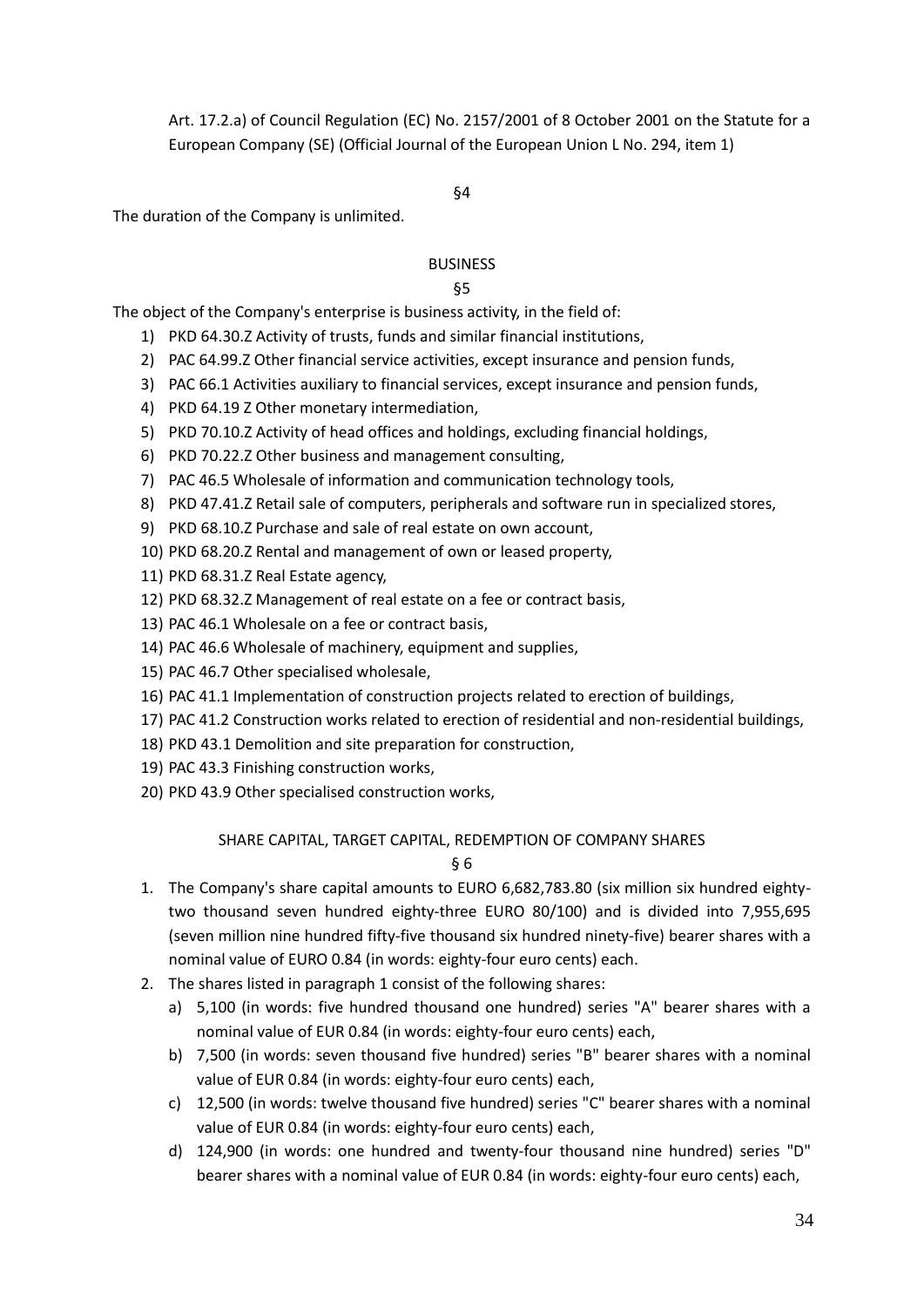Art. 17.2.a) of Council Regulation (EC) No. 2157/2001 of 8 October 2001 on the Statute for a European Company (SE) (Official Journal of the European Union L No. 294, item 1)

§4

The duration of the Company is unlimited.

BUSINESS

§5

The object of the Company's enterprise is business activity, in the field of:

1) PKD 64.30.Z Activity of trusts, funds and similar financial institutions,
2) PAC 64.99.Z Other financial service activities, except insurance and pension funds,
3) PAC 66.1 Activities auxiliary to financial services, except insurance and pension funds,
4) PKD 64.19 Z Other monetary intermediation,
5) PKD 70.10.Z Activity of head offices and holdings, excluding financial holdings,
6) PKD 70.22.Z Other business and management consulting,
7) PAC 46.5 Wholesale of information and communication technology tools,
8) PKD 47.41.Z Retail sale of computers, peripherals and software run in specialized stores,
9) PKD 68.10.Z Purchase and sale of real estate on own account,
10) PKD 68.20.Z Rental and management of own or leased property,
11) PKD 68.31.Z Real Estate agency,
12) PKD 68.32.Z Management of real estate on a fee or contract basis,
13) PAC 46.1 Wholesale on a fee or contract basis,
14) PAC 46.6 Wholesale of machinery, equipment and supplies,
15) PAC 46.7 Other specialised wholesale,
16) PAC 41.1 Implementation of construction projects related to erection of buildings,
17) PAC 41.2 Construction works related to erection of residential and non-residential buildings,
18) PKD 43.1 Demolition and site preparation for construction,
19) PAC 43.3 Finishing construction works,
20) PKD 43.9 Other specialised construction works,

SHARE CAPITAL, TARGET CAPITAL, REDEMPTION OF COMPANY SHARES

§ 6

1. The Company's share capital amounts to EURO 6,682,783.80 (six million six hundred eighty-two thousand seven hundred eighty-three EURO 80/100) and is divided into 7,955,695 (seven million nine hundred fifty-five thousand six hundred ninety-five) bearer shares with a nominal value of EURO 0.84 (in words: eighty-four euro cents) each.
2. The shares listed in paragraph 1 consist of the following shares:
   a) 5,100 (in words: five hundred thousand one hundred) series "A" bearer shares with a nominal value of EUR 0.84 (in words: eighty-four euro cents) each,
   b) 7,500 (in words: seven thousand five hundred) series "B" bearer shares with a nominal value of EUR 0.84 (in words: eighty-four euro cents) each,
   c) 12,500 (in words: twelve thousand five hundred) series "C" bearer shares with a nominal value of EUR 0.84 (in words: eighty-four euro cents) each,
   d) 124,900 (in words: one hundred and twenty-four thousand nine hundred) series "D" bearer shares with a nominal value of EUR 0.84 (in words: eighty-four euro cents) each,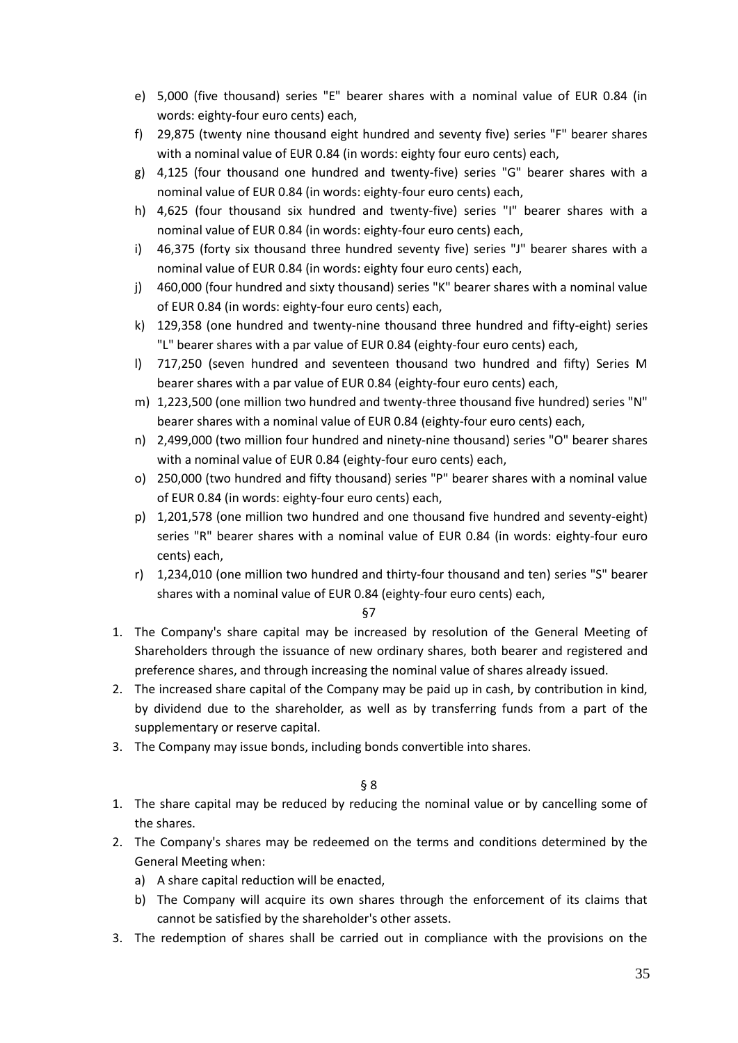e) 5,000 (five thousand) series "E" bearer shares with a nominal value of EUR 0.84 (in words: eighty-four euro cents) each,
f) 29,875 (twenty nine thousand eight hundred and seventy five) series "F" bearer shares with a nominal value of EUR 0.84 (in words: eighty four euro cents) each,
g) 4,125 (four thousand one hundred and twenty-five) series "G" bearer shares with a nominal value of EUR 0.84 (in words: eighty-four euro cents) each,
h) 4,625 (four thousand six hundred and twenty-five) series "I" bearer shares with a nominal value of EUR 0.84 (in words: eighty-four euro cents) each,
i) 46,375 (forty six thousand three hundred seventy five) series "J" bearer shares with a nominal value of EUR 0.84 (in words: eighty four euro cents) each,
j) 460,000 (four hundred and sixty thousand) series "K" bearer shares with a nominal value of EUR 0.84 (in words: eighty-four euro cents) each,
k) 129,358 (one hundred and twenty-nine thousand three hundred and fifty-eight) series "L" bearer shares with a par value of EUR 0.84 (eighty-four euro cents) each,
l) 717,250 (seven hundred and seventeen thousand two hundred and fifty) Series M bearer shares with a par value of EUR 0.84 (eighty-four euro cents) each,
m) 1,223,500 (one million two hundred and twenty-three thousand five hundred) series "N" bearer shares with a nominal value of EUR 0.84 (eighty-four euro cents) each,
n) 2,499,000 (two million four hundred and ninety-nine thousand) series "O" bearer shares with a nominal value of EUR 0.84 (eighty-four euro cents) each,
o) 250,000 (two hundred and fifty thousand) series "P" bearer shares with a nominal value of EUR 0.84 (in words: eighty-four euro cents) each,
p) 1,201,578 (one million two hundred and one thousand five hundred and seventy-eight) series "R" bearer shares with a nominal value of EUR 0.84 (in words: eighty-four euro cents) each,
r) 1,234,010 (one million two hundred and thirty-four thousand and ten) series "S" bearer shares with a nominal value of EUR 0.84 (eighty-four euro cents) each,

§7

1. The Company's share capital may be increased by resolution of the General Meeting of Shareholders through the issuance of new ordinary shares, both bearer and registered and preference shares, and through increasing the nominal value of shares already issued.
2. The increased share capital of the Company may be paid up in cash, by contribution in kind, by dividend due to the shareholder, as well as by transferring funds from a part of the supplementary or reserve capital.
3. The Company may issue bonds, including bonds convertible into shares.

§ 8

1. The share capital may be reduced by reducing the nominal value or by cancelling some of the shares.
2. The Company's shares may be redeemed on the terms and conditions determined by the General Meeting when:
   a) A share capital reduction will be enacted,
   b) The Company will acquire its own shares through the enforcement of its claims that cannot be satisfied by the shareholder's other assets.
3. The redemption of shares shall be carried out in compliance with the provisions on the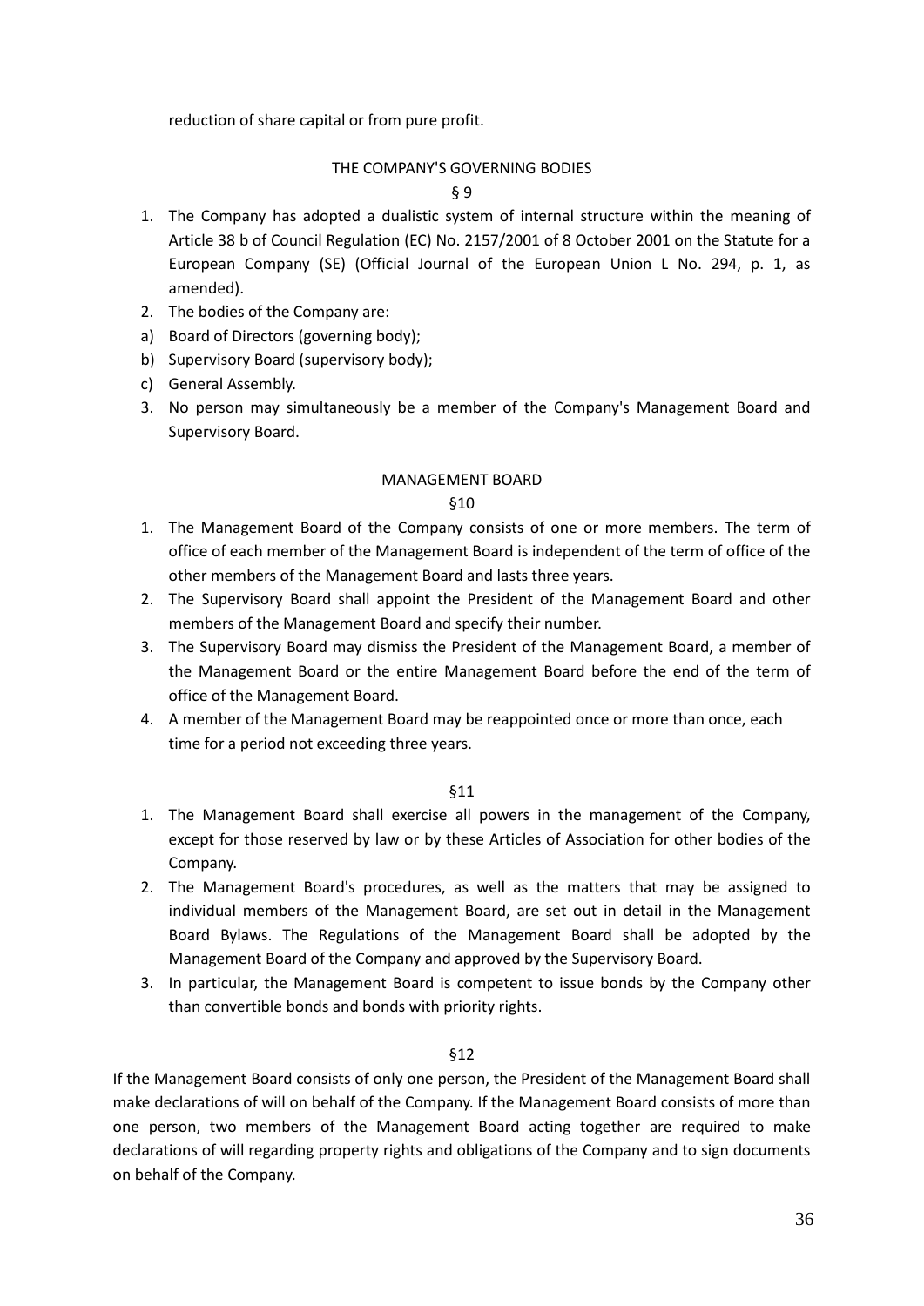reduction of share capital or from pure profit.

## THE COMPANY'S GOVERNING BODIES

### § 9

1. The Company has adopted a dualistic system of internal structure within the meaning of Article 38 b of Council Regulation (EC) No. 2157/2001 of 8 October 2001 on the Statute for a European Company (SE) (Official Journal of the European Union L No. 294, p. 1, as amended).
2. The bodies of the Company are:
   a) Board of Directors (governing body);
   b) Supervisory Board (supervisory body);
   c) General Assembly.
3. No person may simultaneously be a member of the Company's Management Board and Supervisory Board.

## MANAGEMENT BOARD

### §10

1. The Management Board of the Company consists of one or more members. The term of office of each member of the Management Board is independent of the term of office of the other members of the Management Board and lasts three years.
2. The Supervisory Board shall appoint the President of the Management Board and other members of the Management Board and specify their number.
3. The Supervisory Board may dismiss the President of the Management Board, a member of the Management Board or the entire Management Board before the end of the term of office of the Management Board.
4. A member of the Management Board may be reappointed once or more than once, each time for a period not exceeding three years.

### §11

1. The Management Board shall exercise all powers in the management of the Company, except for those reserved by law or by these Articles of Association for other bodies of the Company.
2. The Management Board's procedures, as well as the matters that may be assigned to individual members of the Management Board, are set out in detail in the Management Board Bylaws. The Regulations of the Management Board shall be adopted by the Management Board of the Company and approved by the Supervisory Board.
3. In particular, the Management Board is competent to issue bonds by the Company other than convertible bonds and bonds with priority rights.

### §12

If the Management Board consists of only one person, the President of the Management Board shall make declarations of will on behalf of the Company. If the Management Board consists of more than one person, two members of the Management Board acting together are required to make declarations of will regarding property rights and obligations of the Company and to sign documents on behalf of the Company.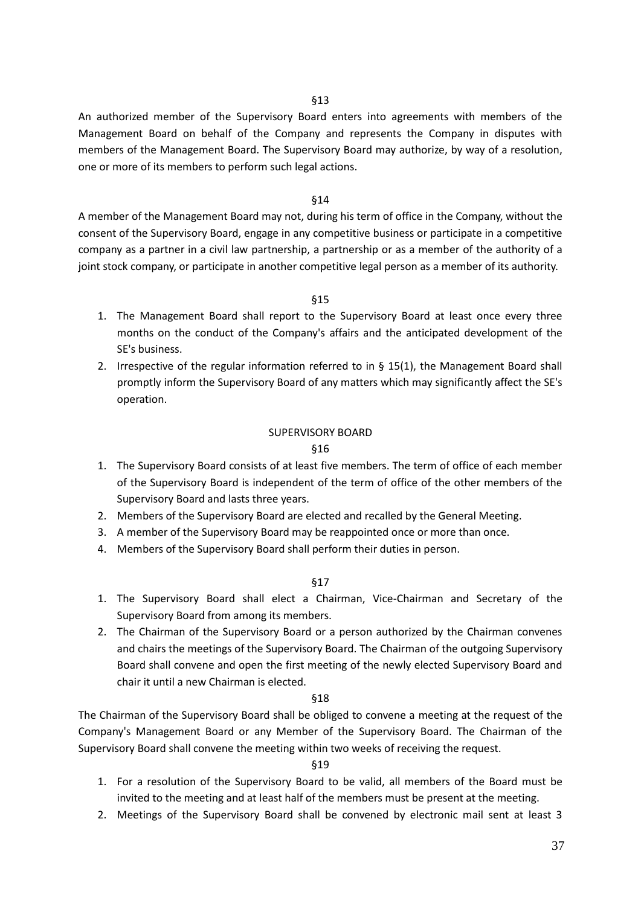§13

An authorized member of the Supervisory Board enters into agreements with members of the Management Board on behalf of the Company and represents the Company in disputes with members of the Management Board. The Supervisory Board may authorize, by way of a resolution, one or more of its members to perform such legal actions.

§14

A member of the Management Board may not, during his term of office in the Company, without the consent of the Supervisory Board, engage in any competitive business or participate in a competitive company as a partner in a civil law partnership, a partnership or as a member of the authority of a joint stock company, or participate in another competitive legal person as a member of its authority.

§15

1. The Management Board shall report to the Supervisory Board at least once every three months on the conduct of the Company's affairs and the anticipated development of the SE's business.
2. Irrespective of the regular information referred to in § 15(1), the Management Board shall promptly inform the Supervisory Board of any matters which may significantly affect the SE's operation.

## SUPERVISORY BOARD

§16

1. The Supervisory Board consists of at least five members. The term of office of each member of the Supervisory Board is independent of the term of office of the other members of the Supervisory Board and lasts three years.
2. Members of the Supervisory Board are elected and recalled by the General Meeting.
3. A member of the Supervisory Board may be reappointed once or more than once.
4. Members of the Supervisory Board shall perform their duties in person.

§17

1. The Supervisory Board shall elect a Chairman, Vice-Chairman and Secretary of the Supervisory Board from among its members.
2. The Chairman of the Supervisory Board or a person authorized by the Chairman convenes and chairs the meetings of the Supervisory Board. The Chairman of the outgoing Supervisory Board shall convene and open the first meeting of the newly elected Supervisory Board and chair it until a new Chairman is elected.

§18

The Chairman of the Supervisory Board shall be obliged to convene a meeting at the request of the Company's Management Board or any Member of the Supervisory Board. The Chairman of the Supervisory Board shall convene the meeting within two weeks of receiving the request.

§19

1. For a resolution of the Supervisory Board to be valid, all members of the Board must be invited to the meeting and at least half of the members must be present at the meeting.
2. Meetings of the Supervisory Board shall be convened by electronic mail sent at least 3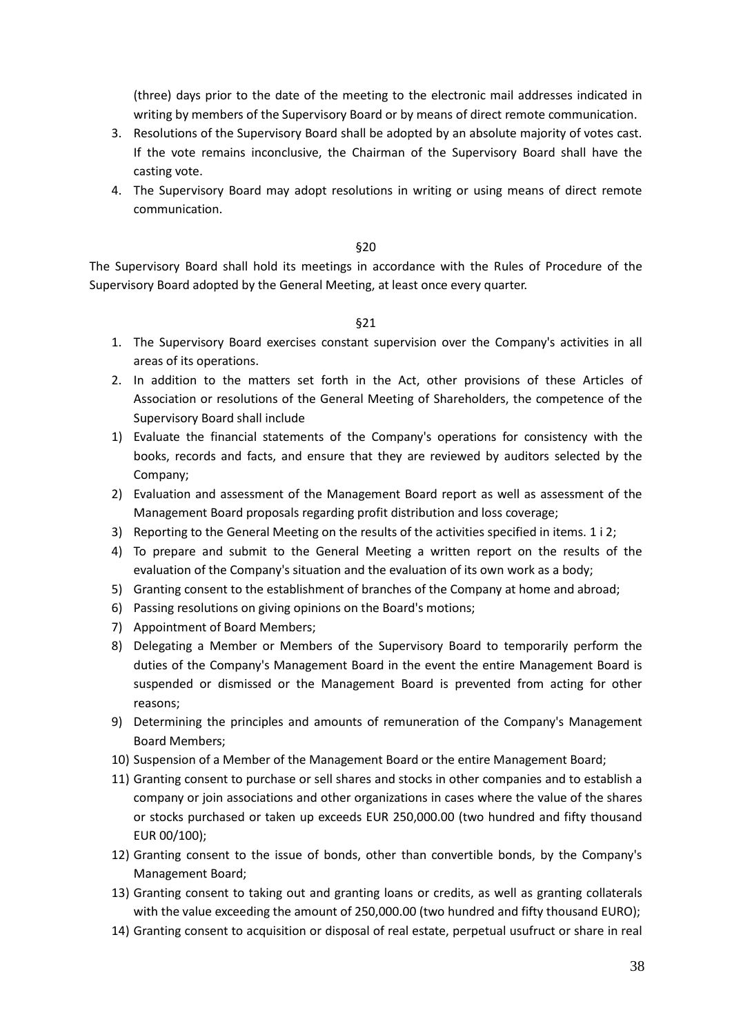(three) days prior to the date of the meeting to the electronic mail addresses indicated in writing by members of the Supervisory Board or by means of direct remote communication.

3. Resolutions of the Supervisory Board shall be adopted by an absolute majority of votes cast. If the vote remains inconclusive, the Chairman of the Supervisory Board shall have the casting vote.
4. The Supervisory Board may adopt resolutions in writing or using means of direct remote communication.

§20

The Supervisory Board shall hold its meetings in accordance with the Rules of Procedure of the Supervisory Board adopted by the General Meeting, at least once every quarter.

§21

1. The Supervisory Board exercises constant supervision over the Company's activities in all areas of its operations.
2. In addition to the matters set forth in the Act, other provisions of these Articles of Association or resolutions of the General Meeting of Shareholders, the competence of the Supervisory Board shall include

1) Evaluate the financial statements of the Company's operations for consistency with the books, records and facts, and ensure that they are reviewed by auditors selected by the Company;
2) Evaluation and assessment of the Management Board report as well as assessment of the Management Board proposals regarding profit distribution and loss coverage;
3) Reporting to the General Meeting on the results of the activities specified in items. 1 i 2;
4) To prepare and submit to the General Meeting a written report on the results of the evaluation of the Company's situation and the evaluation of its own work as a body;
5) Granting consent to the establishment of branches of the Company at home and abroad;
6) Passing resolutions on giving opinions on the Board's motions;
7) Appointment of Board Members;
8) Delegating a Member or Members of the Supervisory Board to temporarily perform the duties of the Company's Management Board in the event the entire Management Board is suspended or dismissed or the Management Board is prevented from acting for other reasons;
9) Determining the principles and amounts of remuneration of the Company's Management Board Members;
10) Suspension of a Member of the Management Board or the entire Management Board;
11) Granting consent to purchase or sell shares and stocks in other companies and to establish a company or join associations and other organizations in cases where the value of the shares or stocks purchased or taken up exceeds EUR 250,000.00 (two hundred and fifty thousand EUR 00/100);
12) Granting consent to the issue of bonds, other than convertible bonds, by the Company's Management Board;
13) Granting consent to taking out and granting loans or credits, as well as granting collaterals with the value exceeding the amount of 250,000.00 (two hundred and fifty thousand EURO);
14) Granting consent to acquisition or disposal of real estate, perpetual usufruct or share in real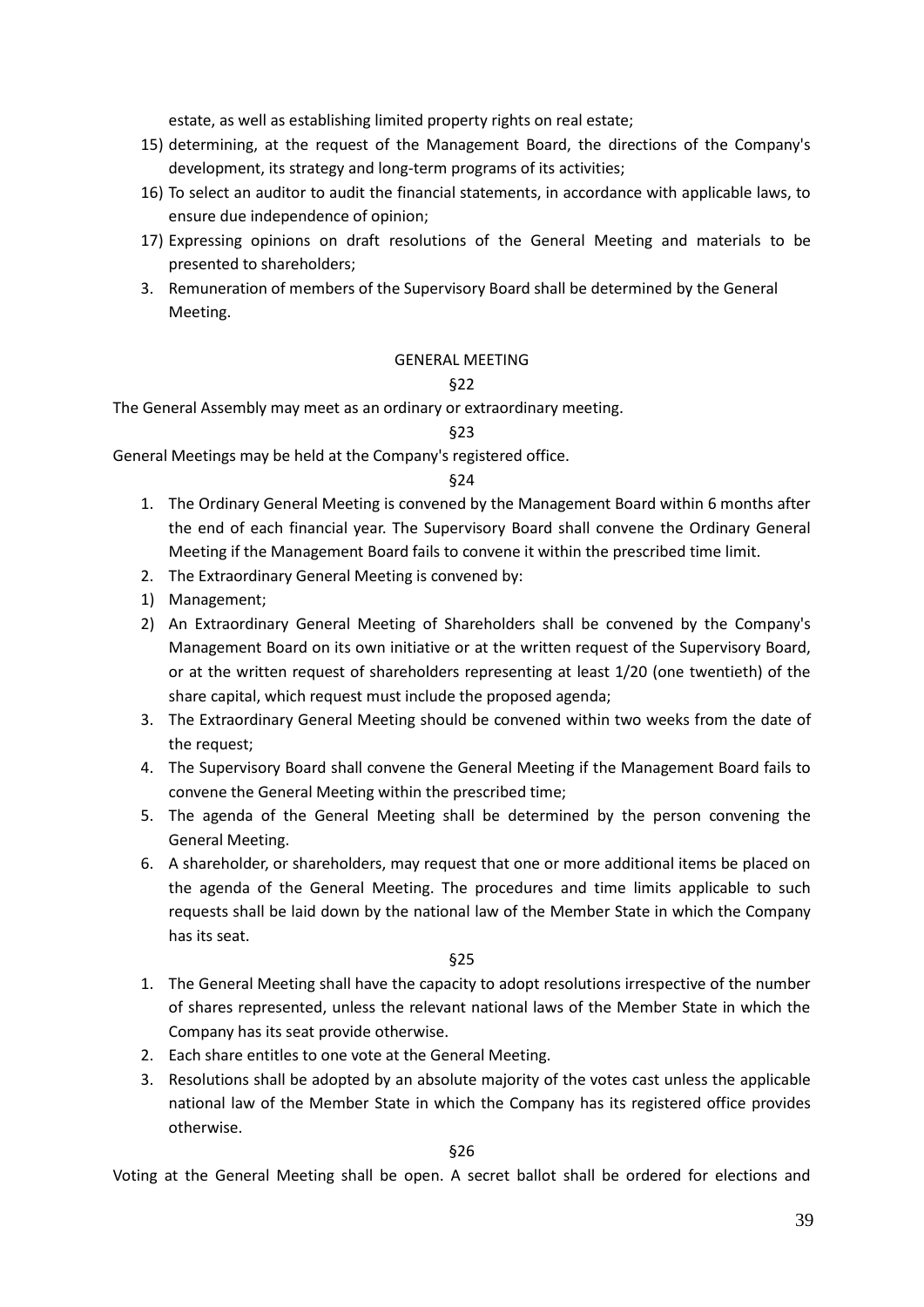estate, as well as establishing limited property rights on real estate;

15) determining, at the request of the Management Board, the directions of the Company's development, its strategy and long-term programs of its activities;
16) To select an auditor to audit the financial statements, in accordance with applicable laws, to ensure due independence of opinion;
17) Expressing opinions on draft resolutions of the General Meeting and materials to be presented to shareholders;

3. Remuneration of members of the Supervisory Board shall be determined by the General Meeting.

## GENERAL MEETING

§22

The General Assembly may meet as an ordinary or extraordinary meeting.

§23

General Meetings may be held at the Company's registered office.

§24

1. The Ordinary General Meeting is convened by the Management Board within 6 months after the end of each financial year. The Supervisory Board shall convene the Ordinary General Meeting if the Management Board fails to convene it within the prescribed time limit.
2. The Extraordinary General Meeting is convened by:
1) Management;
2) An Extraordinary General Meeting of Shareholders shall be convened by the Company's Management Board on its own initiative or at the written request of the Supervisory Board, or at the written request of shareholders representing at least 1/20 (one twentieth) of the share capital, which request must include the proposed agenda;
3. The Extraordinary General Meeting should be convened within two weeks from the date of the request;
4. The Supervisory Board shall convene the General Meeting if the Management Board fails to convene the General Meeting within the prescribed time;
5. The agenda of the General Meeting shall be determined by the person convening the General Meeting.
6. A shareholder, or shareholders, may request that one or more additional items be placed on the agenda of the General Meeting. The procedures and time limits applicable to such requests shall be laid down by the national law of the Member State in which the Company has its seat.

§25

1. The General Meeting shall have the capacity to adopt resolutions irrespective of the number of shares represented, unless the relevant national laws of the Member State in which the Company has its seat provide otherwise.
2. Each share entitles to one vote at the General Meeting.
3. Resolutions shall be adopted by an absolute majority of the votes cast unless the applicable national law of the Member State in which the Company has its registered office provides otherwise.

§26

Voting at the General Meeting shall be open. A secret ballot shall be ordered for elections and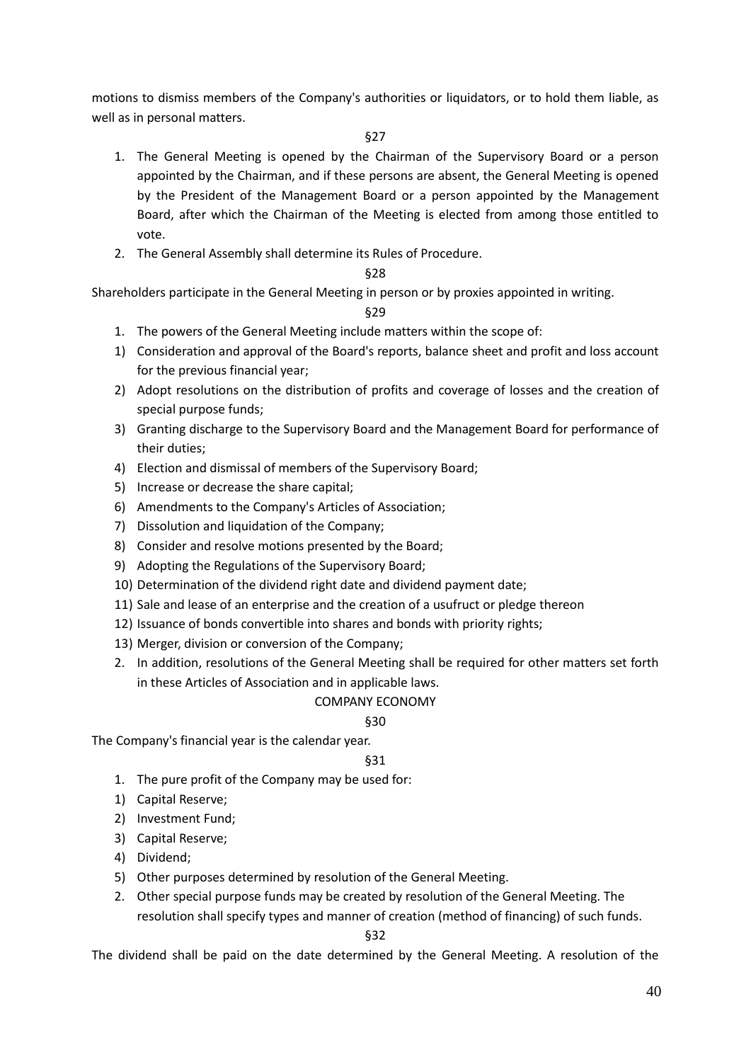motions to dismiss members of the Company's authorities or liquidators, or to hold them liable, as well as in personal matters.

§27

1. The General Meeting is opened by the Chairman of the Supervisory Board or a person appointed by the Chairman, and if these persons are absent, the General Meeting is opened by the President of the Management Board or a person appointed by the Management Board, after which the Chairman of the Meeting is elected from among those entitled to vote.
2. The General Assembly shall determine its Rules of Procedure.

§28

Shareholders participate in the General Meeting in person or by proxies appointed in writing.

§29

1. The powers of the General Meeting include matters within the scope of:
   1) Consideration and approval of the Board's reports, balance sheet and profit and loss account for the previous financial year;
   2) Adopt resolutions on the distribution of profits and coverage of losses and the creation of special purpose funds;
   3) Granting discharge to the Supervisory Board and the Management Board for performance of their duties;
   4) Election and dismissal of members of the Supervisory Board;
   5) Increase or decrease the share capital;
   6) Amendments to the Company's Articles of Association;
   7) Dissolution and liquidation of the Company;
   8) Consider and resolve motions presented by the Board;
   9) Adopting the Regulations of the Supervisory Board;
   10) Determination of the dividend right date and dividend payment date;
   11) Sale and lease of an enterprise and the creation of a usufruct or pledge thereon
   12) Issuance of bonds convertible into shares and bonds with priority rights;
   13) Merger, division or conversion of the Company;
2. In addition, resolutions of the General Meeting shall be required for other matters set forth in these Articles of Association and in applicable laws.

COMPANY ECONOMY

§30

The Company's financial year is the calendar year.

§31

1. The pure profit of the Company may be used for:
   1) Capital Reserve;
   2) Investment Fund;
   3) Capital Reserve;
   4) Dividend;
   5) Other purposes determined by resolution of the General Meeting.
2. Other special purpose funds may be created by resolution of the General Meeting. The resolution shall specify types and manner of creation (method of financing) of such funds.

§32

The dividend shall be paid on the date determined by the General Meeting. A resolution of the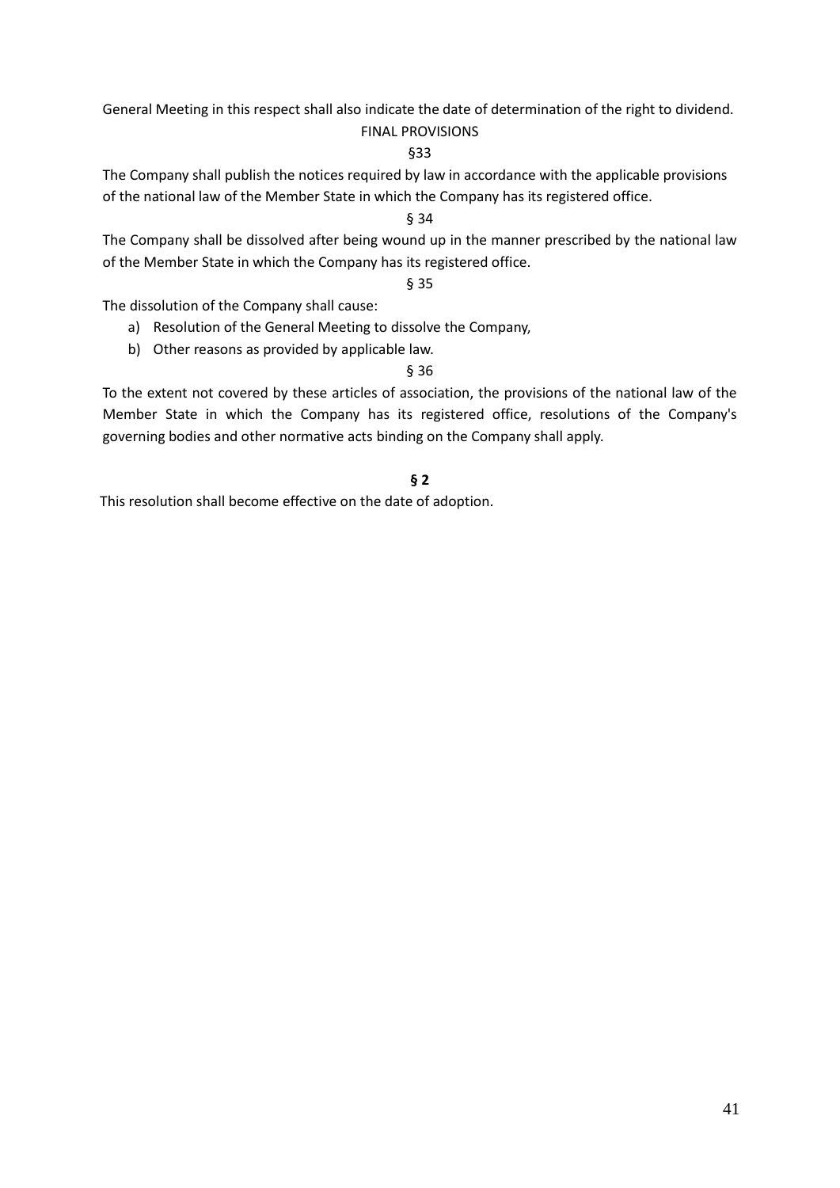General Meeting in this respect shall also indicate the date of determination of the right to dividend.

FINAL PROVISIONS

§33

The Company shall publish the notices required by law in accordance with the applicable provisions of the national law of the Member State in which the Company has its registered office.

§ 34

The Company shall be dissolved after being wound up in the manner prescribed by the national law of the Member State in which the Company has its registered office.

§ 35

The dissolution of the Company shall cause:

a) Resolution of the General Meeting to dissolve the Company,
b) Other reasons as provided by applicable law.

§ 36

To the extent not covered by these articles of association, the provisions of the national law of the Member State in which the Company has its registered office, resolutions of the Company's governing bodies and other normative acts binding on the Company shall apply.

**§ 2**

This resolution shall become effective on the date of adoption.